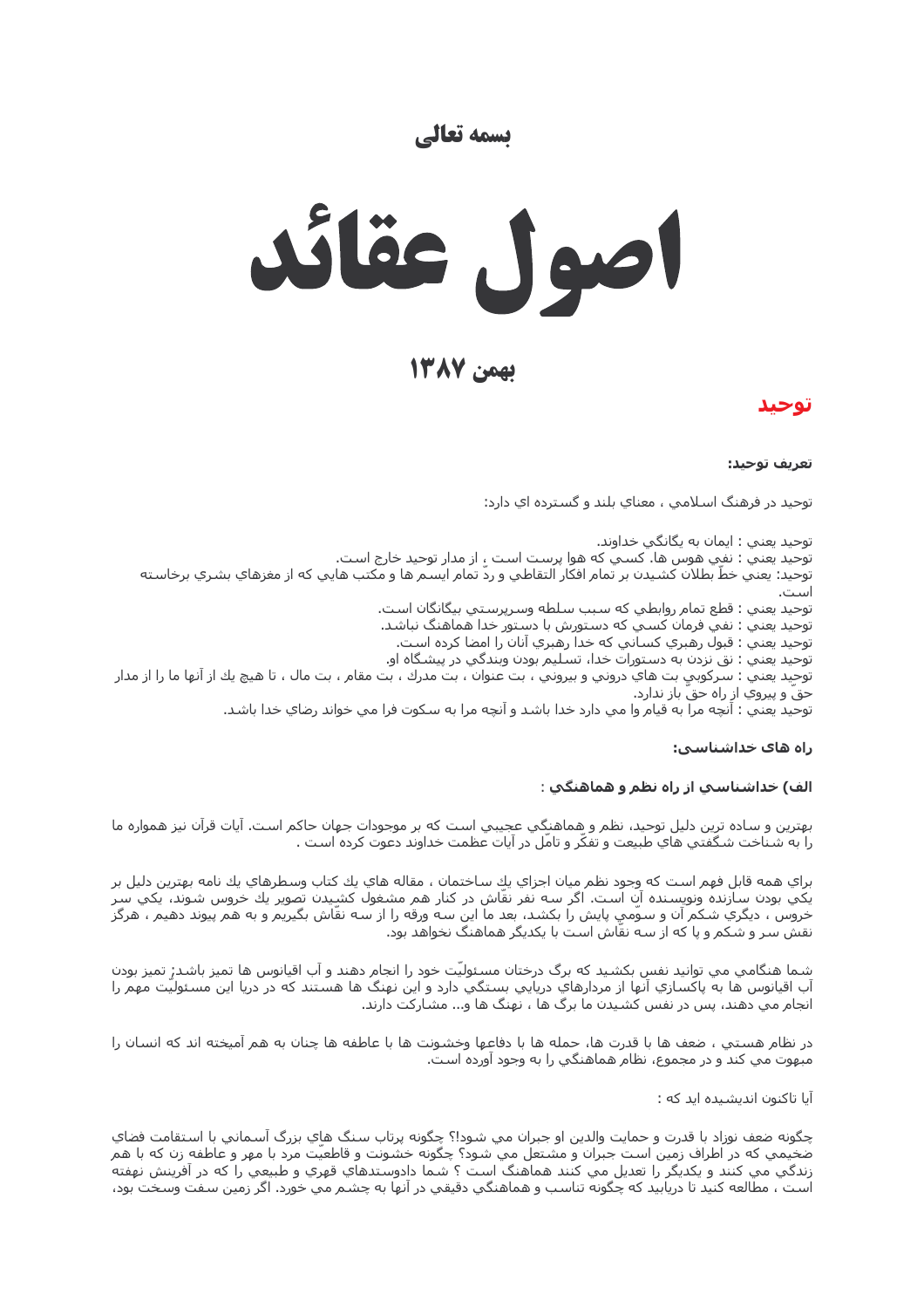**بسمه تعالی**

# اصول عقائد

## بهمن ۱۳۸۷

## توحید

**تعریف توحید:**

توحید در فرهنگ اسلامي ، معناي بلند و گسترده اي دارد:

توحيد يعني : ايمان به يگانگي خداوند.
توحيد يعني : نفي هوس ها. كسي كه هوا پرست است ، از مدار توحيد خارج است.
توحيد: يعني خطّ بطلان كشيدن بر تمام افكار التقاطي و ردّ تمام ايسم ها و مكتب هايي كه از مغزهاي بشري برخاسته است.
توحيد يعني : قطع تمام روابطي كه سبب سلطه وسرپرستي بيگانگان است.
توحيد يعني : نفي فرمان كسي كه دستورش با دستور خدا هماهنگ نباشد.
توحيد يعني : قبول رهبري كساني كه خدا رهبري آنان را امضا كرده است.
توحيد يعني : نق نزدن به دستورات خدا، تسليم بودن وبندگي در پيشگاه او.
توحيد يعني : سركوبي بت هاي دروني و بيروني ، بت عنوان ، بت مدرك ، بت مقام ، بت مال ، تا هيچ يك از آنها ما را از مدار حقّ و پيروي از راه حقّ باز ندارد.
توحيد يعني : آنچه مرا به قيام وا مي دارد خدا باشد و آنچه مرا به سكوت فرا مي خواند رضاي خدا باشد.

**راه های خداشناسی:**

**الف) خداشناسي از راه نظم و هماهنگي** :

بهترين و ساده ترين دليل توحيد، نظم و هماهنگي عجيبي است كه بر موجودات جهان حاكم است. آيات قرآن نيز همواره ما را به شناخت شگفتي هاي طبيعت و تفكّر و تاٌمّل در آيات عظمت خداوند دعوت كرده است .

براي همه قابل فهم است كه وجود نظم ميان اجزاي يك ساختمان ، مقاله هاي يك كتاب وسطرهاي يك نامه بهترين دليل بر يكي بودن سازنده ونويسنده آن است. اگر سه نفر نقّاش در كنار هم مشغول كشيدن تصوير يك خروس شوند، يكي سر خروس ، ديگري شكم آن و سوّمي پايش را بكشد، بعد ما اين سه ورقه را از سه نقّاش بگيريم و به هم پيوند دهيم ، هرگز نقش سر و شكم و پا كه از سه نقّاش است با يكديگر هماهنگ نخواهد بود.

شما هنگامي مي توانيد نفس بكشيد كه برگ درختان مسئوليّت خود را انجام دهند و آب اقيانوس ها تميز باشد؛ تميز بودن آب اقيانوس ها به پاكسازي آنها از مردارهاي دريايي بستگي دارد و اين نهنگ ها هستند كه در دريا اين مسئوليّت مهم را انجام مي دهند، پس در نفس كشيدن ما برگ ها ، نهنگ ها و... مشاركت دارند.

در نظام هستي ، ضعف ها با قدرت ها، حمله ها با دفاعها وخشونت ها با عاطفه ها چنان به هم آميخته اند كه انسان را مبهوت مي كند و در مجموع، نظام هماهنگي را به وجود آورده است.

آيا تاكنون انديشيده ايد كه :

چگونه ضعف نوزاد با قدرت و حمايت والدين او جبران مي شود!؟ چگونه پرتاب سنگ هاي بزرگ آسماني با استقامت فضاي ضخيمي كه در اطراف زمين است جبران و مشتعل مي شود؟ چگونه خشونت و قاطعيّت مرد با مهر و عاطفه زن كه با هم زندگي مي كنند و يكديگر را تعديل مي كنند هماهنگ است ؟ شما دادوستدهاي قهري و طبيعي را كه در آفرينش نهفته است ، مطالعه كنيد تا دريابيد كه چگونه تناسب و هماهنگي دقيقي در آنها به چشم مي خورد. اگر زمين سفت وسخت بود،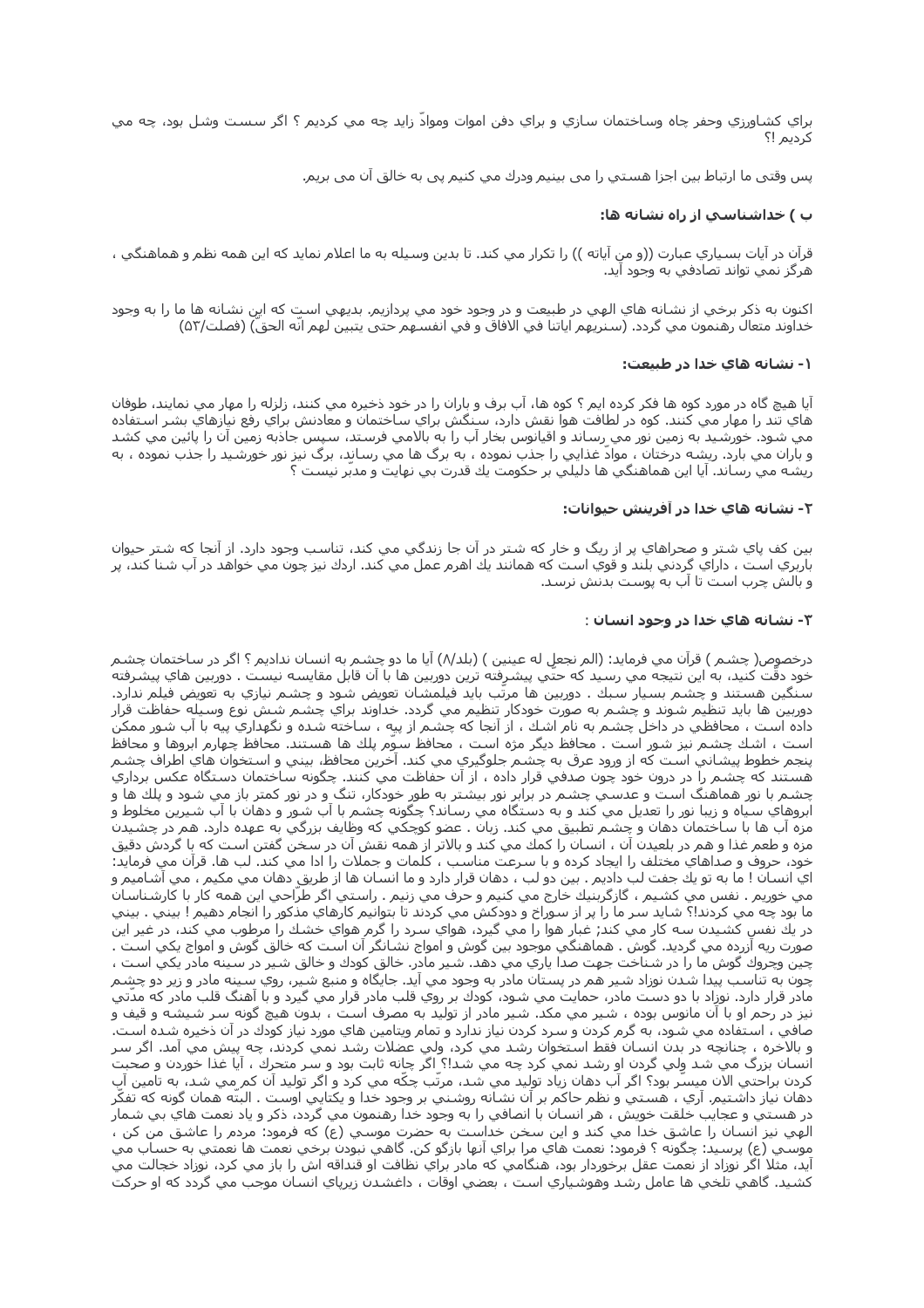براي كشاورزي وحفر چاه وساختمان سازي و براي دفن اموات وموادّ زايد چه مي كرديم ؟ اگر سست وشل بود، چه مي كرديم !؟

پس وقتی ما ارتباط بین اجزا هستی را می بينيم ودرك مي كنيم پی به خالق آن می بريم.

### ب ) خداشناسي از راه نشانه ها:

قرآن در آيات بسياري عبارت ((و من آياته )) را تكرار مي كند. تا بدين وسيله به ما اعلام نمايد كه اين همه نظم و هماهنگي ، هرگز نمي تواند تصادفي به وجود آيد.

اكنون به ذكر برخي از نشانه هاي الهي در طبيعت و در وجود خود مي پردازيم. بديهي است كه اين نشانه ها ما را به وجود خداوند متعال رهنمون مي گردد. (سنريهم اياتنا في الافاق و في انفسهم حتی يتبين لهم انّه الحق) (فصلت/۵۳)

### ۱- نشانه هاي خدا در طبيعت:

آيا هيچ گاه در مورد كوه ها فكر كرده ايم ؟ كوه ها، آب برف و باران را در خود ذخيره مي كنند، زلزله را مهار مي نمايند، طوفان هاي تند را مهار مي كنند. كوه در لطافت هوا نقش دارد، سنگش براي ساختمان و معادنش براي رفع نيازهاي بشر استفاده مي شود. خورشيد به زمين نور مي رساند و اقيانوس بخار آب را به بالامي فرستد، سپس جاذبه زمين آن را پائين مي كشد و باران مي بارد. ريشه درختان ، موادّ غذايي را جذب نموده ، به برگ ها مي رساند، برگ نيز نور خورشيد را جذب نموده ، به ريشه مي رساند. آيا اين هماهنگي ها دليلي بر حكومت يك قدرت بي نهايت و مدبّر نيست ؟

### ۲- نشانه هاي خدا در آفرينش حيوانات:

بين كف پاي شتر و صحراهاي پر از ريگ و خار كه شتر در آن جا زندگي مي كند، تناسب وجود دارد. از آنجا كه شتر حيوان باربري است ، داراي گردني بلند و قوي است كه همانند يك اهرم عمل مي كند. اردك نيز چون مي خواهد در آب شنا كند، پر و بالش چرب است تا آب به پوست بدنش نرسد.

### ۳- نشانه هاي خدا در وجود انسان :

درخصوص( چشم ) قرآن مي فرمايد: (الم نجعل له عينين ) (بلد/۸) آيا ما دو چشم به انسان نداديم ؟ اگر در ساختمان چشم خود دقّت كنيد، به اين نتيجه مي رسيد كه حتّي پيشرفته ترين دوربين ها با آن قابل مقايسه نيست . دوربين هاي پيشرفته سنگين هستند و چشم بسيار سبك . دوربين ها مرتّب بايد فيلمشان تعويض شود و چشم نيازي به تعويض فيلم ندارد. دوربين ها بايد تنظيم شوند و چشم به صورت خودكار تنظيم مي گردد. خداوند براي چشم شش نوع وسيله حفاظت قرار داده است ، محافظي در داخل چشم به نام اشك ، از آنجا كه چشم از پيه ، ساخته شده و نگهداري پيه با آب شور ممكن است ، اشك چشم نيز شور است . محافظ ديگر مژه است ، محافظ سوّم پلك ها هستند. محافظ چهارم ابروها و محافظ پنجم خطوط پيشاني است كه از ورود عرق به چشم جلوگيري مي كند. آخرين محافظ، بيني و استخوان هاي اطراف چشم هستند كه چشم را در درون خود چون صدفي قرار داده ، از آن حفاظت مي كنند. چگونه ساختمان دستگاه عكس برداري چشم با نور هماهنگ است و عدسي چشم در برابر نور بيشتر به طور خودكار، تنگ و در نور كمتر باز مي شود و پلك ها و ابروهاي سياه و زيبا نور را تعديل مي كند و به دستگاه مي رساند؟ چگونه چشم با آب شور و دهان با آب شيرين مخلوط و مزه آب ها با ساختمان دهان و چشم تطبيق مي كند. زبان . عضو كوچكي كه وظايف بزرگي به عهده دارد. هم در چشيدن مزه و طعم غذا و هم در بلعيدن آن ، انسان را كمك مي كند و بالاتر از همه نقش آن در سخن گفتن است كه با گردش دقيق خود، حروف و صداهاي مختلف را ايجاد كرده و با سرعت مناسب ، كلمات و جملات را ادا مي كند. لب ها. قرآن مي فرمايد: اي انسان ! ما به تو يك جفت لب داديم . بين دو لب ، دهان قرار دارد و ما انسان ها از طريق دهان مي مكيم ، مي آشاميم و مي خوريم . نفس مي كشيم ، گازگرينيك خارج مي كنيم و حرف مي زنيم . راستي اگر طرّاحي اين همه كار با كارشناسان ما بود چه مي كردند!؟ شايد سر ما را پر از سوراخ و دودكش مي كردند تا بتوانيم كارهاي مذكور را انجام دهيم ! بيني . بيني در يك نفس كشيدن سه كار مي كند; غبار هوا را مي گيرد، هواي سرد را گرم هواي خشك را مرطوب مي كند، در غير اين صورت ريه آزرده مي گرديد. گوش . هماهنگي موجود بين گوش و امواج نشانگر آن است كه خالق گوش و امواج يكي است . چين وچروك گوش ما را در شناخت جهت صدا ياري مي دهد. شير مادر. خالق كودك و خالق شير در سينه مادر يكي است ، چون به تناسب پيدا شدن نوزاد شير هم در پستان مادر به وجود مي آيد. جايگاه و منبع شير، روي سينه مادر و زير دو چشم مادر قرار دارد. نوزاد با دو دست مادر، حمايت مي شود، كودك بر روي قلب مادر قرار مي گيرد و با آهنگ قلب مادر كه مدّتي نيز در رحم او با آن مانوس بوده ، شير مي مكد. شير مادر از توليد به مصرف است ، بدون هيچ گونه سر شيشه و قيف و صافي ، استفاده مي شود، به گرم كردن و سرد كردن نياز ندارد و تمام ويتامين هاي مورد نياز كودك در آن ذخيره شده است. و بالاخره ، چنانچه در بدن انسان فقط استخوان رشد مي كرد، ولي عضلات رشد نمي كردند، چه پيش مي آمد. اگر سر انسان بزرگ مي شد ولي گردن او رشد نمي كرد چه مي شد!؟ اگر چانه ثابت بود و سر متحرك ، آيا غذا خوردن و صحبت كردن براحتي الان ميسر بود؟ اگر آب دهان زياد توليد مي شد، مرتّب چكّه مي كرد و اگر توليد آن كم مي شد، به تامين آب دهان نياز داشتيم. آري ، هستي و نظم حاكم بر آن نشانه روشني بر وجود خدا و يكتايي اوست . البتّه همان گونه كه تفكّر در هستي و عجايب خلقت خويش ، هر انسان با انصافي را به وجود خدا رهنمون مي گردد، ذكر و ياد نعمت هاي بي شمار الهي نيز انسان را عاشق خدا مي كند و اين سخن خداست به حضرت موسي (ع) كه فرمود: مردم را عاشق من كن ، موسي (ع) پرسيد: چگونه ؟ فرمود: نعمت هاي مرا براي آنها بازگو كن. گاهي نبودن برخي نعمت ها نعمتي به حساب مي آيد، مثلا اگر نوزاد از نعمت عقل برخوردار بود، هنگامي كه مادر براي نظافت او قنداقه اش را باز مي كرد، نوزاد خجالت مي كشيد. گاهي تلخي ها عامل رشد وهوشياري است ، بعضي اوقات ، داغشدن زيرپاي انسان موجب مي گردد كه او حركت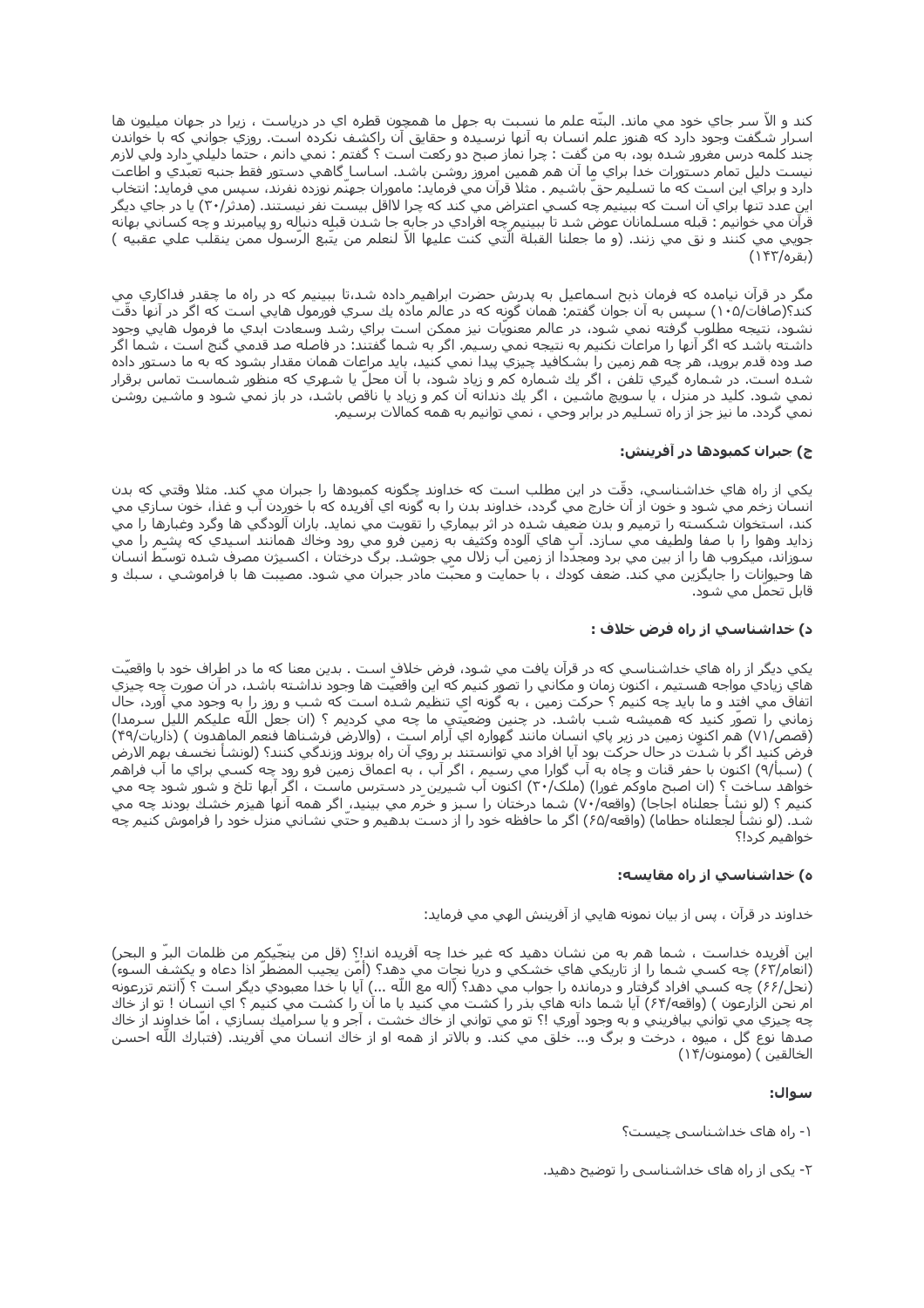كند و الاّ سر جاي خود مي ماند. البتّه علم ما نسبت به جهل ما همچون قطره اي در درياست ، زيرا در جهان ميليون ها اسرار شگفت وجود دارد كه هنوز علم انسان به آنها نرسيده و حقايق آن راكشف نكرده است. روزي جواني كه با خواندن چند كلمه درس مغرور شده بود، به من گفت : چرا نماز صبح دو ركعت است ؟ گفتم : نمي دانم ، حتما دليلي دارد ولي لازم نيست دليل تمام دستورات خدا براي ما آن هم همين امروز روشن باشد. اساسا گاهي دستور فقط جنبه تعبّدي و اطاعت دارد و براي اين است كه ما تسليم حقّ باشيم . مثلا قرآن مي فرمايد: ماموران جهنّم نوزده نفرند، سپس مي فرمايد: انتخاب اين عدد تنها براي آن است كه ببينيم چه كسي اعتراض مي كند كه چرا لااقل بيست نفر نيستند. (مدثر/٣٠) يا در جاي ديگر قرآن مي خوانيم : قبله مسلمانان عوض شد تا ببينيم چه افرادي در جابه جا شدن قبله دنباله رو پيامبرند و چه كساني بهانه جويي مي كنند و نق مي زنند. (و ما جعلنا القبلة الّتي كنت عليها الاّ لنعلم من يتّبع الرّسول ممن ينقلب علي عقبيه ) (بقره/١۴٣)

مگر در قرآن نيامده كه فرمان ذبح اسماعيل به پدرش حضرت ابراهيم داده شد،تا ببينيم كه در راه ما چقدر فداكاري مي كند؟(صافات/١٠۵) سپس به آن جوان گفتم: همان گونه كه در عالم مادّه يك سري فورمول هايي است كه اگر در آنها دقّت نشود، نتيجه مطلوب گرفته نمي شود، در عالم معنويّات نيز ممكن است براي رشد وسعادت ابدي ما فرمول هايي وجود داشته باشد كه اگر آنها را مراعات نكنيم به نتيجه نمي رسيم. اگر به شما گفتند: در فاصله صد قدمي گنج است ، شما اگر صد وده قدم برويد، هر چه هم زمين را بشكافيد چيزي پيدا نمي كنيد، بايد مراعات همان مقدار بشود كه به ما دستور داده شده است. در شماره گيري تلفن ، اگر يك شماره كم و زياد شود، با آن محلّ يا شهري كه منظور شماست تماس برقرار نمي شود. كليد در منزل ، يا سويچ ماشين ، اگر يك دندانه آن كم و زياد يا ناقص باشد، در باز نمي شود و ماشين روشن نمي گردد. ما نيز جز از راه تسليم در برابر وحي ، نمي توانيم به همه كمالات برسيم.

### ج) جبران كمبودها در آفرينش:

يكي از راه هاي خداشناسي، دقّت در اين مطلب است كه خداوند چگونه كمبودها را جبران مي كند. مثلا وقتي كه بدن انسان زخم مي شود و خون از آن خارج مي گردد، خداوند بدن را به گونه اي آفريده كه با خوردن آب و غذا، خون سازي مي كند، استخوان شكسته را ترميم و بدن ضعيف شده در اثر بيماري را تقويت مي نمايد. باران آلودگي ها وگرد وغبارها را مي زدايد وهوا را با صفا ولطيف مي سازد. آب هاي آلوده وكثيف به زمين فرو مي رود وخاك همانند اسيدي كه پشيم را مي سوزاند، ميكروب ها را از بين مي برد ومجددا از زمين آب زلال مي جوشد. برگ درختان ، اكسيژن مصرف شده توسّط انسان ها وحيوانات را جايگزين مي كند. ضعف كودك ، با حمايت و محبّت مادر جبران مي شود. مصيبت ها با فراموشي ، سبك و قابل تحمّل مي شود.

### د) خداشناسي از راه فرض خلاف :

يكي ديگر از راه هاي خداشناسي كه در قرآن يافت مي شود، فرض خلاف است . بدين معنا كه ما در اطراف خود با واقعيّت هاي زيادي مواجه هستيم ، اكنون زمان و مكاني را تصور كنيم كه اين واقعيّت ها وجود نداشته باشد، در آن صورت چه چيزي اتفاق مي افتد و ما بايد چه كنيم ؟ حركت زمين ، به گونه اي تنظيم شده است كه شب و روز را به وجود مي آورد، حال زماني را تصوّر كنيد كه هميشه شب باشد. در چنين وضعيّتي ما چه مي كرديم ؟ (ان جعل اللّه عليكم الليل سرمدا) (قصص/٧١) هم اكنون زمين در زير پاي انسان مانند گهواره اي آرام است ، (والارض فرشناها فنعم الماهدون ) (ذاريات/۴٩) فرض كنيد اگر با شدّت در حال حركت بود آيا افراد مي توانستند بر روي آن راه بروند وزندگي كنند؟ (لونشأ نخسف بهم الارض ) (سبأ/٩) اكنون با حفر قنات و چاه به آب گوارا مي رسيم ، اگر آب ، به اعماق زمين فرو رود چه كسي براي ما آب فراهم خواهد ساخت ؟ (ان اصبح ماوكم غورا) (ملك/٣٠) اكنون آب شيرين در دسترس ماست ، اگر آبها تلخ و شور شود چه مي كنيم ؟ (لو نشأ جعلناه اجاجا) (واقعه/٧٠) شما درختان را سبز و خرّم مي بينيد، اگر همه آنها هيزم خشك بودند چه مي شد. (لو نشأ لجعلناه حطاما) (واقعه/۶۵) اگر ما حافظه خود را از دست بدهيم و حتّي نشاني منزل خود را فراموش كنيم چه خواهيم كرد!؟

### ه) خداشناسي از راه مقايسه:

خداوند در قرآن ، پس از بيان نمونه هايي از آفرينش الهي مي فرمايد:

اين آفريده خداست ، شما هم به من نشان دهيد كه غير خدا چه آفريده است؟! (قل من ينجّيكم من ظلمات البرّ و البحر) (انعام/۶٣) چه كسي شما را از تاريكي هاي خشكي و دريا نجات مي دهد؟ (أمن يجيب المضطرّ اذا دعاه و يكشف السوء) (نحل/۶۲) چه كسي افراد گرفتار و درمانده را جواب مي دهد؟ (أاله مع اللّه ...) آيا با خدا معبودي ديگر است ؟ (أانتم تزرعونه ام نحن الزارعون ) (واقعه/۶۴) آيا شما دانه هاي بذر را كشت مي كنيد يا ما آن را كشت مي كنيم ؟ اي انسان ! تو از خاك چه چيزي مي تواني بيافريني و به وجود آوري !؟ تو مي تواني از خاك خشت ، آجر و يا سراميك بسازي ، امّا خداوند از خاك صدها نوع گل ، ميوه ، درخت و برگ و... خلق مي كند. و بالاتر از همه او از خاك انسان مي آفريند. (فتبارك اللّه احسن الخالقين ) (مومنون/١۴)

### سوال:

١- راه های خداشناسی چیست؟

٢- یکی از راه های خداشناسی را توضیح دهید.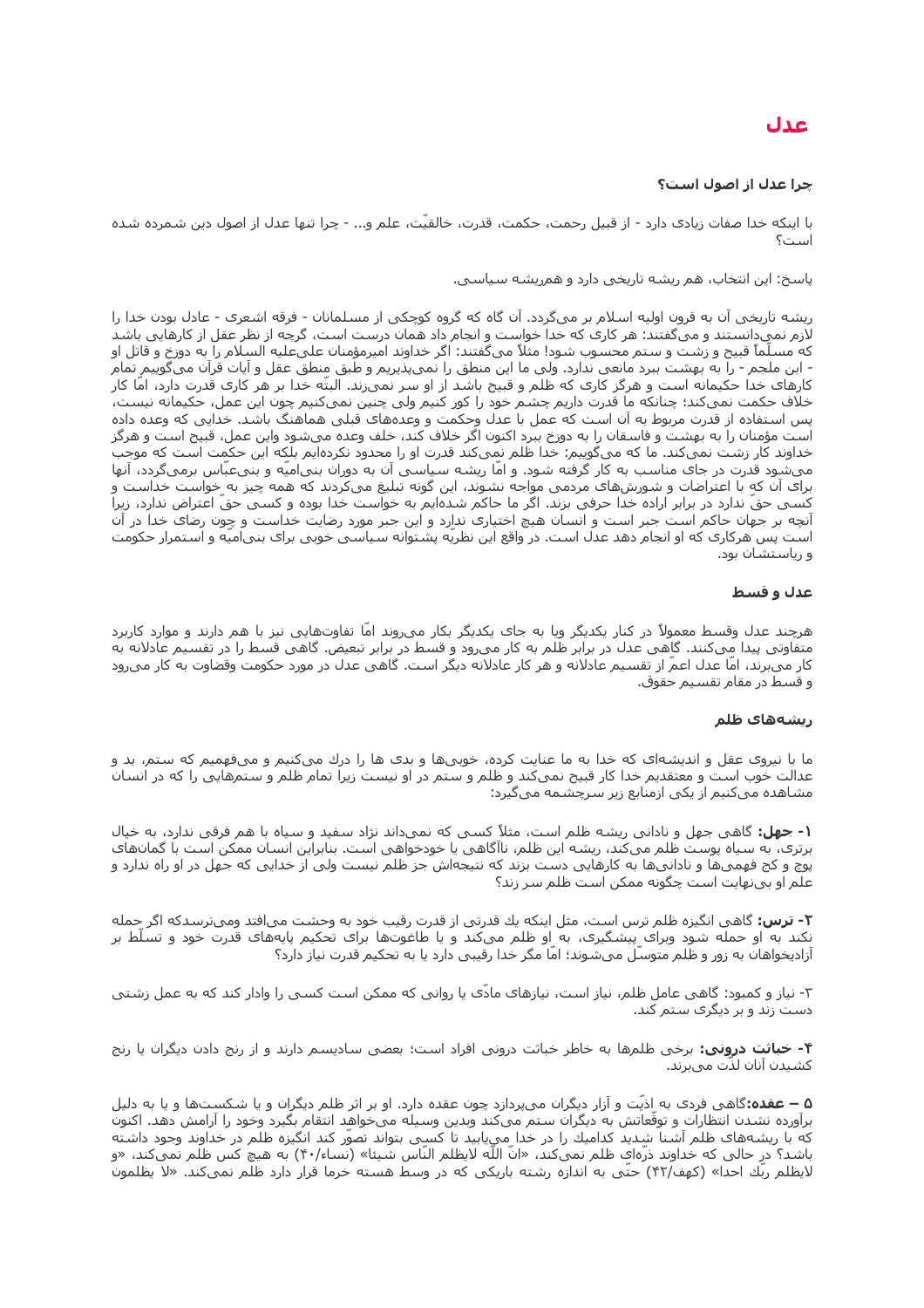# عدل

### چرا عدل از اصول است؟

با اینکه خدا صفات زیادی دارد - از قبیل رحمت، حکمت، قدرت، خالقیّت، علم و... - چرا تنها عدل از اصول دین شمرده شده است؟

پاسخ: این انتخاب، هم ریشه تاریخی دارد و همریشه سیاسی.

ریشه تاریخی آن به قرون اولیه اسلام بر می‌گردد. آن گاه که گروه کوچکی از مسلمانان - فرقه اشعری - عادل بودن خدا را لازم نمی‌دانستند و می‌گفتند: هر کاری که خدا خواست و انجام داد همان درست است، گرچه از نظر عقل از کارهایی باشد که مسلّماً قبیح و زشت و ستم محسوب شود! مثلاً می‌گفتند: اگر خداوند امیرمؤمنان علی‌علیه السلام را به دوزخ و قاتل او - ابن ملجم - را به بهشت ببرد مانعی ندارد. ولی ما این منطق را نمی‌پذیریم و طبق منطق عقل و آیات قرآن می‌گوییم تمام کارهای خدا حکیمانه است و هرگز کاری که ظلم و قبیح باشد از او سر نمی‌زند. البتّه خدا بر هر کاری قدرت دارد، امّا کار خلاف حکمت نمی‌کند؛ چنانکه ما قدرت داریم چشم خود را کور کنیم ولی چنین نمی‌کنیم چون این عمل، حکیمانه نیست، پس استفاده از قدرت مربوط به آن است که عمل با عدل وحکمت و وعده‌های قبلی هماهنگ باشد. خدایی که وعده داده است مؤمنان را به بهشت و فاسقان را به دوزخ ببرد اکنون اگر خلاف کند، خلف وعده می‌شود واین عمل، قبیح است و هرگز خداوند کار زشت نمی‌کند. ما که می‌گوییم: خدا ظلم نمی‌کند قدرت او را محدود نکرده‌ایم بلکه این حکمت است که موجب می‌شود قدرت در جای مناسب به کار گرفته شود. و امّا ریشه سیاسی آن به دوران بنی‌امیّه و بنی‌عبّاس برمی‌گردد، آنها برای آن که با اعتراضات و شورش‌های مردمی مواجه نشوند، این گونه تبلیغ می‌کردند که همه چیز به خواست خداست و کسی حقّ ندارد در برابر اراده خدا حرفی بزند. اگر ما حاکم شده‌ایم به خواست خدا بوده و کسی حقّ اعتراض ندارد، زیرا آنچه بر جهان حاکم است جبر است و انسان هیچ اختیاری ندارد و این جبر مورد رضایت خداست و چون رضای خدا در آن است پس هرکاری که او انجام دهد عدل است. در واقع این نظریّه پشتوانه سیاسی خوبی برای بنی‌امیّه و استمرار حکومت و ریاستشان بود.

### عدل و قسط

هرچند عدل وقسط معمولاً در کنار یکدیگر ویا به جای یکدیگر بکار می‌روند امّا تفاوت‌هایی نیز با هم دارند و موارد کاربرد متفاوتی پیدا می‌کنند. گاهی عدل در برابر ظلم به کار می‌رود و قسط در برابر تبعیض. گاهی قسط را در تقسیم عادلانه به کار می‌برند، امّا عدل اعمّ از تقسیم عادلانه و هر کار عادلانه دیگر است. گاهی عدل در مورد حکومت وقضاوت به کار می‌رود و قسط در مقام تقسیم حقوق.

### ریشه‌های ظلم

ما با نیروی عقل و اندیشه‌ای که خدا به ما عنایت کرده، خوبی‌ها و بدی ها را درك می‌کنیم و می‌فهمیم که ستم، بد و عدالت خوب است و معتقدیم خدا کار قبیح نمی‌کند و ظلم و ستم در او نیست زیرا تمام ظلم و ستم‌هایی را که در انسان مشاهده می‌کنیم از یکی ازمنابع زیر سرچشمه می‌گیرد:

**۱- جهل:** گاهی جهل و نادانی ریشه ظلم است، مثلاً کسی که نمی‌داند نژاد سفید و سیاه با هم فرقی ندارد، به خیال برتری، به سیاه پوست ظلم می‌کند، ریشه این ظلم، ناآگاهی یا خودخواهی است. بنابراین انسان ممکن است با گمان‌های پوچ و کج فهمی‌ها و نادانی‌ها به کارهایی دست بزند که نتیجه‌اش جز ظلم نیست ولی از خدایی که جهل در او راه ندارد و علم او بی‌نهایت است چگونه ممکن است ظلم سر زند؟

**۲- ترس:** گاهی انگیزه ظلم ترس است، مثل اینکه یك قدرتی از قدرت رقیب خود به وحشت می‌افتد ومی‌ترسدکه اگر حمله نکند به او حمله شود وبرای پیشگیری، به او ظلم می‌کند و یا طاغوت‌ها برای تحکیم پایه‌های قدرت خود و تسلّط بر آزادیخواهان به زور و ظلم متوسّل می‌شوند؛ امّا مگر خدا رقیبی دارد یا به تحکیم قدرت نیاز دارد؟

۳- نیاز و کمبود: گاهی عامل ظلم، نیاز است، نیازهای مادّی یا روانی که ممکن است کسی را وادار کند که به عمل زشتی دست زند و بر دیگری ستم کند.

**۴- خباثت درونی:** برخی ظلم‌ها به خاطر خباثت درونی افراد است؛ بعضی سادیسم دارند و از رنج دادن دیگران یا رنج کشیدن آنان لذّت می‌برند.

**۵ – عقده:** گاهی فردی به اذیّت و آزار دیگران می‌پردازد چون عقده دارد. او بر اثر ظلم دیگران و یا شکست‌ها و یا به دلیل برآورده نشدن انتظارات و توقّعاتش به دیگران ستم می‌کند وبدین وسیله می‌خواهد انتقام بگیرد وخود را آرامش دهد. اکنون که با ریشه‌های ظلم آشنا شدید کدامیك را در خدا می‌یابید تا کسی بتواند تصوّر کند انگیزه ظلم در خداوند وجود داشته باشد؟ در حالی که خداوند ذرّه‌ای ظلم نمی‌کند، «انّ اللّه لایظلم النّاس شیئا» (نساء/۴۰) به هیچ کس ظلم نمی‌کند، «و لایظلم ربّك احدا» (کهف/۴۲) حتّی به اندازه رشته باریکی که در وسط هسته خرما قرار دارد ظلم نمی‌کند. «لا یظلمون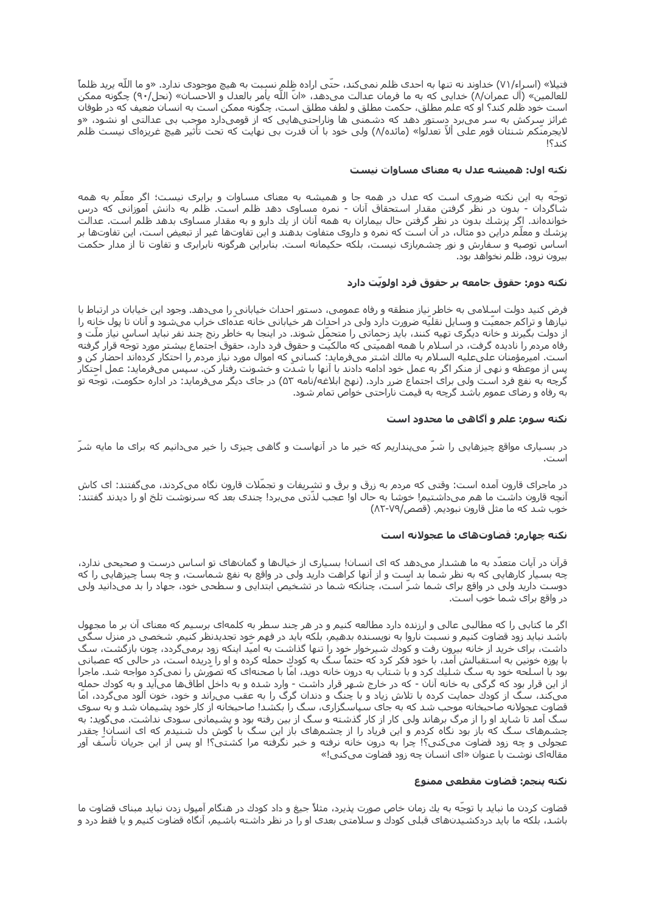فتیلا» (اسراء/۷۱) خداوند نه تنها به احدی ظلم نمی‌کند، حتّی اراده ظلم نسبت به هیچ موجودی ندارد. «و ما اللّه یرید ظلماً للعالمین» (آل عمران/۸) خدایی که به ما فرمان عدالت می‌دهد، «انّ اللّه یأمر بالعدل و الاحسان» (نحل/۹۰) چگونه ممکن است خود ظلم کند؟ او که علم مطلق، حکمت مطلق و لطف مطلق است، چگونه ممکن است به انسان ضعیف که در طوفان غرائز سرکش به سر می‌برد دستور دهد که دشمنی ها وناراحتی‌هایی که از قومی‌دارد موجب بی عدالتی او نشود، «و لایجرمنّکم شنئان قوم علی ألاّ تعدلوا» (مائده/۸) ولی خود با آن قدرت بی نهایت که تحت تأثیر هیچ غریزه‌ای نیست ظلم کند؟!

### نکته اول: همیشه عدل به معنای مساوات نیست

توجّه به این نکته ضروری است که عدل در همه جا و همیشه به معنای مساوات و برابری نیست؛ اگر معلّم به همه شاگردان - بدون در نظر گرفتن مقدار استحقاق آنان - نمره مساوی دهد ظلم است. ظلم به دانش آموزانی که درس خوانده‌اند. اگر پزشك بدون در نظر گرفتن حال بیماران به همه آنان از یك دارو و به مقدار مساوی بدهد ظلم است. عدالت پزشك و معلّم دراین دو مثال، در آن است که نمره و داروی متفاوت بدهند و این تفاوت‌ها غیر از تبعیض است، این تفاوت‌ها بر اساس توصیه و سفارش و نور چشم‌بازی نیست، بلکه حکیمانه است. بنابراین هرگونه نابرابری و تفاوت تا از مدار حکمت بیرون نرود، ظلم نخواهد بود.

### نکته دوم: حقوق جامعه بر حقوق فرد اولویّت دارد

فرض کنید دولت اسلامی به خاطر نیاز منطقه و رفاه عمومی، دستور احداث خیابانی را می‌دهد. وجود این خیابان در ارتباط با نیازها و تراکم جمعیّت و وسایل نقلیّه ضرورت دارد ولی در احداث هر خیابانی خانه عدّه‌ای خراب می‌شود و آنان تا پول خانه را از دولت بگیرند و خانه دیگری تهیه کنند، باید زحماتی را متحمّل شوند. در اینجا به خاطر رنج چند نفر نباید اساس نیاز ملّت و رفاه مردم را نادیده گرفت، در اسلام با همه اهمیّتی که مالکیّت و حقوق فرد دارد، حقوق اجتماع بیشتر مورد توجّه قرار گرفته است. امیرمؤمنان علی‌علیه السلام به مالك اشتر می‌فرماید: کسانی که اموال مورد نیاز مردم را احتکار کرده‌اند احضار کن و پس از موعظه و نهی از منکر اگر به عمل خود ادامه دادند با آنها با شدّت و خشونت رفتار کن. سپس می‌فرماید: عمل احتکار گرچه به نفع فرد است ولی برای اجتماع ضرر دارد. (نهج ابلاغه/نامه ۵۳) در جای دیگر می‌فرماید: در اداره حکومت، توجّه تو به رفاه و رضای عموم باشد گرچه به قیمت ناراحتی خواص تمام شود.

### نکته سوم: علم و آگاهی ما محدود است

در بسیاری مواقع چیزهایی را شرّ می‌پنداریم که خیر ما در آنهاست و گاهی چیزی را خیر می‌دانیم که برای ما مایه شرّ است.

در ماجرای قارون آمده است: وقتی که مردم به زرق و برق و تشریفات و تجمّلات قارون نگاه می‌کردند، می‌گفتند: ای کاش آنچه قارون داشت ما هم می‌داشتیم! خوشا به حال او! عجب لذّتی می‌برد! چندی بعد که سرنوشت تلخ او را دیدند گفتند: خوب شد که ما مثل قارون نبودیم. (قصص/۷۹-۸۲)

### نکته چهارم: قضاوت‌های ما عجولانه است

قرآن در آیات متعدّد به ما هشدار می‌دهد که ای انسان! بسیاری از خیال‌ها و گمان‌های تو اساس درست و صحیحی ندارد، چه بسیار کارهایی که به نظر شما بد است و از آنها کراهت دارید ولی در واقع به نفع شماست، و چه بسا چیزهایی را که دوست دارید ولی در واقع برای شما شرّ است، چنانکه شما در تشخیص ابتدایی و سطحی خود، جهاد را بد می‌دانید ولی در واقع برای شما خوب است.

اگر ما کتابی را که مطالبی عالی و ارزنده دارد مطالعه کنیم و در هر چند سطر به کلمه‌ای برسیم که معنای آن بر ما مجهول باشد نباید زود قضاوت کنیم و نسبت ناروا به نویسنده بدهیم، بلکه باید در فهم خود تجدیدنظر کنیم. شخصی در منزل سگی داشت، برای خرید از خانه بیرون رفت و کودك شیرخوار خود را تنها گذاشت به امیّد اینکه زود برمی‌گردد، چون بازگشت، سگ با پوزه خونین به استقبالش آمد، با خود فکر کرد که حتماً سگ به کودك حمله کرده و او را دریده است، در حالی که عصبانی بود با اسلحه خود به سگ شلیك کرد و با شتاب به درون خانه دوید، امّا با صحنه‌ای که تصوّرش را نمی‌کرد مواجه شد. ماجرا از این قرار بود که گرگی به خانه آنان - که در خارج شهر قرار داشت - وارد شده و به داخل اطاق‌ها می‌آید و به کودك حمله می‌کند، سگ از کودك حمایت کرده با تلاش زیاد و با چنگ و دندان گرگ را به عقب می‌راند و خود، خون آلود می‌گردد، امّا قضاوت عجولانه صاحبخانه موجب شد که به جای سپاسگزاری، سگ را بکشد! صاحبخانه از کار خود پشیمان شد و به سوی سگ آمد تا شاید او را از مرگ برهاند ولی کار از کار گذشته و سگ از بین رفته بود و پشیمانی سودی نداشت. می‌گوید: به چشم‌های سگ که باز بود نگاه کردم و این فریاد را از چشم‌های باز این سگ با گوش دل شنیدم که ای انسان! چقدر عجولی و چه زود قضاوت می‌کنی؟! چرا به درون خانه نرفته و خبر نگرفته مرا کشتی؟! او پس از این جریان تأسّف آور مقاله‌ای نوشت با عنوان «ای انسان چه زود قضاوت می‌کنی!»

### نکته پنجم: قضاوت مقطعی ممنوع

قضاوت کردن ما نباید با توجّه به یك زمان خاص صورت پذیرد، مثلاً جیغ و داد کودك در هنگام آمپول زدن نباید مبنای قضاوت ما باشد، بلکه ما باید دردکشیدن‌های قبلی کودك و سلامتی بعدی او را در نظر داشته باشیم، آنگاه قضاوت کنیم و یا فقط درد و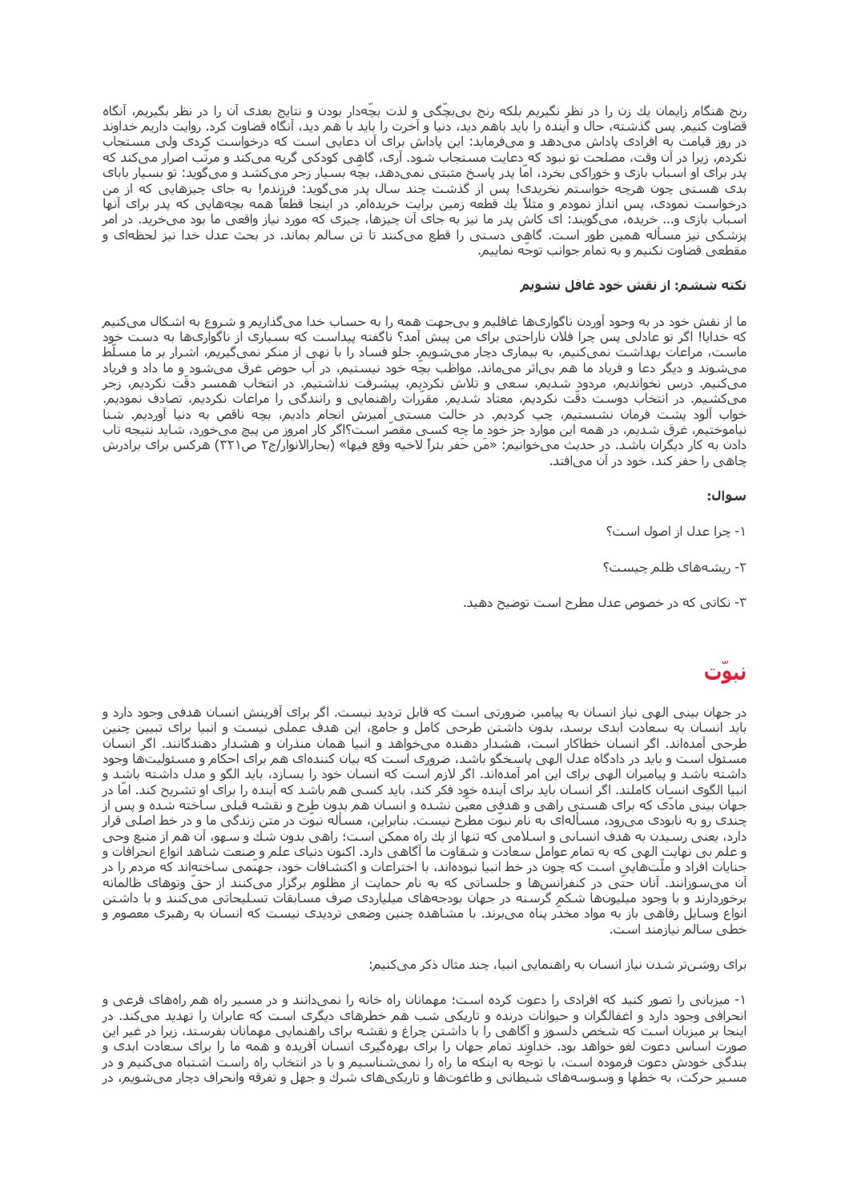رنج هنگام زایمان یك زن را در نظر نگیریم بلكه رنج بی‌بچّگی و لذت بچّه‌دار بودن و نتایج بعدی آن را در نظر بگیریم، آنگاه قضاوت كنیم. پس گذشته، حال و آینده را باید باهم دید، دنیا و آخرت را باید با هم دید، آنگاه قضاوت كرد. روایت داریم خداوند در روز قیامت به افرادی پاداش می‌دهد و می‌فرماید: این پاداش برای آن دعایی است كه درخواست كردی ولی مستجاب نكردم، زیرا در آن وقت، مصلحت تو نبود كه دعایت مستجاب شود. آری، گاهی كودكی گریه می‌كند و مرتّب اصرار می‌كند كه پدر برای او اسباب بازی و خوراكی بخرد، امّا پدر پاسخ مثبتی نمی‌دهد، بچّه بسیار زجر می‌كشد و می‌گوید: تو بسیار بابای بدی هستی چون هرچه خواستم نخریدی! پس از گذشت چند سال پدر می‌گوید: فرزندم! به جای چیزهایی كه از من درخواست نمودی، پس انداز نمودم و مثلاً یك قطعه زمین برایت خریده‌ام. در اینجا قطعاً همهٔ بچه‌هایی كه پدر برای آنها اسباب بازی و... خریده، می‌گویند: ای كاش پدر ما نیز به جای آن چیزها، چیزی كه مورد نیاز واقعی ما بود می‌خرید. در امر پزشكی نیز مسأله همین طور است. گاهی دستی را قطع می‌كنند تا تن سالم بماند. در بحث عدل خدا نیز لحظه‌ای و مقطعی قضاوت نكنیم و به تمام جوانب توجّه نماییم.

### نكته ششم: از نقش خود غافل نشویم

ما از نقش خود در به وجود آوردن ناگواری‌ها غافلیم و بی‌جهت همه را به حساب خدا می‌گذاریم و شروع به اشكال می‌كنیم كه خدایا! اگر تو عادلی پس چرا فلان ناراحتی برای من پیش آمد؟ ناگفته پیداست كه بسیاری از ناگواری‌ها به دست خود ماست، مراعات بهداشت نمی‌كنیم، به بیماری دچار می‌شویم. جلو فساد را با نهی از منكر نمی‌گیریم، اشرار بر ما مسلّط می‌شوند و دیگر دعا و فریاد ما هم بی‌اثر می‌ماند. مواظب بچّهٔ خود نیستیم، در آب حوض غرق می‌شود و ما داد و فریاد می‌كنیم. درس نخواندیم، مردود شدیم، سعی و تلاش نكردیم، پیشرفت نداشتیم. در انتخاب همسر دقّت نكردیم، زجر می‌كشیم. در انتخاب دوست دقّت نكردیم، معتاد شدیم. مقرّرات راهنمایی و رانندگی را مراعات نكردیم، تصادف نمودیم. خواب آلود پشت فرمان نشستیم، چپ كردیم. در حالت مستی آمیزش انجام دادیم، بچه ناقص به دنیا آوردیم. شنا نیاموختیم، غرق شدیم، در همه این موارد جز خودِ ما چه كسی مقصر است؟اگر كار امروز من پیچ می‌خورد، شاید نتیجه تاب دادن به كار دیگران باشد. در حدیث می‌خوانیم: «مَن حَفَر بئراً لاخیه وقع فیها» (بحارالانوار/ج۲ ص۳۲۱) هركس برای برادرش چاهی را حفر كند، خود در آن می‌افتد.

**سوال:**

۱- چرا عدل از اصول است؟

۲- ریشه‌های ظلم چیست؟

۳- نكاتی كه در خصوص عدل مطرح است توضیح دهید.

## نبوّت

در جهان بینی الهی نیاز انسان به پیامبر، ضرورتی است كه قابل تردید نیست. اگر برای آفرینش انسان هدفی وجود دارد و باید انسان به سعادت ابدی برسد، بدون داشتن طرحی كامل و جامع، این هدف عملی نیست و انبیا برای تبیین چنین طرحی آمده‌اند. اگر انسان خطاكار است، هشدار دهنده می‌خواهد و انبیا همان منذران و هشدار دهندگانند. اگر انسان مسئول است و باید در دادگاه عدل الهی پاسخگو باشد، ضروری است كه بیان كننده‌ای هم برای احكام و مسئولیت‌ها وجود داشته باشد و پیامبران الهی برای این امر آمده‌اند. اگر لازم است كه انسان خود را بسازد، باید الگو و مدل داشته باشد و انبیا الگوی انسان كاملند. اگر انسان باید برای آینده خود فكر كند، باید كسی هم باشد كه آینده را برای او تشریح كند. امّا در جهان بینی مادّی كه برای هستی راهی و هدفی معیّن نشده و انسان هم بدون طرح و نقشه قبلی ساخته شده و پس از چندی رو به نابودی می‌رود، مسأله‌ای به نام نبوّت مطرح نیست. بنابراین، مسأله نبوّت در متن زندگی ما و در خط اصلی قرار دارد، یعنی رسیدن به هدف انسانی و اسلامی كه تنها از یك راه ممكن است؛ راهی بدون شك و سهو، آن هم از منبع وحی و علم بی نهایت الهی كه به تمام عوامل سعادت و شقاوت ما آگاهی دارد. اكنون دنیای علم و صنعت شاهد انواع انحرافات و جنایات افراد و ملّت‌هایی است كه چون در خط انبیا نبوده‌اند، با اختراعات و اكتشافات خود، جهنّمی ساخته‌اند كه مردم را در آن می‌سوزانند. آنان حتّی در كنفرانس‌ها و جلساتی كه به نام حمایت از مظلوم برگزار می‌كنند از حقّ وتوهای ظالمانه برخوردارند و با وجود میلیون‌ها شكمِ گرسنه در جهان بودجه‌های میلیاردی صرف مسابقات تسلیحاتی می‌كنند و با داشتن انواع وسایل رفاهی باز به مواد مخدّر پناه می‌برند. با مشاهده چنین وضعی تردیدی نیست كه انسان به رهبری معصوم و خطی سالم نیازمند است.

برای روشن‌تر شدن نیاز انسان به راهنمایی انبیا، چند مثال ذكر می‌كنیم:

۱- میزبانی را تصور كنید كه افرادی را دعوت كرده است؛ مهمانان راه خانه را نمی‌دانند و در مسیر راه هم راه‌های فرعی و انحرافی وجود دارد و اغفالگران و حیوانات درنده و تاریكی شب هم خطرهای دیگری است كه عابران را تهدید می‌كند. در اینجا بر میزبان است كه شخص دلسوز و آگاهی را با داشتن چراغ و نقشه برای راهنمایی مهمانان بفرستد، زیرا در غیر این صورت اساس دعوت لغو خواهد بود. خداوند تمام جهان را برای بهره‌گیری انسان آفریده و همه ما را برای سعادت ابدی بندگی خودش دعوت فرموده است، با توجّه به اینكه ما راه را نمی‌شناسیم و یا در انتخاب راه راست اشتباه می‌كنیم و در مسیر حركت، به خطها و وسوسه‌های شیطانی و طاغوت‌ها و تاریكی‌های شرك و جهل و تفرقه وانحراف دچار می‌شویم، در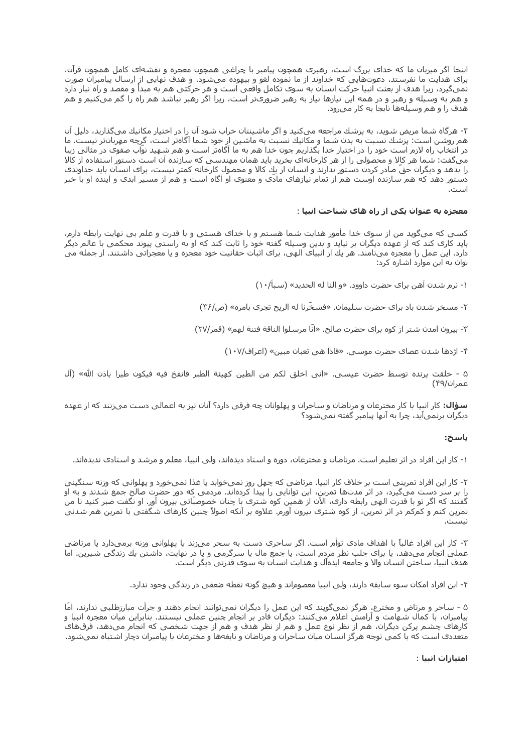اینجا ما میزبان ما که خدای بزرگ است، رهبری همچون پیامبر با چراغی همچون معجزه و نقشه‌ای کامل همچون قرآن، برای هدایت ما نفرستد، دعوت‌هایی که خداوند از ما نموده لغو و بیهوده می‌شود، و هدف نهایی از ارسال پیامبران صورت نمی‌گیرد، زیرا هدف از بعثت انبیا حرکت انسان به سوی تکامل واقعی است و هر حرکتی هم به مبدأ و مقصد و راه نیاز دارد و هم به وسیله و رهبر و در همه این نیازها نیاز به رهبر ضروری‌تر است، زیرا اگر رهبر نباشد هم راه را گم می‌کنیم و هم هدف را و هم وسیله‌ها نابجا به کار می‌رود.

۲- هرگاه شما مریض شوید، به پزشک مراجعه می‌کنید و اگر ماشینتان خراب شود آن را در اختیار مکانیك می‌گذارید، دلیل آن هم روشن است: پزشك نسبت به بدن شما و مکانیك نسبت به ماشین از خود شما آگاه‌تر است، گرچه مهربان‌تر نیست. ما در انتخاب راه لازم است خود را در اختیار خدا بگذاریم چون خدا هم به ما آگاه‌تر است و هم شهید نوّاب صفوی در مثالی زیبا می‌گفت: شما هر کالا و محصولی را از هر کارخانه‌ای بخرید باید همان مهندسی که سازنده آن است دستور استفاده از کالا را بدهد و دیگران حقّ صادر کردن دستور ندارند و انسان از یك کالا و محصول کارخانه کمتر نیست، برای انسان باید خداوندی دستور دهد که هم سازنده اوست هم از تمام نیازهای مادّی و معنوی او آگاه است و هم از مسیر ابدی و آینده او با خبر است.

**معجزه به عنوان یکی از راه های شناخت انبیا :**

کسی که می‌گوید من از سوی خدا مأمور هدایت شما هستم و با خدای هستی و با قدرت و علم بی نهایت رابطه دارم، باید کاری کند که از عهده دیگران بر نیاید و بدین وسیله گفته خود را ثابت کند که او به راستی پیوند محکمی با عالم دیگر دارد. این عمل را معجزه می‌نامند. هر یك از انبیای الهی، برای اثبات حقانیت خود معجزه و یا معجزاتی داشتند. از جمله می توان به این موارد اشاره کرد:

۱- نرم شدن آهن برای حضرت داوود. «و النا له الحدید» (سبأ/۱۰)

۲- مسخر شدن باد برای حضرت سلیمان. «فسخّرنا له الریح تجری بامره» (ص/۳۶)

۳- بیرون آمدن شتر از کوه برای حضرت صالح. «انّا مرسلوا الناقة فتنة لهم» (قمر/۲۷)

۴- اژدها شدن عصای حضرت موسی. «فاذا هی ثعبان مبین» (اعراف/۱۰۷)

۵ - خلقت پرنده توسط حضرت عیسی. «انی اخلق لکم من الطین کهیئة الطیر فانفخ فیه فیکون طیرا باذن اللّه» (آل عمران/۴۹)

**سؤال:** کار انبیا با کار مخترعان و مرتاضان و ساحران و پهلوانان چه فرقی دارد؟ آنان نیز به اعمالی دست می‌زنند که از عهده دیگران برنمی‌آید، چرا به آنها پیامبر گفته نمی‌شود؟

**پاسخ:**

۱- کار این افراد در اثر تعلیم است. مرتاضان و مخترعان، دوره و استاد دیده‌اند، ولی انبیا، معلم و مرشد و استادی ندیده‌اند.

۲- کار این افراد تمرینی است بر خلاف کار انبیا. مرتاضی که چهل روز نمی‌خوابد یا غذا نمی‌خورد و پهلوانی که وزنه سنگینی را بر سر دست می‌گیرد، در اثر مدت‌ها تمرین، این توانایی را پیدا کرده‌اند. مردمی که دور حضرت صالح جمع شدند و به او گفتند که اگر تو با قدرت الهی رابطه داری، الآن از همین کوه شتری با چنان خصوصیّاتی بیرون آور. او نگفت صبر کنید تا من تمرین کنم و کم‌کم در اثر تمرین، از کوه شتری بیرون آورم. علاوه بر آنکه اصولاً چنین کارهای شگفتی با تمرین هم شدنی نیست.

۳- کار این افراد غالباً با اهداف مادی توأم است. اگر ساحری دست به سحر می‌زند یا پهلوانی وزنه برمی‌دارد یا مرتاضی عملی انجام می‌دهد، یا برای جلب نظر مردم است، یا جمع مال یا سرگرمی و یا در نهایت، داشتن یك زندگی شیرین. اما هدف انبیا، ساختن انسان والا و جامعه ایده‌آل و هدایت انسان به سوی قدرتی دیگر است.

۴- این افراد امکان سوء سابقه دارند، ولی انبیا معصوم‌اند و هیچ گونه نقطه ضعفی در زندگی وجود ندارد.

۵ - ساحر و مرتاض و مخترع، هرگز نمی‌گویند که این عمل را دیگران نمی‌توانند انجام دهند و جرأت مبارزطلبی ندارند، امّا پیامبران، با کمال شهامت و آرامش اعلام می‌کنند: دیگران قادر بر انجام چنین عملی نیستند. بنابراین میان معجزه انبیا و کارهای چشم پرکن دیگران، هم از نظر نوع عمل و هم از نظر هدف و هم از جهت شخصی که انجام می‌دهد، فرق‌های متعددی است که با کمی توجه هرگز انسان میان ساحران و مرتاضان و نابغه‌ها و مخترعان با پیامبران دچار اشتباه نمی‌شود.

**امتیازات انبیا :**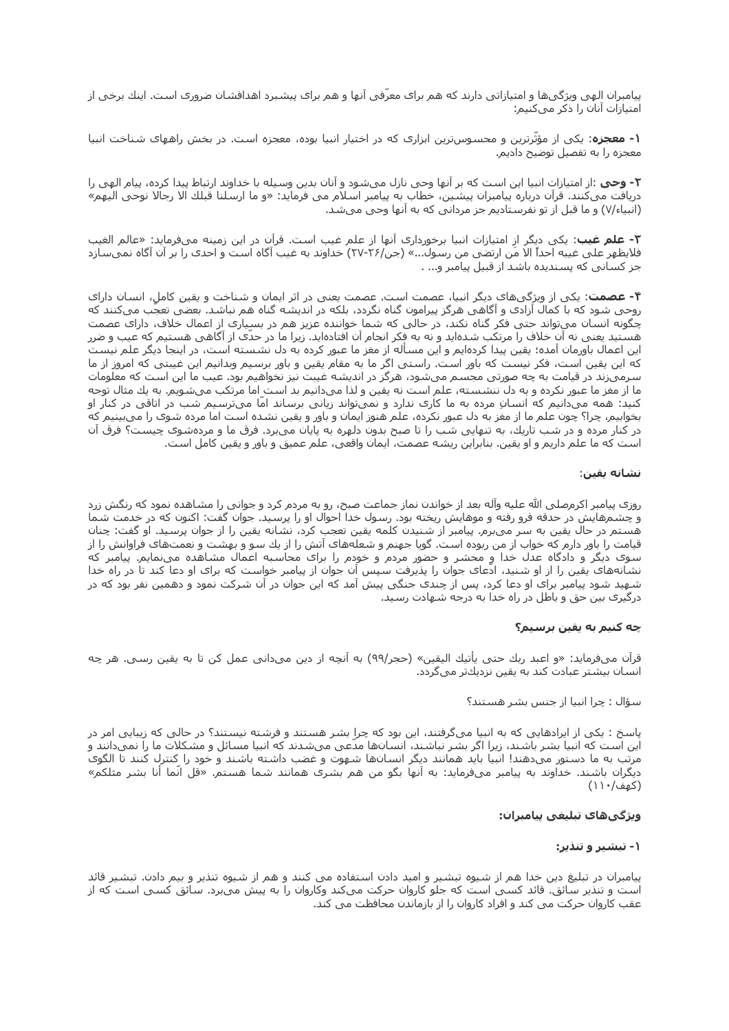پیامبران الهی ویژگی‌ها و امتیازاتی دارند که هم برای معرّفی آنها و هم برای پیشبرد اهدافشان ضروری است. اینك برخی از امتیازات آنان را ذکر می‌کنیم:

**۱- معجزه**: یکی از مؤثّرترین و محسوس‌ترین ابزاری که در اختیار انبیا بوده، معجزه است. در بخش راههای شناخت انبیا معجزه را به تفصیل توضیح دادیم.

**۲- وحی** :از امتیازات انبیا این است که بر آنها وحی نازل می‌شود و آنان بدین وسیله با خداوند ارتباط پیدا کرده، پیام الهی را دریافت می‌کنند. قرآن درباره پیامبران پیشین، خطاب به پیامبر اسلام می فرماید: «و ما ارسلنا قبلك الا رجالا نوحی الیهم» (انبیاء/۷) و ما قبل از تو نفرستادیم جز مردانی که به آنها وحی می‌شد.

**۳- علم غیب**: یکی دیگر از امتیازات انبیا برخورداری آنها از علم غیب است. قرآن در این زمینه می‌فرماید: «عالم الغیب فلایظهر علی غیبه احداً الا من ارتضی من رسول...» (جن/۲۶-۲۷) خداوند به غیب آگاه است و احدی را بر آن آگاه نمی‌سازد جز کسانی که پسندیده باشد از قبیل پیامبر و... .

**۴- عصمت**: یکی از ویژگی‌های دیگر انبیا، عصمت است. عصمت یعنی در اثر ایمان و شناخت و یقین کامل، انسان دارای روحی شود که با کمال آزادی و آگاهی هرگز پیرامون گناه نگردد، بلکه در اندیشه گناه هم نباشد. بعضی تعجب می‌کنند که چگونه انسان می‌تواند حتی فکر گناه نکند، در حالی که شما خواننده عزیز هم در بسیاری از اعمال خلاف، دارای عصمت هستید یعنی نه آن خلاف را مرتکب شده‌اید و نه به فکر انجام آن افتاده‌اید. زیرا ما در حدّی از آگاهی هستیم که عیب و ضرر این اعمال باورمان آمده؛ یقین پیدا کرده‌ایم و این مسأله از مغز ما عبور کرده به دل نشسته است، در اینجا دیگر علم نیست که این یقین است، فکر نیست که باور است. راستی اگر ما به مقام یقین و باور برسیم وبدانیم این غیبتی که امروز از ما سرمی‌زند در قیامت به چه صورتی مجسم می‌شود، هرگز در اندیشه غیبت نیز نخواهیم بود. عیب ما این است که معلومات ما از مغز ما عبور نکرده و به دل ننشسته، علم است نه یقین و لذا می‌دانیم بد است اما مرتکب می‌شویم. به یك مثال توجه کنید: همه می‌دانیم که انسانِ مرده به ما کاری ندارد و نمی‌تواند زیانی برساند امّا می‌ترسیم شب در اتاقی در کنار او بخوابیم، چرا؟ چون علم ما از مغز به دل عبور نکرده، علم هنوز ایمان و باور و یقین نشده است اما مرده شوی را می‌بینیم که در کنار مرده و در شب تاریك، به تنهایی شب را تا صبح بدون دلهره به پایان می‌برد. فرق ما و مرده‌شوی چیست؟ فرق آن است که ما علم داریم و او یقین. بنابراین ریشه عصمت، ایمان واقعی، علم عمیق و باور و یقین کامل است.

**نشانه یقین**:

روزی پیامبر اکرم‌صلی الله علیه وآله بعد از خواندن نماز جماعت صبح، رو به مردم کرد و جوانی را مشاهده نمود که رنگش زرد و چشم‌هایش در حدقه فرو رفته و موهایش ریخته بود. رسول خدا احوال او را پرسید. جوان گفت: اکنون که در خدمت شما هستم در حال یقین به سر می‌برم. پیامبر از شنیدن کلمه یقین تعجب کرد، نشانه یقین را از جوان پرسید. او گفت: چنان قیامت را باور دارم که خواب از من ربوده است. گویا جهنم و شعله‌های آتش را از یك سو و بهشت و نعمت‌های فراوانش را از سوی دیگر و دادگاه عدل خدا و محشر و حضور مردم و خودم را برای محاسبه اعمال مشاهده می‌نمایم. پیامبر که نشانه‌های یقین را از او شنید، ادّعای جوان را پذیرفت سپس آن جوان از پیامبر خواست که برای او دعا کند تا در راه خدا شهید شود پیامبر برای او دعا کرد، پس از چندی جنگی پیش آمد که این جوان در آن شرکت نمود و دهمین نفر بود که در درگیری بین حق و باطل در راه خدا به درجه شهادت رسید.

**چه کنیم به یقین برسیم؟**

قرآن می‌فرماید: «و اعبد ربك حتی یأتیك الیقین» (حجر/۹۹) به آنچه از دین می‌دانی عمل کن تا به یقین رسی. هر چه انسان بیشتر عبادت کند به یقین نزدیك‌تر می‌گردد.

سؤال : چرا انبیا از جنس بشر هستند؟

پاسخ : یکی از ایرادهایی که به انبیا می‌گرفتند، این بود که چرا بشر هستند و فرشته نیستند؟ در حالی که زیبایی امر در این است که انبیا بشر باشند، زیرا اگر بشر نباشند، انسان‌ها مدّعی می‌شدند که انبیا مسائل و مشکلات ما را نمی‌دانند و مرتب به ما دستور می‌دهند! انبیا باید همانند دیگر انسان‌ها شهوت و غضب داشته باشند و خود را کنترل کنند تا الگوی دیگران باشند. خداوند به پیامبر می‌فرماید: به آنها بگو من هم بشری همانند شما هستم. «قل انّما أنا بشر مثلکم» (کهف/۱۱۰)

**ویژگی‌های تبلیغی پیامبران:**

**۱- تبشیر و تنذیر:**

پیامبران در تبلیغ دین خدا هم از شیوه تبشیر و امید دادن استفاده می کنند و هم از شیوه تنذیر و بیم دادن. تبشیر قائد است و تنذیر سائق. قائد کسی است که جلو کاروان حرکت می‌کند وکاروان را به پیش می‌برد. سائق کسی است که از عقب کاروان حرکت می کند و افراد کاروان را از بازماندن محافظت می کند.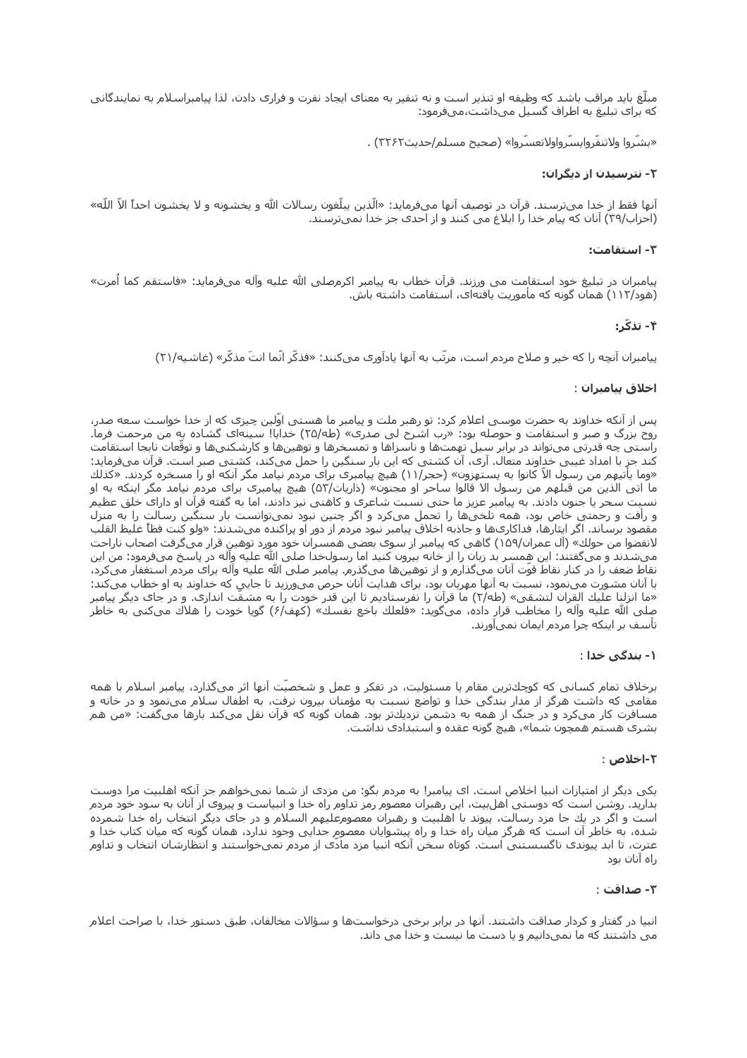مبلّغ باید مراقب باشد که وظیفه او تنذیر است و نه تنفیر به معنای ایجاد نفرت و فراری دادن، لذا پیامبراسلام به نمایندگانی که برای تبلیغ به اطراف گسیل می‌داشت،می‌فرمود:

«بشّروا ولاتنفّروایسّرواولاتعسّروا» (صحیح مسلم/حدیث۳۲۶۲) .

### ۲- نترسیدن از دیگران:

آنها فقط از خدا می‌ترسند. قرآن در توصیف آنها می‌فرماید: «الّذین یبلّغون رسالات اللّه و یخشونه و لا یخشون احداً الاّ اللّه» (احزاب/۳۹) آنان که پیام خدا را ابلاغ می کنند و از احدی جز خدا نمی‌ترسند.

### ۳- استقامت:

پیامبران در تبلیغ خود استقامت می ورزند. قرآن خطاب به پیامبر اکرمصلی اللّه علیه وآله می‌فرماید: «فاستقم کما اُمرت» (هود/۱۱۲) همان گونه که مأموریت یافته‌ای، استقامت داشته باش.

### ۴- تذکّر:

پیامبران آنچه را که خیر و صلاح مردم است، مرتّب به آنها یادآوری می‌کنند: «فذکّر انّما انتَ مذکّر» (غاشیه/۲۱)

### اخلاق پیامبران :

پس از آنکه خداوند به حضرت موسی اعلام کرد: تو رهبر ملت و پیامبر ما هستی اوّلین چیزی که از خدا خواست سعه صدر، روح بزرگ و صبر و استقامت و حوصله بود: «رب اشرح لی صدری» (طه/۲۵) خدایا! سینه‌ای گشاده به من مرحمت فرما. راستی چه قدرتی می‌تواند در برابر سیل تهمت‌ها و ناسزاها و تمسخرها و توهین‌ها و کارشکنی‌ها و توقّعات نابجا استقامت کند جز با امداد غیبی خداوند متعال. آری، آن کشتی که این بار سنگین را حمل می‌کند، کشتی صبر است. قرآن می‌فرماید: «وما یأتیهم من رسول الاّ کانوا به یستهزون» (حجر/۱۱) هیچ پیامبری برای مردم نیامد مگر آنکه او را مسخره کردند. «کذلك ما اتی الذین من قبلهم من رسول الا قالوا ساحر او مجنون» (ذاریات/۵۲) هیچ پیامبری برای مردم نیامد مگر اینکه به او نسبت سحر یا جنون دادند. به پیامبر عزیز ما حتی نسبت شاعری و کاهنی نیز دادند، اما به گفته قرآن او دارای خلق عظیم و رأفت و رحمتی خاص بود، همه تلخی‌ها را تحمل می‌کرد و اگر چنین نبود نمی‌توانست بار سنگین رسالت را به منزل مقصود برساند. اگر ایثارها، فداکاری‌ها و جاذبه اخلاق پیامبر نبود مردم از دور او پراکنده می‌شدند: «ولو کنت فظاً غلیظ القلب لانفضوا من حولك» (آل عمران/۱۵۹) گاهی که پیامبر از سوی بعضی همسران خود مورد توهین قرار می‌گرفت اصحاب ناراحت می‌شدند و می‌گفتند: این همسر بد زبان را از خانه بیرون کنید اما رسولخدا صلی اللّه علیه وآله در پاسخ می‌فرمود: من این نقاط ضعف را در کنار نقاط قوّت آنان می‌گذارم و از توهین‌ها می‌گذرم. پیامبر صلی اللّه علیه وآله برای مردم استغفار می‌کرد، با آنان مشورت می‌نمود، نسبت به آنها مهربان بود، برای هدایت آنان حرص می‌ورزید تا جایی که خداوند به او خطاب می‌کند: «ما انزلنا علیك القران لتشقی» (طه/۲) ما قرآن را نفرستادیم تا این قدر خودت را به مشقّت اندازی. و در جای دیگر پیامبر صلی اللّه علیه وآله را مخاطب قرار داده، می‌گوید: «فلعلك باخع نفسك» (کهف/۶) گویا خودت را هلاك می‌کنی به خاطر تأسف بر اینکه چرا مردم ایمان نمی‌آورند.

### ۱- بندگی خدا :

برخلاف تمام کسانی که کوچك‌ترین مقام یا مسئولیت، در تفکر و عمل و شخصیّت آنها اثر می‌گذارد، پیامبر اسلام با همه مقامی که داشت هرگز از مدار بندگی خدا و تواضع نسبت به مؤمنان بیرون نرفت، به اطفال سلام می‌نمود و در خانه و مسافرت کار می‌کرد و در جنگ از همه به دشمن نزدیك‌تر بود. همان گونه که قرآن نقل می‌کند بارها می‌گفت: «من هم بشری هستم همچون شما»، هیچ گونه عقده و استبدادی نداشت.

### ۲-اخلاص :

یکی دیگر از امتیازات انبیا اخلاص است. ای پیامبر! به مردم بگو: من مزدی از شما نمی‌خواهم جز آنکه اهلبیت مرا دوست بدارید. روشن است که دوستی اهل‌بیت، این رهبران معصوم رمز تداوم راه خدا و انبیاست و پیروی از آنان به سود خود مردم است و اگر در یك جا مزد رسالت، پیوند با اهلبیت و رهبران معصومعلیهم السلام و در جای دیگر انتخاب راه خدا شمرده شده، به خاطر آن است که هرگز میان راه خدا و راه پیشوایان معصوم جدایی وجود ندارد، همان گونه که میان کتاب خدا و عترت، تا ابد پیوندی ناگسستنی است. کوتاه سخن آنکه انبیا مزد مادّی از مردم نمی‌خواستند و انتظارشان انتخاب و تداوم راه آنان بود

### ۳- صداقت :

انبیا در گفتار و کردار صداقت داشتند. آنها در برابر برخی درخواست‌ها و سؤالات مخالفان، طبق دستور خدا، با صراحت اعلام می داشتند که ما نمی‌دانیم و یا دست ما نیست و خدا می داند.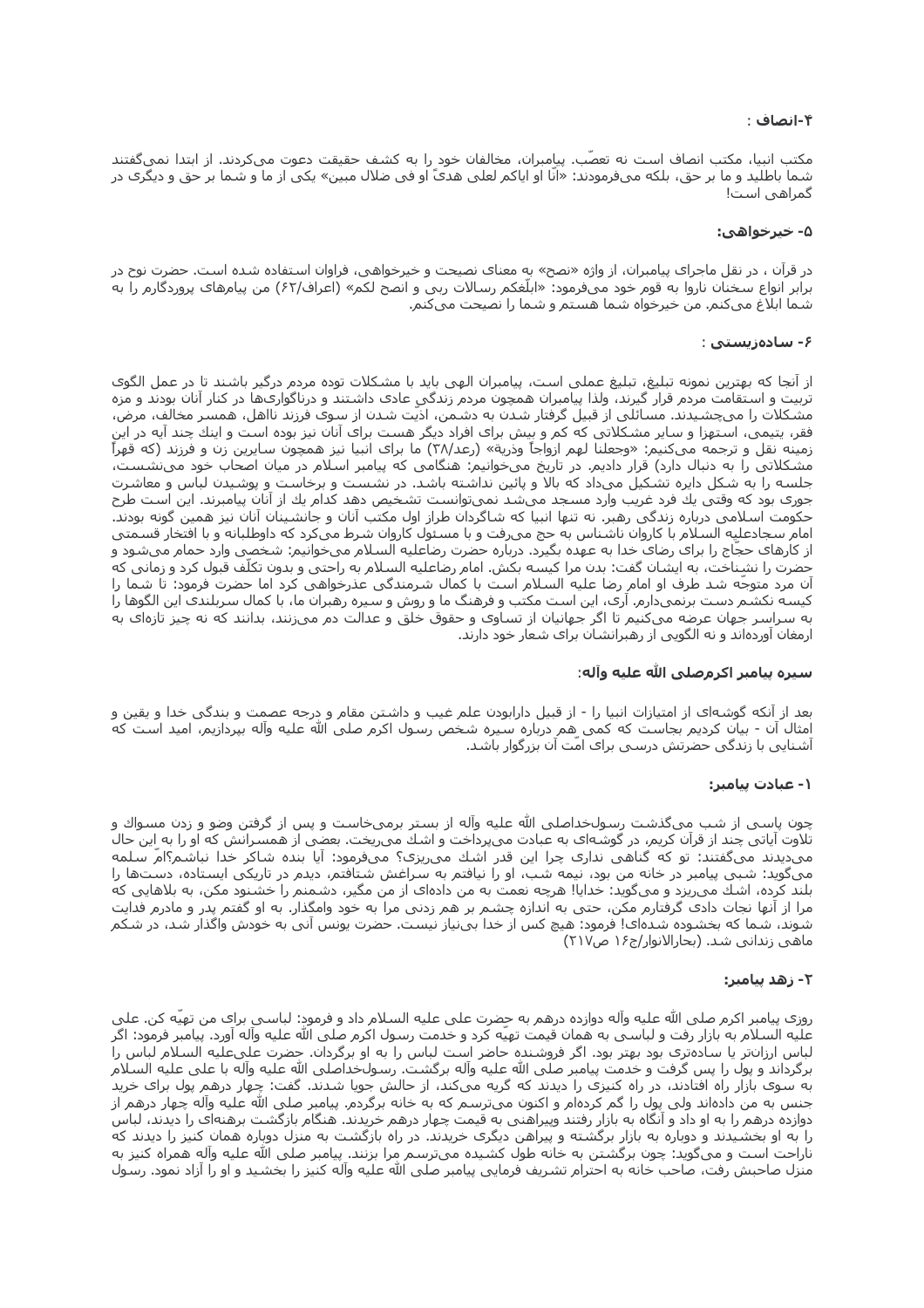### ۴-انصاف :

مکتب انبیا، مکتب انصاف است نه تعصّب. پیامبران، مخالفان خود را به کشف حقیقت دعوت می‌کردند. از ابتدا نمی‌گفتند شما باطلید و ما بر حق، بلکه می‌فرمودند: «انّا او ایاکم لعلی هدیً أو فی ضلال مبین» یکی از ما و شما بر حق و دیگری در گمراهی است!

### ۵- خیرخواهی:

در قرآن ، در نقل ماجرای پیامبران، از واژه «نصح» به معنای نصیحت و خیرخواهی، فراوان استفاده شده است. حضرت نوح در برابر انواع سخنان ناروا به قوم خود می‌فرمود: «ابلّغکم رسالات ربی و انصح لکم» (اعراف/۶۲) من پیامهای پروردگارم را به شما ابلاغ می‌کنم. من خیرخواه شما هستم و شما را نصیحت می‌کنم.

### ۶- ساده‌زیستی :

از آنجا که بهترین نمونه تبلیغ، تبلیغ عملی است، پیامبران الهی باید با مشکلات توده مردم درگیر باشند تا در عمل الگوی تربیت و استقامت مردم قرار گیرند، ولذا پیامبران همچون مردم زندگی عادی داشتند و درناگواری‌ها در کنار آنان بودند و مزه مشکلات را می‌چشیدند. مسائلی از قبیل گرفتار شدن به دشمن، اذیّت شدن از سوی فرزند نااهل، همسر مخالف، مرض، فقر، یتیمی، استهزا و سایر مشکلاتی که کم و بیش برای افراد دیگر هست برای آنان نیز بوده است و اینك چند آیه در این زمینه نقل و ترجمه می‌کنیم: «وجعلنا لهم ازواجاً وذریة» (رعد/۳۸) ما برای انبیا نیز همچون سایرین زن و فرزند (که قهراً مشکلاتی را به دنبال دارد) قرار دادیم. در تاریخ می‌خوانیم: هنگامی که پیامبر اسلام در میان اصحاب خود می‌نشست، جلسه را به شکل دایره تشکیل می‌داد که بالا و پائین نداشته باشد. در نشست و برخاست و پوشیدن لباس و معاشرت جوری بود که وقتی يك فرد غریب وارد مسجد می‌شد نمی‌توانست تشخیص دهد کدام يك از آنان پیامبرند. این است طرح حکومت اسلامی درباره زندگی رهبر. نه تنها انبیا که شاگردان طراز اول مکتب آنان و جانشینان آنان نیز همین گونه بودند. امام سجادعلیه السلام با کاروان ناشناس به حج می‌رفت و با مسئول کاروان شرط می‌کرد که داوطلبانه و با افتخار قسمتی از کارهای حجّاج را برای رضای خدا به عهده بگیرد. درباره حضرت رضاعلیه السلام می‌خوانیم: شخصی وارد حمام می‌شود و حضرت را نشناخت، به ایشان گفت: بدن مرا کیسه بکش. امام رضاعلیه السلام به راحتی و بدون تکلّف قبول کرد و زمانی که آن مرد متوجّه شد طرف او امام رضا علیه السلام است با کمال شرمندگی عذرخواهی کرد اما حضرت فرمود: تا شما را کیسه نکشم دست برنمی‌دارم. آری، این است مکتب و فرهنگ ما و روش و سیره رهبران ما، با کمال سربلندی این الگوها را به سراسر جهان عرضه می‌کنیم تا اگر جهانیان از تساوی و حقوق خلق و عدالت دم می‌زنند، بدانند که نه چیز تازه‌ای به ارمغان آورده‌اند و نه الگویی از رهبرانشان برای شعار خود دارند.

## سیره پیامبر اکرم‌صلی الله علیه وآله:

بعد از آنکه گوشه‌ای از امتیازات انبیا را - از قبیل دارابودن علم غیب و داشتن مقام و درجه عصمت و بندگی خدا و یقین و امثال آن - بیان کردیم بجاست که کمی هم درباره سیره شخص رسول اکرم صلی الله علیه وآله بپردازیم، امید است که آشنایی با زندگی حضرتش درسی برای امّت آن بزرگوار باشد.

### ۱- عبادت پیامبر:

چون پاسی از شب می‌گذشت رسول‌خداصلی الله علیه وآله از بستر برمی‌خاست و پس از گرفتن وضو و زدن مسواك و تلاوت آیاتی چند از قرآن کریم، در گوشه‌ای به عبادت می‌پرداخت و اشك می‌ریخت. بعضی از همسرانش که او را به این حال می‌دیدند می‌گفتند: تو که گناهی نداری چرا این قدر اشك می‌ریزی؟ می‌فرمود: آیا بنده شاکر خدا نباشم؟امّ سلمه می‌گوید: شبی پیامبر در خانه من بود، نیمه شب، او را نیافتم به سراغش شتافتم، دیدم در تاریکی ایستاده، دست‌ها را بلند کرده، اشك می‌ریزد و می‌گوید: خدایا! هرچه نعمت به من داده‌ای از من مگیر، دشمنم را خشنود مکن، مرا به بلاهایی که مرا از آنها نجات دادی گرفتارم مکن، حتی به اندازه چشم بر هم زدنی مرا به خود وامگذار. به او گفتم پدر و مادرم فدایت شوند، شما که بخشوده شده‌ای! فرمود: هیچ کس از خدا بی‌نیاز نیست. حضرت یونس آنی به خودش واگذار شد، در شکم ماهی زندانی شد. (بحارالانوار/ج۱۶ ص۲۱۷)

### ۲- زهد پیامبر:

روزی پیامبر اکرم صلی الله علیه وآله دوازده درهم به حضرت علی علیه السلام داد و فرمود: لباسی برای من تهیّه کن. علی علیه السلام به بازار رفت و لباسی به همان قیمت تهیّه کرد و خدمت رسول اکرم صلی الله علیه وآله آورد. پیامبر فرمود: اگر لباس ارزانتر یا ساده‌تری بود بهتر بود. اگر فروشنده حاضر است لباس را به او برگردان. حضرت علی‌علیه السلام لباس را برگرداند و پول را پس گرفت و خدمت پیامبر صلی الله علیه وآله برگشت. رسول‌خداصلی الله علیه وآله با علی علیه السلام به سوی بازار راه افتادند، در راه کنیزی را دیدند که گریه می‌کند، از حالش جویا شدند. گفت: چهار درهم پول برای خرید جنس به من داده‌اند ولی پول را گم کرده‌ام و اکنون می‌ترسم که به خانه برگردم. پیامبر صلی الله علیه وآله چهار درهم از دوازده درهم را به او داد و آنگاه به بازار رفتند وپیراهنی به قیمت چهار درهم خریدند. هنگام بازگشت برهنه‌ای را دیدند، لباس را به او بخشیدند و دوباره به بازار برگشته و پیراهن دیگری خریدند. در راه بازگشت به منزل دوباره همان کنیز را دیدند که ناراحت است و می‌گوید: چون برگشتن به خانه طول کشیده می‌ترسم مرا بزنند. پیامبر صلی الله علیه وآله همراه کنیز به منزل صاحبش رفت، صاحب خانه به احترام تشریف فرمایی پیامبر صلی الله علیه وآله کنیز را بخشید و او را آزاد نمود. رسول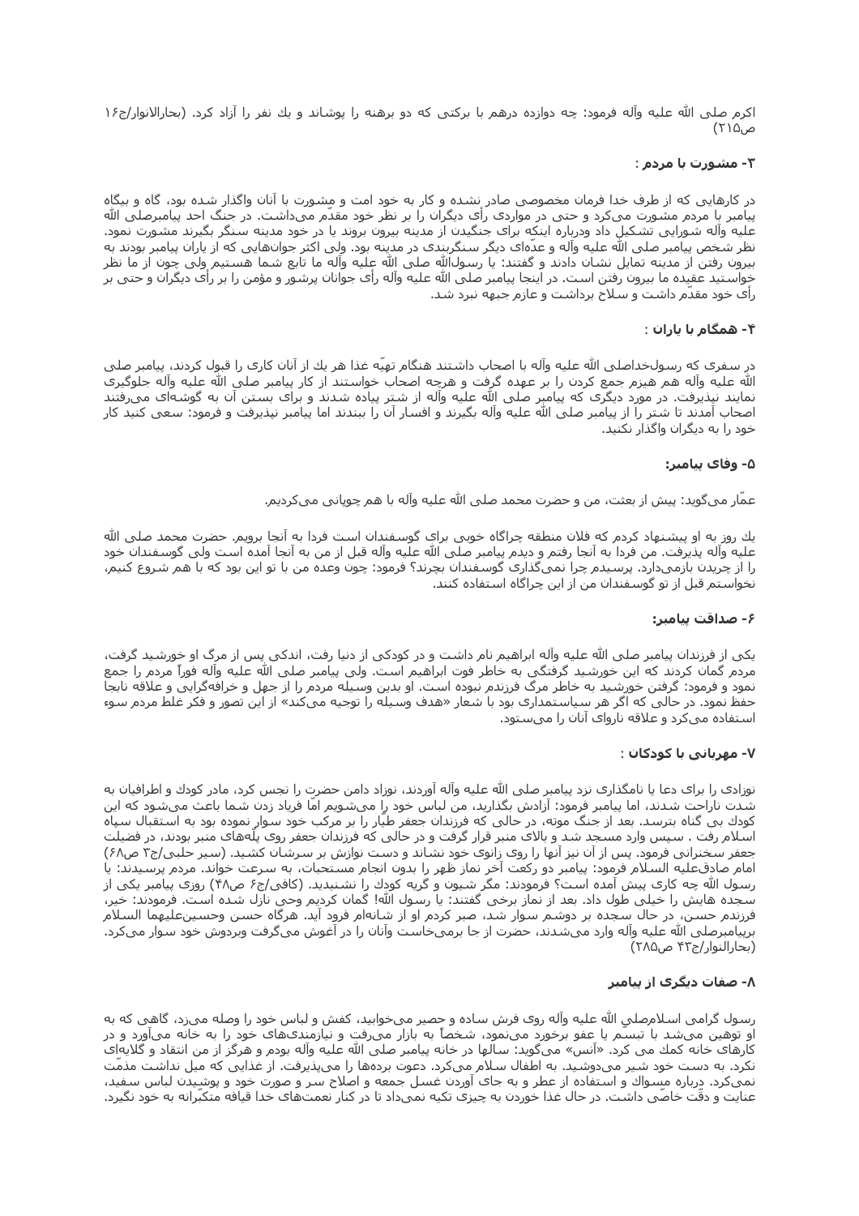اکرم صلی الله علیه وآله فرمود: چه دوازده درهم با برکتی که دو برهنه را پوشاند و یك نفر را آزاد کرد. (بحارالانوار/ج۱۶ ص۲۱۵)

### ۳- مشورت با مردم :

در کارهایی که از طرف خدا فرمان مخصوصی صادر نشده و کار به خود امت و مشورت با آنان واگذار شده بود، گاه و بیگاه پیامبر با مردم مشورت می‌کرد و حتی در مواردی رأی دیگران را بر نظر خود مقدّم می‌داشت. در جنگ احد پیامبرصلی الله علیه وآله شورایی تشکیل داد ودرباره اینکه برای جنگیدن از مدینه بیرون بروند یا در خود مدینه سنگر بگیرند مشورت نمود. نظر شخص پیامبر صلی الله علیه وآله و عدّه‌ای دیگر سنگربندی در مدینه بود. ولی اکثر جوانهایی که از یاران پیامبر بودند به بیرون رفتن از مدینه تمایل نشان دادند و گفتند: یا رسول‌الله صلی الله علیه وآله ما تابع شما هستیم ولی چون از ما نظر خواستید عقیده ما بیرون رفتن است. در اینجا پیامبر صلی الله علیه وآله رأی جوانان پرشور و مؤمن را بر رأی دیگران و حتی بر رأی خود مقدّم داشت و سلاح برداشت و عازم جبهه نبرد شد.

### ۴- همگام با یاران :

در سفری که رسول‌خداصلی الله علیه وآله با اصحاب داشتند هنگام تهیّه غذا هر یك از آنان کاری را قبول کردند، پیامبر صلی الله علیه وآله هم هیزم جمع کردن را بر عهده گرفت و هرچه اصحاب خواستند از کار پیامبر صلی الله علیه وآله جلوگیری نمایند نپذیرفت. در مورد دیگری که پیامبر صلی الله علیه وآله از شتر پیاده شدند و برای بستن آن به گوشه‌ای می‌رفتند اصحاب آمدند تا شتر را از پیامبر صلی الله علیه وآله بگیرند و افسار آن را ببندند اما پیامبر نپذیرفت و فرمود: سعی کنید کار خود را به دیگران واگذار نکنید.

### ۵- وفای پیامبر:

عمّار می‌گوید: پیش از بعثت، من و حضرت محمد صلی الله علیه وآله با هم چوپانی می‌کردیم.

یك روز به او پیشنهاد کردم که فلان منطقه چراگاه خوبی برای گوسفندان است فردا به آنجا برویم. حضرت محمد صلی الله علیه وآله پذیرفت. من فردا به آنجا رفتم و دیدم پیامبر صلی الله علیه وآله قبل از من به آنجا آمده است ولی گوسفندان خود را از چریدن بازمی‌دارد. پرسیدم چرا نمی‌گذاری گوسفندان بچرند؟ فرمود: چون وعده من با تو این بود که با هم شروع کنیم، نخواستم قبل از تو گوسفندان من از این چراگاه استفاده کنند.

### ۶- صداقت پیامبر:

یکی از فرزندان پیامبر صلی الله علیه وآله ابراهیم نام داشت و در کودکی از دنیا رفت، اندکی پس از مرگ او خورشید گرفت، مردم گمان کردند که این خورشید گرفتگی به خاطر فوت ابراهیم است. ولی پیامبر صلی الله علیه وآله فوراً مردم را جمع نمود و فرمود: گرفتن خورشید به خاطر مرگ فرزندم نبوده است. او بدین وسیله مردم را از جهل و خرافه‌گرایی و علاقه نابجا حفظ نمود. در حالی که اگر هر سیاستمداری بود با شعار «هدف وسیله را توجیه می‌کند» از این تصور و فکر غلط مردم سوء استفاده می‌کرد و علاقه نارواى آنان را می‌ستود.

### ۷- مهربانی با کودکان :

نوزادی را برای دعا یا نامگذاری نزد پیامبر صلی الله علیه وآله آوردند، نوزاد دامن حضرت را نجس کرد، مادر کودك و اطرافیان به شدت ناراحت شدند، اما پیامبر فرمود: آزادش بگذارید، من لباس خود را می‌شویم امّا فریاد زدن شما باعث می‌شود که این کودك بی گناه بترسد. بعد از جنگ موته، در حالی که فرزندان جعفر طیّار را بر مرکب خود سوار نموده بود به استقبال سپاه اسلام رفت . سپس وارد مسجد شد و بالای منبر قرار گرفت و در حالی که فرزندان جعفر روی پلّه‌های منبر بودند، در فضیلت جعفر سخنرانی فرمود. پس از آن نیز آنها را روی زانوی خود نشاند و دست نوازش بر سرشان کشید. (سیر حلبی/ج۳ ص۶۸) امام صادق‌علیه السلام فرمود: پیامبر دو رکعت آخر نماز ظهر را بدون انجام مستحبات، به سرعت خواند. مردم پرسیدند: یا رسول الله چه کاری پیش آمده است؟ فرمودند: مگر شیون و گریه کودك را نشنیدید. (کافی/ج۶ ص۴۸) روزی پیامبر یکی از سجده هایش را خیلی طول داد. بعد از نماز برخی گفتند: یا رسول الله! گمان کردیم وحی نازل شده است. فرمودند: خیر، فرزندم حسن، در حال سجده بر دوشم سوار شد، صبر کردم او از شانه‌ام فرود آید. هرگاه حسن وحسین‌علیهما السلام برپیامبرصلی الله علیه وآله وارد می‌شدند، حضرت از جا برمی‌خاست وآنان را در آغوش می‌گرفت وبردوش خود سوار می‌کرد. (بحارالنوار/ج۴۳ ص۲۸۵)

### ۸- صفات دیگری از پیامبر

رسول گرامی اسلام‌صلی الله علیه وآله روی فرش ساده و حصیر می‌خوابید، کفش و لباس خود را وصله می‌زد، گاهی که به او توهین می‌شد با تبسّم یا عفو برخورد می‌نمود، شخصاً به بازار می‌رفت و نیازمندی‌های خود را به خانه می‌آورد و در کارهای خانه کمك می کرد. «أنس» می‌گوید: سالها در خانه پیامبر صلی الله علیه وآله بودم و هرگز از من انتقاد و گلایه‌ای نکرد. به دست خود شیر می‌دوشید. به اطفال سلام می‌کرد. دعوت برده‌ها را می‌پذیرفت. از غذایی که میل نداشت مذمّت نمی‌کرد. درباره مسواك و استفاده از عطر و به جای آوردن غسل جمعه و اصلاح سر و صورت خود و پوشیدن لباس سفید، عنایت و دقّت خاصّی داشت. در حال غذا خوردن به چیزی تکیه نمی‌داد تا در کنار نعمت‌های خدا قیافه متکبّرانه به خود نگیرد.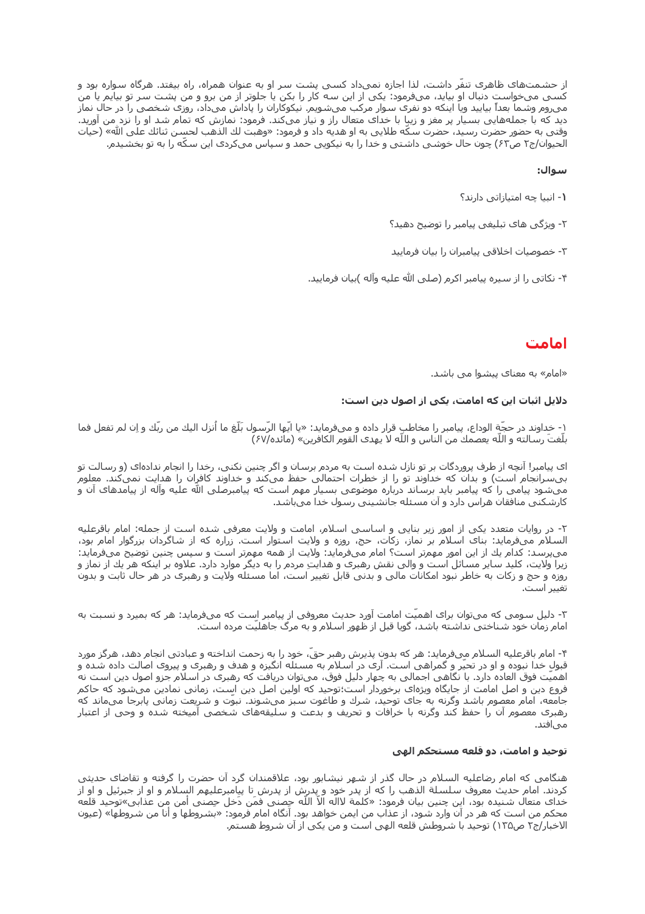از حشمت‌های ظاهری تنفّر داشت، لذا اجازه نمی‌داد کسی پشت سر او به عنوان همراه، راه بیفتد. هرگاه سواره بود و کسی می‌خواست دنبال او بیاید، می‌فرمود: یکی از این سه کار را بکن یا جلوتر از من برو و من پشت سر تو بیایم یا من می‌روم وشما بعداً بیایید ویا اینکه دو نفری سوار مرکب می‌شویم. نیکوکاران را پاداش می‌داد، روزی شخصی را در حال نماز دید که با جمله‌هایی بسیار پر مغز و زیبا با خدای متعال راز و نیاز می‌کند. فرمود: نمازش که تمام شد او را نزد من آورید. وقتی به حضور حضرت رسید، حضرت سکّه طلایی به او هدیه داد و فرمود: «وهبت لك الذهب لحسن ثنائك على اللّه» (حیات الحیوان/ج۲ ص۶۳) چون حال خوشی داشتی و خدا را به نیکویی حمد و سپاس می‌کردی این سکّه را به تو بخشیدم.

**سوال:**

۱- انبیا چه امتیازاتی دارند؟

۲- ویژگی های تبلیغی پیامبر را توضیح دهید؟

۳- خصوصیات اخلاقی پیامبران را بیان فرمایید

۴- نکاتی را از سیره پیامبر اکرم (صلی الله علیه وآله )بیان فرمایید.

## امامت

«امام» به معنای پیشوا می باشد.

**دلایل اثبات این که امامت، یکی از اصول دین است:**

۱- خداوند در حجّة الوداع، پیامبر را مخاطب قرار داده و می‌فرماید: «یا ایّها الرّسول بَلّغ ما اُنزل الیك من ربّك و إن لم تفعل فما بلّغتَ رسالته و اللّه یعصمك من الناس و اللّه لا یهدی القوم الكافرین» (مائده/۶۷)

ای پیامبر! آنچه از طرف پروردگات بر تو نازل شده است به مردم برسان و اگر چنین نکنی، رخدا را انجام نداده‌ای (و رسالت تو بی‌سرانجام است) و بدان که خداوند تو را از خطرات احتمالی حفظ می‌کند و خداوند کافران را هدایت نمی‌کند. معلوم می‌شود پیامی را که پیامبر باید برساند درباره موضوعی بسیار مهم است که پیامبرصلی الله علیه وآله از پیامدهای آن و کارشکنی منافقان هراس دارد و آن مسئله جانشینی رسول خدا می‌باشد.

۲- در روایات متعدد یکی از امور زیر بنایی و اساسی اسلام، امامت و ولایت معرفی شده است از جمله: امام باقرعلیه السلام می‌فرماید: بنای اسلام بر نماز، زکات، حج، روزه و ولایت استوار است. زراره که از شاگردان بزرگوار امام بود، می‌پرسد: كدام یك از این امور مهمتر است؟ امام می‌فرماید: ولایت از همه مهمتر است و سپس چنین توضیح می‌فرماید: زیرا ولایت، كلید سایر مسائل است و والی نقش رهبری و هدایتِ مردم را به دیگر موارد دارد. علاوه بر اینكه هر یك از نماز و روزه و حج و زکات به خاطر نبود امکانات مالی و بدنی قابل تغییر است، اما مسئله ولایت و رهبری در هر حال ثابت و بدون تغییر است.

۳- دلیل سومی که می‌توان برای اهمیّت امامت آورد حدیث معروفی از پیامبر است كه می‌فرماید: هر كه بمیرد و نسبت به امام زمان خود شناختی نداشته باشد، گویا قبل از ظهور اسلام و به مرگ جاهلیّت مرده است.

۴- امام باقرعلیه السلام می‌فرماید: هر كه بدون پذیرش رهبر حقّ، خود را به زحمت انداخته و عبادتی انجام دهد، هرگز مورد قبول خدا نبوده و او در تحیّر و گمراهی است. آری در اسلام به مسئله انگیزه و هدف و رهبری و پیروی اصالت داده شده و اهمیّت فوق العاده دارد. با نگاهی اجمالی به چهار دلیل فوق، می‌توان دریافت که رهبری در اسلام جزو اصول دین است نه فروع دین و اصل امامت از جایگاه ویژه‌ای برخوردار است؛توحید که اولین اصل دین است، زمانی نمادین می‌شود که حاکم جامعه، امام معصوم باشد وگرنه به جای توحید، شرك و طاغوت سبز می‌شوند. نبوّت و شریعت زمانی پابرجا می‌ماند که رهبری معصوم آن را حفظ كند وگرنه با خرافات و تحریف و بدعت و سلیقه‌های شخصی آمیخته شده و وحی از اعتبار می‌افتد.

**توحید و امامت، دو قلعه مستحكم الهی**

هنگامی كه امام رضاعلیه السلام در حال گذر از شهر نیشابور بود، علاقمندان گرد آن حضرت را گرفته و تقاضای حدیثی كردند. امام حدیث معروف سلسلة الذهب را كه از پدر خود و پدرش از پدرش تا پیامبرعلیهم السلام و او از جبرئیل و او از خدای متعال شنیده بود، این چنین بیان فرمود: «كلمة لااله الاّ اللّه حِصنی فمَن دَخَل حِصنی أمن من عذابی»توحید قلعه محكم من است كه هر در آن وارد شود، از عذاب من ایمن خواهد بود. آنگاه امام فرمود: «بشروطها و أنا من شروطها» (عیون الاخبار/ج۲ ص۱۳۵) توحید با شروطش قلعه الهی است و من یكی از آن شروط هستم.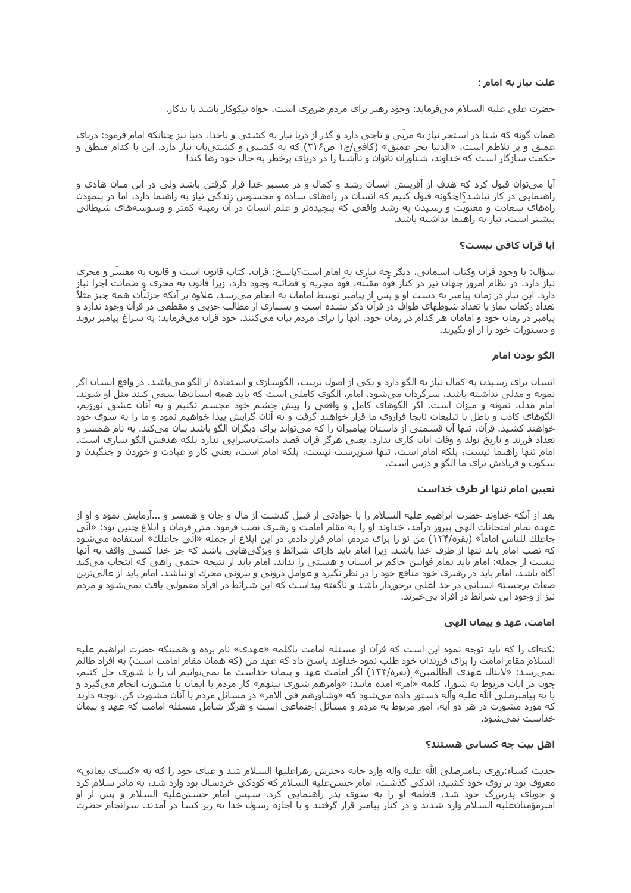**علت نیاز به امام :**

حضرت علی علیه السلام می‌فرماید: وجود رهبر برای مردم ضروری است، خواه نیکوکار باشد یا بدکار.

همان گونه که شنا در استخر نیاز به مربّی و ناجی دارد و گذر از دریا نیاز به کشتی و ناخدا، دنیا نیز چنانکه امام فرمود: دریای عمیق و پر تلاطم است، «الدنیا بحر عمیق» (کافی/ج۱ ص۲۱۶) که به کشتی و کشتی‌بان نیاز دارد. این با کدام منطق و حکمت سازگار است که خداوند، شناوران ناتوان و ناآشنا را در دریای پرخطر به حال خود رها کند!

آیا می‌توان قبول کرد که هدف از آفرینش انسان رشد و کمال و در مسیر خدا قرار گرفتن باشد ولی در این میان هادی و راهنمایی در کار نباشد؟!چگونه قبول کنیم که انسان در راه‌های ساده و محسوس زندگی نیاز به راهنما دارد، اما در پیمودن راه‌های سعادت و معنویّت و رسیدن به رشد واقعی که پیچیده‌تر و علم انسان در آن زمینه کمتر و وسوسه‌های شیطانی بیشتر است، نیاز به راهنما نداشته باشد.

**آیا قرآن کافی نیست؟**

سؤال: با وجود قرآن وکتاب آسمانی، دیگر چه نیازی به امام است؟پاسخ: قرآن، کتاب قانون است و قانون به مفسّر و مجری نیاز دارد. در نظام امروز جهان نیز در کنار قوّه مقننه، قوّه مجریه و قضائیه وجود دارد، زیرا قانون به مجری و ضمانت اجرا نیاز دارد. این نیاز در زمان پیامبر به دست او و پس از پیامبر توسط امامان به انجام می‌رسد. علاوه بر آنکه جزئیّات همه چیز مثلاً تعداد رکعات نماز یا تعداد شوطهای طواف در قرآن ذکر نشده است و بسیاری از مطالب جزیی و مقطعی در قرآن وجود ندارد و پیامبر در زمان خود و امامان هر کدام در زمان خود، آنها را برای مردم بیان می‌کنند. خود قرآن می‌فرماید: به سراغ پیامبر بروید و دستورات خود را از او بگیرید.

**الگو بودن امام**

انسان برای رسیدن به کمال نیاز به الگو دارد و یکی از اصول تربیت، الگوسازی و استفاده از الگو می‌باشد. در واقع انسان اگر نمونه و مدلی نداشته باشد، سرگردان می‌شود. امام، الگوی کاملی است که باید همه انسان‌ها سعی کنند مثل او شوند. امام مدل، نمونه و میزان است. اگر الگوهای کامل و واقعی را پیش چشم خود مجسم نکنیم و به آنان عشق نورزیم، الگوهای کاذب و باطل با تبلیغات نابجا فراروی ما قرار خواهند گرفت و به آنان گرایش پیدا خواهیم نمود و ما را به سوی خود خواهند کشید. قرآن، تنها آن قسمتی از داستان پیامبران را که می‌تواند برای دیگران الگو باشد بیان می‌کند. به نام همسر و تعداد فرزند و تاریخ تولد و وفات آنان کاری ندارد. یعنی هرگز قرآن قصد داستان‌سرایی ندارد بلکه هدفش الگو سازی است. امام تنها راهنما نیست، بلکه امام است، تنها سرپرست نیست، بلکه امام است، یعنی کار و عبادت و خوردن و جنگیدن و سکوت و فریادش برای ما الگو و درس است.

**تعیین امام تنها از طرف خداست**

بعد از آنکه خداوند حضرت ابراهیم علیه السلام را با حوادثی از قبیل گذشت از مال و جان و همسر و ...آزمایش نمود و او از عهده تمام امتحانات الهی پیروز درآمد، خداوند او را به مقام امامت و رهبری نصب فرمود. متن فرمان و ابلاغ چنین بود: «انّی جاعلك للناس اماماً» (بقره/۱۲۴) من تو را برای مردم، امام قرار دادم. در این ابلاغ از جمله «انّی جاعلك» استفاده می‌شود که نصب امام باید تنها از طرف خدا باشد. زیرا امام باید دارای شرائط و ویژگی‌هایی باشد که جز خدا کسی واقف به آنها نیست از جمله: امام باید تمام قوانین حاکم بر انسان و هستی را بداند. امام باید از نتیجه حتمی راهی که انتخاب می‌کند آگاه باشد. امام باید در رهبری خود منافع خود را در نظر نگیرد و عوامل درونی و بیرونی محرك او نباشد. امام باید از عالی‌ترین صفات برجسته انسانی در حد اعلی برخوردار باشد و ناگفته پیداست که این شرائط در افراد معمولی یافت نمی‌شود و مردم نیز از وجود این شرائط در افراد بی‌خبرند.

**امامت، عهد و پیمان الهی**

نکته‌ای را که باید توجه نمود این است که قرآن از مسئله امامت باکلمه «عهدی» نام برده و همینکه حضرت ابراهیم علیه السلام مقام امامت را برای فرزندان خود طلب نمود خداوند پاسخ داد که عهد من (که همان مقام امامت است) به افراد ظالم نمی‌رسد: «لاینال عهدی الظالمین» (بقره/۱۲۴) اگر امامت عهد و پیمان خداست ما نمی‌توانیم آن را با شوری حل کنیم، چون در آیات مربوط به شورا، کلمه «أمر» آمده مانند: «وامرهم شوری بینهم» کار مردم با ایمان با مشورت انجام می‌گیرد و یا به پیامبرصلی الله علیه وآله دستور داده می‌شود که «وشاورهم فی الامر» در مسائل مردم با آنان مشورت کن. توجه دارید که مورد مشورت در هر دو آیه، امور مربوط به مردم و مسائل اجتماعی است و هرگز شامل مسئله امامت که عهد و پیمان خداست نمی‌شود.

**اهل بیت چه کسانی هستند؟**

حدیث کساء:روزی پیامبرصلی الله علیه وآله وارد خانه دخترش زهراعلیها السلام شد و عبای خود را که به «کسای یمانی» معروف بود بر روی خود کشید، اندکی گذشت، امام حسن‌علیه السلام که کودکی خردسال بود وارد شد، به مادر سلام کرد و جویای پدربزرگ خود شد. فاطمه او را به سوی پدر راهنمایی کرد. سپس امام حسین‌علیه السلام و پس از او امیرمؤمنان‌علیه السلام وارد شدند و در کنار پیامبر قرار گرفتند و با اجازه رسول خدا به زیر کسا در آمدند. سرانجام حضرت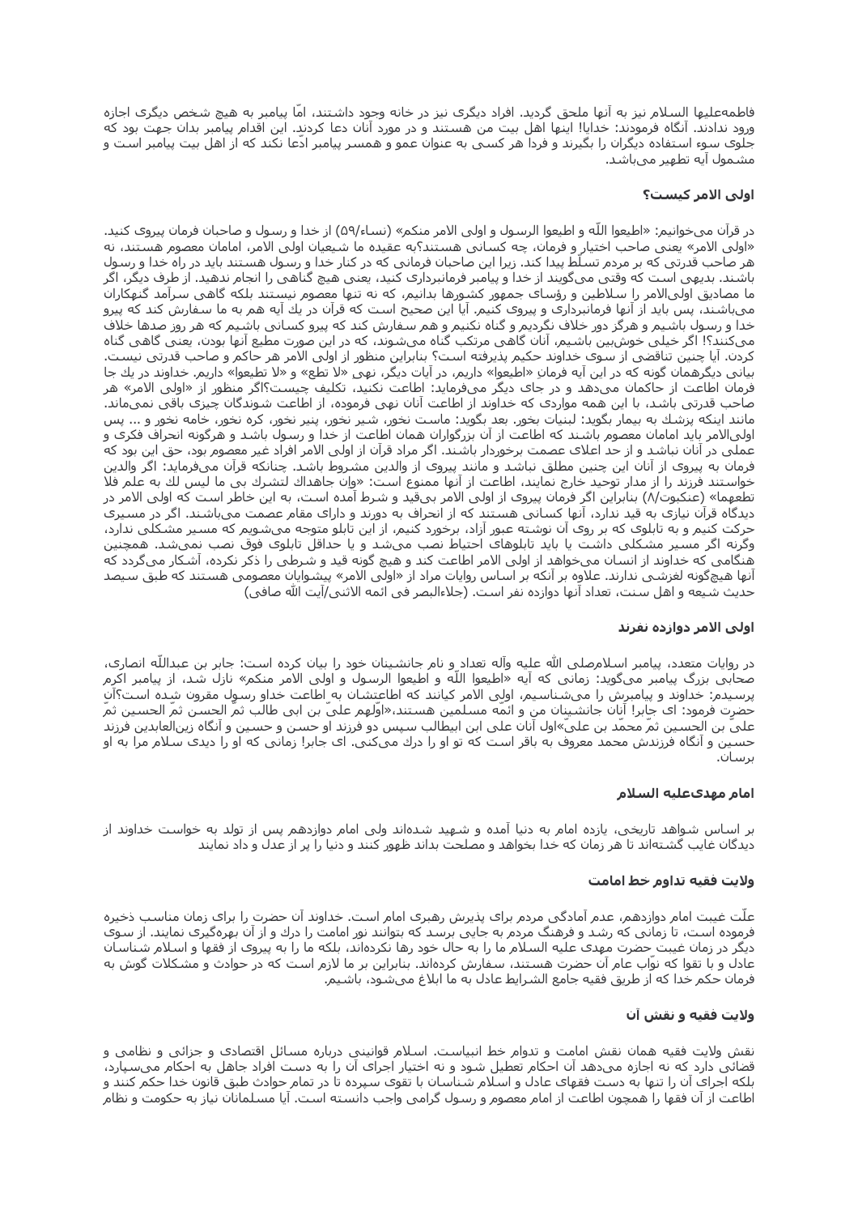فاطمه‌علیها السلام نیز به آنها ملحق گردید. افراد دیگری نیز در خانه وجود داشتند، امّا پیامبر به هیچ شخص دیگری اجازه ورود ندادند. آنگاه فرمودند: خدایا! اینها اهل بیت من هستند و در مورد آنان دعا کردند. این اقدام پیامبر بدان جهت بود که جلوی سوء استفاده دیگران را بگیرند و فردا هر کسی به عنوان عمو و همسر پیامبر ادّعا نکند که از اهل بیت پیامبر است و مشمول آیه تطهیر می‌باشد.

### اولی الامر کیست؟

در قرآن می‌خوانیم: «اطیعوا اللّه و اطیعوا الرسول و اولی الامر منکم» (نساء/۵۹) از خدا و رسول و صاحبان فرمان پیروی کنید. «اولی الامر» یعنی صاحب اختیار و فرمان، چه کسانی هستند؟به عقیده ما شیعیان اولی الامر، امامان معصوم هستند، نه هر صاحب قدرتی که بر مردم تسلّط پیدا کند. زیرا این صاحبان فرمانی که در کنار خدا و رسول هستند باید در راه خدا و رسول باشند. بدیهی است که وقتی می‌گویند از خدا و پیامبر فرمانبرداری کنید، یعنی هیچ گناهی را انجام ندهید. از طرف دیگر، اگر ما مصادیق اولی‌الامر را سلاطین و رؤسای جمهور کشورها بدانیم، که نه تنها معصوم نیستند بلکه گاهی سرآمد گنهکاران می‌باشند، پس باید از آنها فرمانبرداری و پیروی کنیم. آیا این صحیح است که قرآن در یك آیه هم به ما سفارش کند که پیرو خدا و رسول باشیم و هرگز دور خلاف نگردیم و گناه نکنیم و هم سفارش کند که پیرو کسانی باشیم که هر روز صدها خلاف می‌کنند؟! اگر خیلی خوش‌بین باشیم، آنان گاهی مرتکب گناه می‌شوند، که در این صورت مطیع آنها بودن، یعنی گاهی گناه کردن. آیا چنین تناقضی از سوی خداوند حکیم پذیرفته است؟ بنابراین منظور از اولی الامر هر حاکم و صاحب قدرتی نیست. بیانی دیگرهمان گونه که در این آیه فرمانِ «اطیعوا» داریم، در آیات دیگر، نهی «لا تطع» و «لا تطیعوا» داریم. خداوند در یك جا فرمان اطاعت از حاکمان می‌دهد و در جای دیگر می‌فرماید: اطاعت نکنید، تکلیف چیست؟اگر منظور از «اولی الامر» هر صاحب قدرتی باشد، با این همه مواردی که خداوند از اطاعت آنان نهی فرموده، از اطاعت شوندگان چیزی باقی نمی‌ماند. مانند اینکه پزشك به بیمار بگوید: لبنیات بخور. بعد بگوید: ماست نخور، شیر نخور، پنیر نخور، کره نخور، خامه نخور و ... پس اولی‌الامر باید امامان معصوم باشند که اطاعت از آن بزرگواران همان اطاعت از خدا و رسول باشد و هرگونه انحراف فکری و عملی در آنان نباشد و از حد اعلای عصمت برخوردار باشند. اگر مراد قرآن از اولی الامر افراد غیر معصوم بود، حق این بود که فرمان به پیروی از آنان این چنین مطلق نباشد و مانند پیروی از والدین مشروط باشد. چنانکه قرآن می‌فرماید: اگر والدین خواستند فرزند را از مدار توحید خارج نمایند، اطاعت از آنها ممنوع است: «وان جاهداك لتشرك بی ما لیس لك به علم فلا تطعهما» (عنکبوت/۸) بنابراین اگر فرمان پیروی از اولی الامر بی‌قید و شرط آمده است، به این خاطر است که اولی الامر در دیدگاه قرآن نیازی به قید ندارد، آنها کسانی هستند که از انحراف به دورند و دارای مقام عصمت می‌باشند. اگر در مسیری حرکت کنیم و به تابلوی که بر روی آن نوشته عبور آزاد، برخورد کنیم، از این تابلو متوجه می‌شویم که مسیر مشکلی ندارد، وگرنه اگر مسیر مشکلی داشت یا باید تابلوهای احتیاط نصب می‌شد و یا حداقل تابلوی فوق نصب نمی‌شد. همچنین هنگامی که خداوند از انسان می‌خواهد از اولی الامر اطاعت کند و هیچ گونه قید و شرطی را ذکر نکرده، آشکار می‌گردد که آنها هیچ‌گونه لغزشی ندارند. علاوه بر آنکه بر اساس روایات مراد از «اولی الامر» پیشوایان معصومی هستند که طبق سیصد حدیث شیعه و اهل سنت، تعداد آنها دوازده نفر است. (جلاءالبصر فی ائمه الاثنی/آیت اللّه صافی)

### اولی الامر دوازده نفرند

در روایات متعدد، پیامبر اسلام‌صلی اللّه علیه وآله تعداد و نام جانشینان خود را بیان کرده است: جابر بن عبداللّه انصاری، صحابی بزرگ پیامبر می‌گوید: زمانی که آیه «اطیعوا اللّه و اطیعوا الرسول و اولی الامر منکم» نازل شد، از پیامبر اکرم پرسیدم: خداوند و پیامبرش را می‌شناسیم، اولی الامر کیانند که اطاعتشان به اطاعت خداو رسول مقرون شده است؟آن حضرت فرمود: ای جابر! آنان جانشینان من و ائمّه مسلمین هستند،«اوّلهم علیّ بن ابی طالب ثمّ الحسن ثمّ الحسین ثمّ علیّ بن الحسین ثمّ محمّد بن علیّ»اول آنان علی ابن ابیطالب سپس دو فرزند او حسن و حسین و آنگاه زین‌العابدین فرزند حسین و آنگاه فرزندش محمد معروف به باقر است که تو او را درك می‌کنی. ای جابر! زمانی که او را دیدی سلام مرا به او برسان.

### امام مهدی‌علیه السلام

بر اساس شواهد تاریخی، یازده امام به دنیا آمده و شهید شده‌اند ولی امام دوازدهم پس از تولد به خواست خداوند از دیدگان غایب گشته‌اند تا هر زمان که خدا بخواهد و مصلحت بداند ظهور کنند و دنیا را پر از عدل و داد نمایند

### ولایت فقیه تداوم خط امامت

علّت غیبت امام دوازدهم، عدم آمادگی مردم برای پذیرش رهبری امام است. خداوند آن حضرت را برای زمان مناسب ذخیره فرموده است، تا زمانی که رشد و فرهنگ مردم به جایی برسد که بتوانند نور امامت را درك و از آن بهره‌گیری نمایند. از سوی دیگر در زمان غیبت حضرت مهدی علیه السلام ما را به حال خود رها نکرده‌اند، بلکه ما را به پیروی از فقها و اسلام شناسان عادل و با تقوا که نوّاب عام آن حضرت هستند، سفارش کرده‌اند. بنابراین بر ما لازم است که در حوادث و مشکلات گوش به فرمان حکم خدا که از طریق فقیه جامع الشرایط عادل به ما ابلاغ می‌شود، باشیم.

### ولایت فقیه و نقش آن

نقش ولایت فقیه همان نقش امامت و تداوم خط انبیاست. اسلام قوانینی درباره مسائل اقتصادی و جزائی و نظامی و قضائی دارد که نه اجازه می‌دهد آن احکام تعطیل شود و نه اختیار اجرای آن را به دست افراد جاهل به احکام می‌سپارد، بلکه اجرای آن را تنها به دست فقهای عادل و اسلام شناسان با تقوی سپرده تا در تمام حوادث طبق قانون خدا حکم کنند و اطاعت از آن فقها را همچون اطاعت از امام معصوم و رسول گرامی واجب دانسته است. آیا مسلمانان نیاز به حکومت و نظام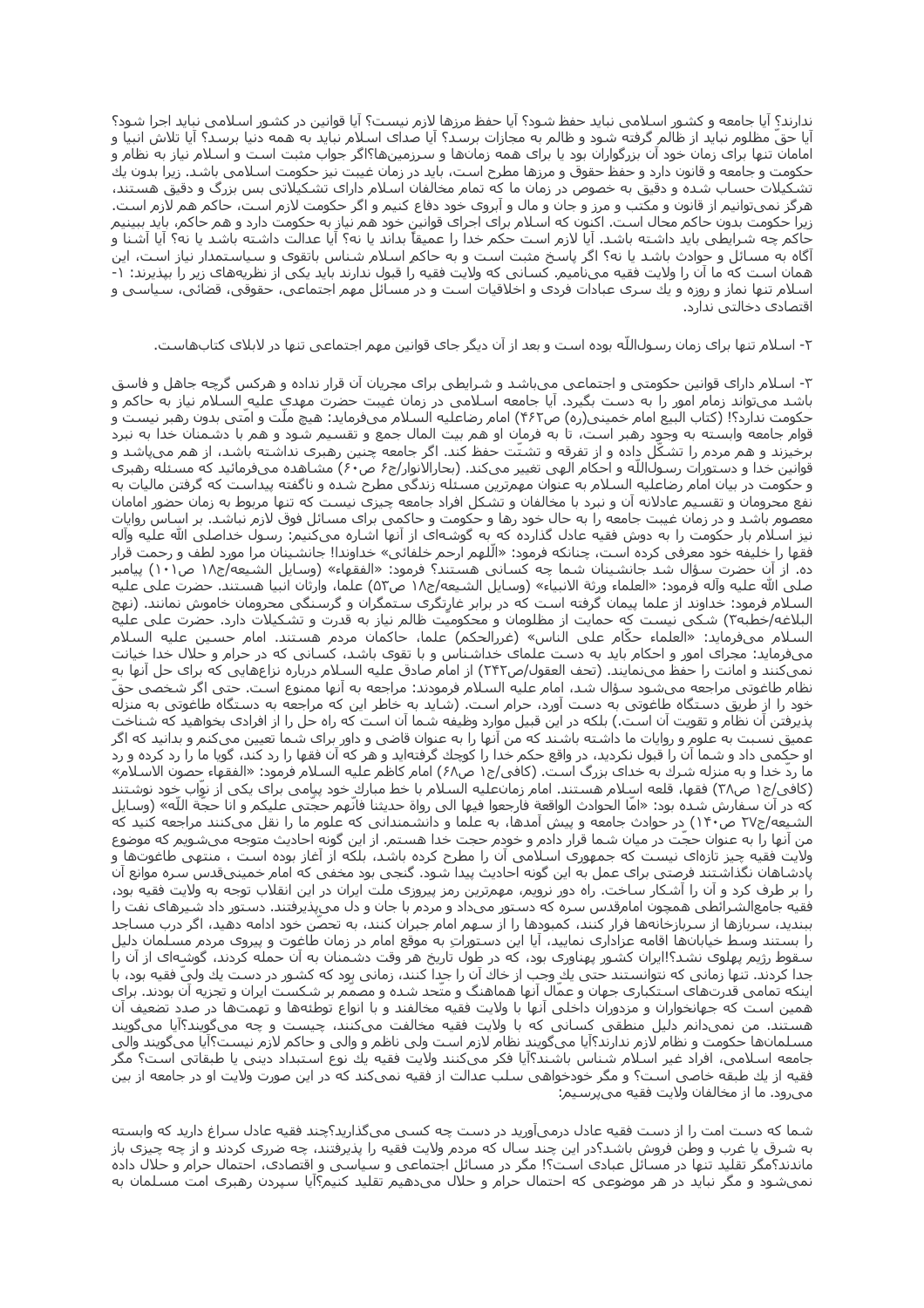ندارند؟ آیا جامعه و کشور اسلامی نباید حفظ شود؟ آیا حفظ مرزها لازم نیست؟ آیا قوانین در کشور اسلامی نباید اجرا شود؟ آیا حقّ مظلوم نباید از ظالم گرفته شود و ظالم به مجازات برسد؟ آیا صدای اسلام نباید به همه دنیا برسد؟ آیا تلاش انبیا و امامان تنها برای زمان خود آن بزرگواران بود یا برای همه زمان‌ها و سرزمین‌ها؟اگر جواب مثبت است و اسلام نیاز به نظام و حکومت و جامعه و قانون دارد و حفظ حقوق و مرزها مطرح است، باید در زمان غیبت نیز حکومت اسلامی باشد. زیرا بدون یك تشکیلات حساب شده و دقیق به خصوص در زمان ما که تمام مخالفان اسلام دارای تشکیلاتی بس بزرگ و دقیق هستند، هرگز نمی‌توانیم از قانون و مکتب و مرز و جان و مال و آبروی خود دفاع کنیم و اگر حکومت لازم است، حاکم هم لازم است. زیرا حکومت بدون حاکم محال است. اکنون که اسلام برای اجرای قوانین خود هم نیاز به حکومت دارد و هم حاکم، باید ببینیم حاکم چه شرایطی باید داشته باشد. آیا لازم است حکم خدا را عمیقاً بداند یا نه؟ آیا عدالت داشته باشد یا نه؟ آیا آشنا و آگاه به مسائل و حوادث باشد یا نه؟ اگر پاسخ مثبت است و به حاکم اسلام شناس باتقوی و سیاستمدار نیاز است، این همان است که ما آن را ولایت فقیه می‌نامیم. کسانی که ولایت فقیه را قبول ندارند باید یکی از نظریه‌های زیر را بپذیرند: ۱- اسلام تنها نماز و روزه و یك سری عبادات فردی و اخلاقیات است و در مسائل مهم اجتماعی، حقوقی، قضائی، سیاسی و اقتصادی دخالتی ندارد.

۲- اسلام تنها برای زمان رسول‌اللّه بوده است و بعد از آن دیگر جای قوانین مهم اجتماعی تنها در لابلای کتاب‌هاست.

۳- اسلام دارای قوانین حکومتی و اجتماعی می‌باشد و شرایطی برای مجریان آن قرار نداده و هرکس گرچه جاهل و فاسق باشد می‌تواند زمام امور را به دست بگیرد. آیا جامعه اسلامی در زمان غیبت حضرت مهدی علیه السلام نیاز به حاکم و حکومت ندارد؟! (کتاب البیع امام خمینی(ره) ص۴۶۲) امام رضاعلیه السلام می‌فرماید: هیچ ملّت و امّتی بدون رهبر نیست و قوام جامعه وابسته به وجود رهبر است، تا به فرمان او هم بیت المال جمع و تقسیم شود و هم با دشمنان خدا به نبرد برخیزند و هم مردم را تشکّل داده و از تفرقه و تشتّت حفظ کند. اگر جامعه چنین رهبری نداشته باشد، از هم می‌پاشد و قوانین خدا و دستورات رسول‌اللّه و احکام الهی تغییر می‌کند. (بحارالانوار/ج۶ ص۶۰) مشاهده می‌فرمائید که مسئله رهبری و حکومت در بیان امام رضاعلیه السلام به عنوان مهم‌ترین مسئله زندگی مطرح شده و ناگفته پیداست که گرفتن مالیات به نفع محرومان و تقسیم عادلانه آن و نبرد با مخالفان و تشکل افراد جامعه چیزی نیست که تنها مربوط به زمان حضور امامان معصوم باشد و در زمان غیبت جامعه را به حال خود رها و حکومت و حاکمی برای مسائل فوق لازم نباشد. بر اساس روایات نیز اسلام بار حکومت را به دوش فقیه عادل گذارده که به گوشه‌ای از آنها اشاره می‌کنیم: رسول خداصلی اللّه علیه وآله فقها را خلیفه خود معرفی کرده است، چنانکه فرمود: «اللّهم ارحم خلفائی» خداوندا! جانشینان مرا مورد لطف و رحمت قرار ده. از آن حضرت سؤال شد جانشینان شما چه کسانی هستند؟ فرمود: «الفقهاء» (وسایل الشیعه/ج۱۸ ص۱۰۱) پیامبر صلی اللّه علیه وآله فرمود: «العلماء ورثة الانبیاء» (وسایل الشیعه/ج۱۸ ص۵۳) علما، وارثان انبیا هستند. حضرت علی علیه السلام فرمود: خداوند از علما پیمان گرفته است که در برابر غارتگری ستمگران و گرسنگی محرومان خاموش نمانند. (نهج البلاغه/خطبه۳) شکی نیست که حمایت از مظلومان و محکومیّت ظالم نیاز به قدرت و تشکیلات دارد. حضرت علی علیه السلام می‌فرماید: «العلماء حکّام علی الناس» (غررالحکم) علما، حاکمان مردم هستند. امام حسین علیه السلام می‌فرماید: مجرای امور و احکام باید به دست علمای خداشناس و با تقوی باشد، کسانی که در حرام و حلال خدا خیانت نمی‌کنند و امانت را حفظ می‌نمایند. (تحف العقول/ص۲۴۲) از امام صادق علیه السلام درباره نزاع‌هایی که برای حل آنها به نظام طاغوتی مراجعه می‌شود سؤال شد، امام علیه السلام فرمودند: مراجعه به آنها ممنوع است. حتی اگر شخصی حقّ خود را از طریق دستگاه طاغوتی به دست آورد، حرام است. (شاید به خاطر این که مراجعه به دستگاه طاغوتی به منزله پذیرفتن آن نظام و تقویت آن است.) بلکه در این قبیل موارد وظیفه شما آن است که راه حل را از افرادی بخواهید که شناخت عمیق نسبت به علوم و روایات ما داشته باشند که من آنها را به عنوان قاضی و داور برای شما تعیین می‌کنم و بدانید که اگر او حکمی داد و شما آن را قبول نکردید، در واقع حکم خدا را کوچك گرفته‌اید و هر که آن فقها را رد کند، گویا ما را رد کرده و رد ما ردّ خدا و به منزله شرك به خدای بزرگ است. (کافی/ج۱ ص۶۸) امام کاظم علیه السلام فرمود: «الفقهاء حصون الاسلام» (کافی/ج۱ ص۳۸) فقها، قلعه اسلام هستند. امام زمان‌علیه السلام به خط مبارك خود پیامی برای یکی از نوّاب خود نوشتند که در آن سفارش شده بود: «امّا الحوادث الواقعة فارجعوا فیها الی رواة حدیثنا فانّهم حجّتی علیکم و انا حجّة اللّه» (وسایل الشیعه/ج۲۷ ص۱۴۰) در حوادث جامعه و پیش آمدها، به علما و دانشمندانی که علوم ما را نقل می‌کنند مراجعه کنید که من آنها را به عنوان حجّت در میان شما قرار دادم و خودم حجت خدا هستم. از این گونه احادیث متوجه می‌شویم که موضوع ولایت فقیه چیز تازه‌ای نیست که جمهوری اسلامی آن را مطرح کرده باشد، بلکه از آغاز بوده است ، منتهی طاغوت‌ها و پادشاهان نگذاشتند فرصتی برای عمل به این گونه احادیث پیدا شود. گنجی بود مخفی که امام خمینی‌قدس سره موانع آن را بر طرف کرد و آن را آشکار ساخت. راه دور نرویم، مهم‌ترین رمز پیروزی ملت ایران در این انقلاب توجه به ولایت فقیه بود، فقیه جامع‌الشرائطی همچون امام‌قدس سره که دستور می‌داد و مردم با جان و دل می‌پذیرفتند. دستور داد شیرهای نفت را ببندید، سربازها از سربازخانه‌ها فرار کنند، کمبودها را از سهم امام جبران کنند، به تحصّن خود ادامه دهید، اگر درب مساجد را بستند وسط خیابان‌ها اقامه عزاداری نمایید، آیا این دستوراتِ به موقع امام در زمان طاغوت و پیروی مردم مسلمان دلیل سقوط رژیم پهلوی نشد؟!ایران کشور پهناوری بود، که در طول تاریخ هر وقت دشمنان به آن حمله کردند، گوشه‌ای از آن را جدا کردند. تنها زمانی که نتوانستند حتی یك وجب از خاك آن را جدا کنند، زمانی بود که کشور در دست یك ولیّ فقیه بود، با اینکه تمامی قدرت‌های استکباری جهان و عمّال آنها هماهنگ و متّحد شده و مصمّم بر شکست ایران و تجزیه آن بودند. برای همین است که جهانخواران و مزدوران داخلی آنها با ولایت فقیه مخالفند و با انواع توطئه‌ها و تهمت‌ها در صدد تضعیف آن هستند. من نمی‌دانم دلیل منطقی کسانی که با ولایت فقیه مخالفت می‌کنند، چیست و چه می‌گویند؟آیا می‌گویند مسلمان‌ها حکومت و نظام لازم ندارند؟آیا می‌گویند نظام لازم است ولی ناظم و والی و حاکم لازم نیست؟آیا می‌گویند والی جامعه اسلامی، افراد غیر اسلام شناس باشند؟آیا فکر می‌کنند ولایت فقیه یك نوع استبداد دینی یا طبقاتی است؟ مگر فقیه از یك طبقه خاصی است؟ و مگر خودخواهی سلب عدالت از فقیه نمی‌کند که در این صورت ولایت او در جامعه از بین می‌رود. ما از مخالفان ولایت فقیه می‌پرسیم:

شما که دست امت را از دست فقیه عادل درمی‌آورید در دست چه کسی می‌گذارید؟چند فقیه عادل سراغ دارید که وابسته به شرق یا غرب و وطن فروش باشد؟در این چند سال که مردم ولایت فقیه را پذیرفتند، چه ضرری کردند و از چه چیزی باز ماندند؟مگر تقلید تنها در مسائل عبادی است؟! مگر در مسائل اجتماعی و سیاسی و اقتصادی، احتمال حرام و حلال داده نمی‌شود و مگر نباید در هر موضوعی که احتمال حرام و حلال می‌دهیم تقلید کنیم؟آیا سپردن رهبری امت مسلمان به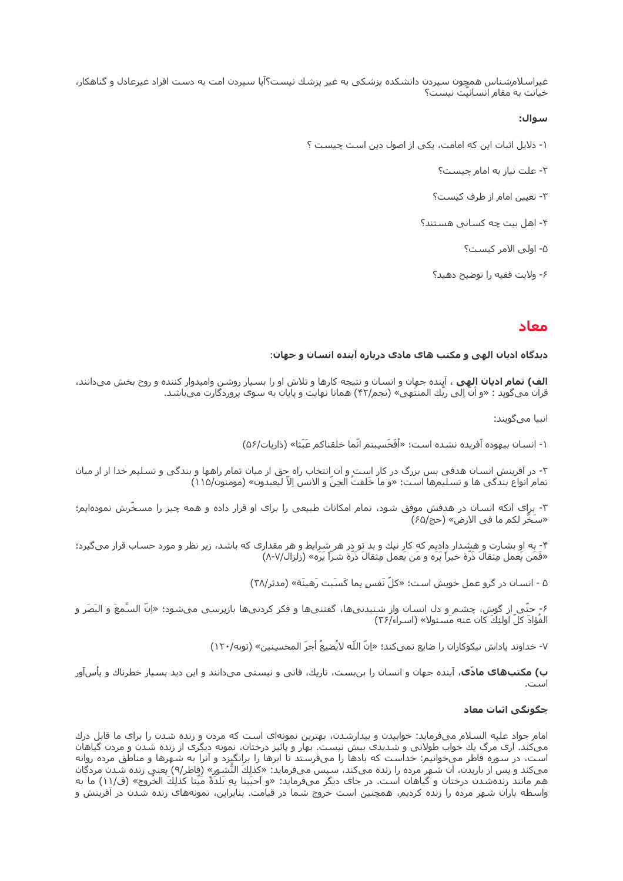غیراسلام‌شناس همچون سپردن دانشکده پزشکی به غیر پزشک نیست؟آیا سپردن امت به دست افراد غیرعادل و گناهکار، خیانت به مقام انسانیت نیست؟

**سوال:**

۱- دلایل اثبات این که امامت، یکی از اصول دین است چیست ؟

۲- علت نیاز به امام چیست؟

۳- تعیین امام از طرف کیست؟

۴- اهل بیت چه کسانی هستند؟

۵- اولی الامر کیست؟

۶- ولایت فقیه را توضیح دهید؟

## معاد

**دیدگاه ادیان الهی و مکتب های مادی درباره آینده انسان و جهان:**

**الف) تمام ادیان الهی** ، آینده جهان و انسان و نتیجه کارها و تلاش او را بسیار روشن وامیدوار کننده و روح بخش می‌دانند، قرآن می‌گوید : «و أنّ اِلی ربّك المنتهی» (نجم/۴۲) همانا نهایت و پایان به سوی پروردگارت می‌باشد.

انبیا می‌گویند:

۱- انسان بیهوده آفریده نشده است؛ «أفَحَسِبتم انّما خلقناکم عَبَثا» (ذاریات/۵۶)

۲- در آفرینش انسان هدفی بس بزرگ در کار است و آن انتخاب راه حق از میان تمام راهها و بندگی و تسلیم خدا از از میان تمام انواع بندگی ها و تسلیم‌ها است؛ «و ما خَلَقتُ الجِنّ و الانس اِلاّ لیعبدون» (مومنون/۱۱۵)

۳- برای آنکه انسان در هدفش موفق شود، تمام امکانات طبیعی را برای او قرار داده و همه چیز را مسخّرش نموده‌ایم؛ «سخّر لکم ما فی الارض» (حج/۶۵)

۴- به او بشارت و هشدار دادیم که کار نیك و بد تو در هر شرایط و هر مقداری که باشد، زیر نظر و مورد حساب قرار می‌گیرد؛ «فَمَن یَعمل مِثقالَ ذَرّة خیراً یَرَه و مَن یَعمل مِثقالَ ذَرّة شراً یَرَه» (زلزال/۷-۸)

۵ - انسان در گرو عمل خویش است؛ «کلّ نَفسٍ بِما کَسَبت رَهینَة» (مدثر/۳۸)

۶- حتّی از گوش، چشم و دل انسان واز شنیدنی‌ها، گفتنی‌ها و فکر کردنی‌ها بازپرسی می‌شود؛ «اِنّ السَّمعَ و البَصَر و الفُؤادَ کلّ اولئِكَ کان عنه مَسئولا» (اسراء/۳۶)

۷- خداوند پاداش نیکوکاران را ضایع نمی‌کند؛ «اِنّ اللّه لایُضیعُ أجرَ المحسنین» (توبه/۱۲۰)

**ب) مکتب‌های مادّی**، آینده جهان و انسان را بن‌بست، تاریك، فانی و نیستی می‌دانند و این دید بسیار خطرناك و یأس‌آور است.

**چگونگی اثبات معاد**

امام جواد علیه السلام می‌فرماید: خوابیدن و بیدارشدن، بهترین نمونه‌ای است که مردن و زنده شدن را برای ما قابل درك می‌کند. آری مرگ یك خواب طولانی و شدیدی بیش نیست. بهار و پائیز درختان، نمونه دیگری از زنده شدن و مردن گیاهان است، در سوره فاطر می‌خوانیم: خداست که بادها را می‌فرستد تا ابرها را برانگیزد و آنرا به شهرها و مناطق مرده روانه می‌کند و پس از باریدن، آن شهر مرده را زنده می‌کند، سپس می‌فرماید: «کذلِكَ النُّشور» (فاطر/۹) یعنی زنده شدن مردگان هم مانند زنده‌شدن درختان و گیاهان است. در جای دیگر می‌فرماید: «و أحیَینا بِه بَلدَةً مَیّتا کذلِكَ الخُروج» (ق/۱۱) ما به واسطه باران شهر مرده را زنده کردیم، همچنین است خروج شما در قیامت. بنابراین، نمونه‌های زنده شدن در آفرینش و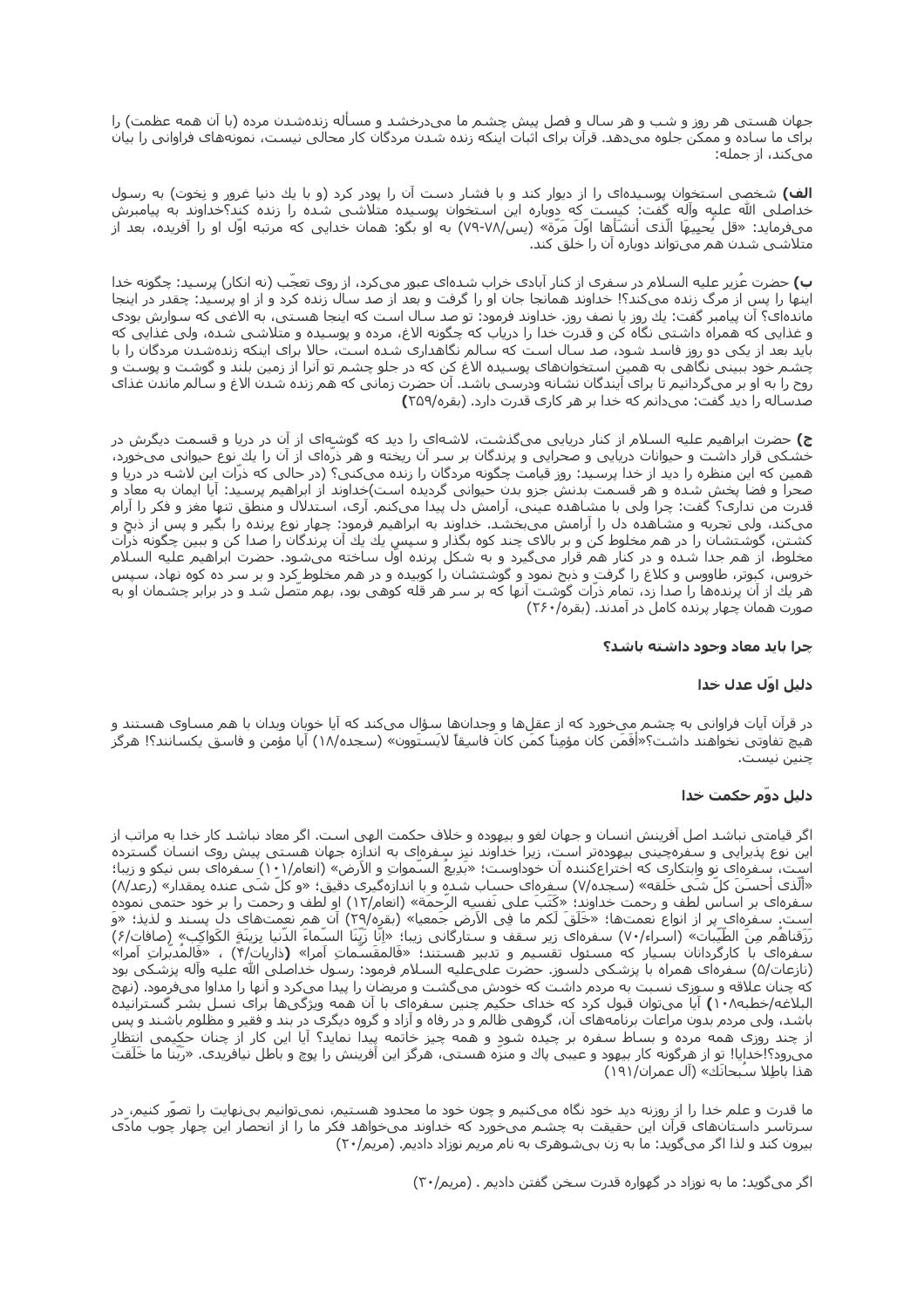جهان هستی هر روز و شب و هر سال و فصل پیش چشم ما می‌درخشد و مسأله زنده‌شدن مرده (با آن همه عظمت) را برای ما ساده و ممکن جلوه می‌دهد. قرآن برای اثبات اینکه زنده شدن مردگان کار محالی نیست، نمونه‌های فراوانی را بیان می‌کند، از جمله:

**الف)** شخصی استخوان پوسیده‌ای را از دیوار کند و با فشار دست آن را پودر کرد (و با یك دنیا غرور و نخوت) به رسول خداصلی الله علیه وآله گفت: کیست که دوباره این استخوان پوسیده متلاشی شده را زنده کند؟خداوند به پیامبرش می‌فرماید: «قل یُحییهَا الّذی أنشأها اوّلَ مَرّة» (یس/۷۸-۷۹) به او بگو: همان خدایی که مرتبه اوّل او را آفریده، بعد از متلاشی شدن هم می‌تواند دوباره آن را خلق کند.

**ب)** حضرت عُزیر علیه السلام در سفری از کنار آبادی خراب شده‌ای عبور می‌کرد، از روی تعجّب (نه انکار) پرسید: چگونه خدا اینها را پس از مرگ زنده می‌کند؟! خداوند همانجا جان او را گرفت و بعد از صد سال زنده کرد و از او پرسید: چقدر در اینجا مانده‌ای؟ آن پیامبر گفت: یك روز یا نصف روز. خداوند فرمود: تو صد سال است که اینجا هستی، به الاغی که سوارش بودی و غذایی که همراه داشتی نگاه کن و قدرت خدا را دریاب که چگونه الاغ، مرده و پوسیده و متلاشی شده، ولی غذایی که باید بعد از یکی دو روز فاسد شود، صد سال است که سالم نگاهداری شده است، حالا برای اینکه زنده‌شدن مردگان را با چشم خود ببینی نگاهی به همین استخوان‌های پوسیده الاغ کن که در جلو چشم تو آنرا از زمین بلند و گوشت و پوست و روح را به او بر می‌گردانیم تا برای آیندگان نشانه ودرسی باشد. آن حضرت زمانی که هم زنده شدن الاغ و سالم ماندن غذای صدساله را دید گفت: می‌دانم که خدا بر هر کاری قدرت دارد. (بقره/۲۵۹)

**ج)** حضرت ابراهیم علیه السلام از کنار دریایی می‌گذشت، لاشه‌ای را دید که گوشه‌ای از آن در دریا و قسمت دیگرش در خشکی قرار داشت و حیوانات دریایی و صحرایی و پرندگان بر سر آن ریخته و هر ذرّه‌ای از آن را یك نوع حیوانی می‌خورد، همین که این منظره را دید از خدا پرسید: روز قیامت چگونه مردگان را زنده می‌کنی؟ (در حالی که ذرّات این لاشه در دریا و صحرا و فضا پخش شده و هر قسمت بدنش جزو بدن حیوانی گردیده است)خداوند از ابراهیم پرسید: آیا ایمان به معاد و قدرت من نداری؟ گفت: چرا ولی با مشاهده عینی، آرامش دل پیدا می‌کنم. آری، استدلال و منطق تنها مغز و فکر را آرام می‌کند، ولی تجربه و مشاهده دل را آرامش می‌بخشد. خداوند به ابراهیم فرمود: چهار نوع پرنده را بگیر و پس از ذبح و کشتن، گوشتشان را در هم مخلوط کن و بر بالای چند کوه بگذار و سپس یك یك آن پرندگان را صدا کن و ببین چگونه ذرّات مخلوط، از هم جدا شده و در کنار هم قرار می‌گیرد و به شکل پرنده اوّل ساخته می‌شود. حضرت ابراهیم علیه السلام خروس، کبوتر، طاووس و کلاغ را گرفت و ذبح نمود و گوشتشان را کوبیده و در هم مخلوط کرد و بر سر ده کوه نهاد، سپس هر یك از آن پرنده‌ها را صدا زد، تمام ذرّات گوشت آنها که بر سر هر قله کوهی بود، بهم متصل شد و در برابر چشمان او به صورت همان چهار پرنده کامل در آمدند. (بقره/۲۶۰)

### چرا باید معاد وجود داشته باشد؟

### دلیل اوّل عدل خدا

در قرآن آیات فراوانی به چشم می‌خورد که از عقل‌ها و وجدان‌ها سؤال می‌کند که آیا خوبان وبدان با هم مساوی هستند و هیچ تفاوتی نخواهند داشت؟«أفَمَن کان مؤمِناً کمَن کانَ فاسِقاً لایَستوون» (سجده/۱۸) آیا مؤمن و فاسق یکسانند؟! هرگز چنین نیست.

### دلیل دوّم حکمت خدا

اگر قیامتی نباشد اصل آفرینش انسان و جهان لغو و بیهوده و خلاف حکمت الهی است. اگر معاد نباشد کار خدا به مراتب از این نوع پذیرایی و سفره‌چینی بیهوده‌تر است، زیرا خداوند نیز سفره‌ای به اندازه جهان هستی پیش روی انسان گسترده است، سفره‌ای نو وابتکاری که اختراع‌کننده آن خوداوست؛ «بَدیعُ السّمواتِ و الأرض» (انعام/۱۰۱) سفره‌ای بس نیکو و زیبا؛ «ألّذی أحسنَ کلّ شَیء خَلقه» (سجده/۷) سفره‌ای حساب شده و با اندازه‌گیری دقیق؛ «و کلّ شَیء عنده بِمقدار» (رعد/۸) سفره‌ای بر اساس لطف و رحمت خداوند؛ «کَتَبَ علی نَفسِه الرّحمَة» (انعام/۱۲) او لطف و رحمت را بر خود حتمی نموده است. سفره‌ای پر از انواع نعمت‌ها؛ «خَلَقَ لَکم ما فِی الأرضِ جَمعیا» (بقره/۲۹) آن هم نعمت‌های دل پسند و لذیذ؛ «وَ رَزَقناهُم مِنَ الطّیّبات» (اسراء/۷۰) سفره‌ای زیر سقف و ستارگانی زیبا؛ «إنّا زَیّنّا السّماءَ الدّنیا بِزینَةِ الکَواکِب» (صافات/۶) سفره‌ای با کارگردانان بسیار که مسئول تقسیم و تدبیر هستند؛ «فَالمقَسِّماتِ أمرا» (ذاریات/۴) ، «فَالمُدَبِّراتِ أمرا» (نازعات/۵) سفره‌ای همراه با پزشکی دلسوز. حضرت علی‌علیه السلام فرمود: رسول خداصلی الله علیه وآله پزشکی بود که چنان علاقه و سوزی نسبت به مردم داشت که خودش می‌گشت و مریضان را پیدا می‌کرد و آنها را مداوا می‌فرمود. (نهج البلاغه/خطبه۱۰۸) آیا می‌توان قبول کرد که خدای حکیم چنین سفره‌ای با آن همه ویژگی‌ها برای نسل بشر گسترانیده باشد، ولی مردم بدون مراعات برنامه‌های آن، گروهی ظالم و در رفاه و آزاد و گروه دیگری در بند و فقیر و مظلوم باشند و پس از چند روزی همه مرده و بساط سفره بر چیده شود و همه چیز خاتمه پیدا نماید؟ آیا این کار از چنان حکیمی انتظار می‌رود؟!خدایا! تو از هرگونه کار بیهود و عیبی پاك و منزه هستی، هرگز این آفرینش را پوچ و باطل نیافریدی. «رَبّنا ما خَلَقتَ هذا باطِلا سبحانَك» (آل عمران/۱۹۱)

ما قدرت و علم خدا را از روزنه دید خود نگاه می‌کنیم و چون خود ما محدود هستیم، نمی‌توانیم بی‌نهایت را تصوّر کنیم. در سرتاسر داستانهای قرآن این حقیقت به چشم می‌خورد که خداوند می‌خواهد فکر ما را از انحصار این چهار چوب مادّی بیرون کند و لذا اگر می‌گوید: ما به زن بی‌شوهری به نام مریم نوزاد دادیم. (مریم/۲۰)

اگر می‌گوید: ما به نوزاد در گهواره قدرت سخن گفتن دادیم . (مریم/۳۰)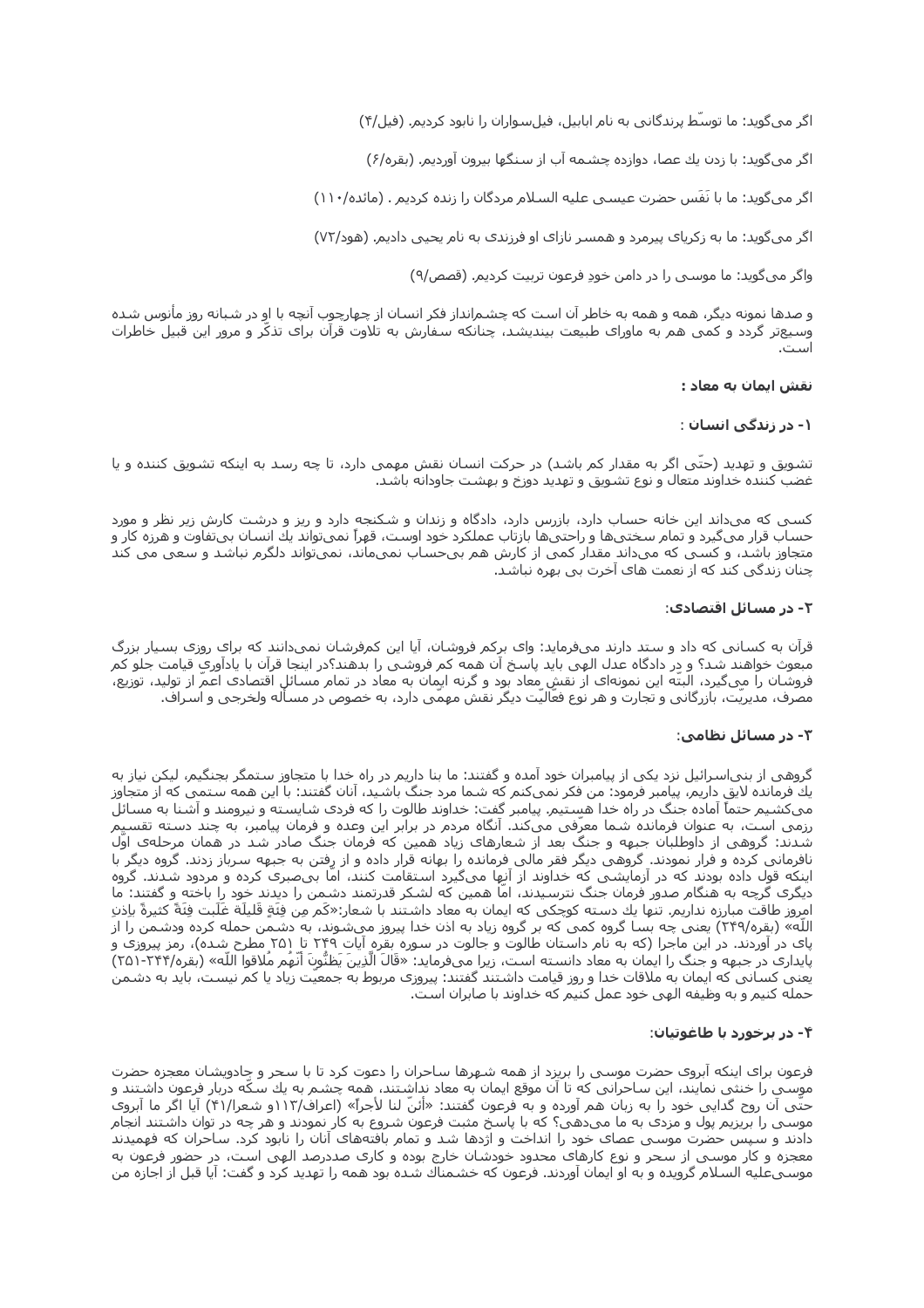اگر می‌گوید: ما توسّط پرندگانی به نام ابابیل، فیل‌سواران را نابود کردیم. (فیل/۴)

اگر می‌گوید: با زدن يك عصا، دوازده چشمه آب از سنگها بیرون آوردیم. (بقره/۶)

اگر می‌گوید: ما با نَفَس حضرت عیسی علیه السلام مردگان را زنده کردیم . (مائده/۱۱۰)

اگر می‌گوید: ما به زکریای پیرمرد و همسر نازای او فرزندی به نام یحیی دادیم. (هود/۷۲)

واگر می‌گوید: ما موسی را در دامن خودِ فرعون تربیت کردیم. (قصص/۹)

و صدها نمونه دیگر، همه و همه به خاطر آن است که چشم‌انداز فکر انسان از چهارچوب آنچه با او در شبانه روز مأنوس شده وسیع‌تر گردد و کمی هم به ماورای طبیعت بیندیشد، چنانکه سفارش به تلاوت قرآن برای تذکّر و مرور این قبیل خاطرات است.

**نقش ایمان به معاد :**

**۱- در زندگی انسان** :

تشویق و تهدید (حتّی اگر به مقدار کم باشد) در حرکت انسان نقش مهمی دارد، تا چه رسد به اینکه تشویق کننده و یا غضب کننده خداوند متعال و نوع تشویق و تهدید دوزخ و بهشت جاودانه باشد.

کسی که می‌داند این خانه حساب دارد، بازرس دارد، دادگاه و زندان و شکنجه دارد و ریز و درشت کارش زیر نظر و مورد حساب قرار می‌گیرد و تمام سختی‌ها و راحتی‌ها بازتاب عملکرد خود اوست، قهراً نمی‌تواند يك انسان بی‌تفاوت و هرزه کار و متجاوز باشد، و کسی که می‌داند مقدار کمی از کارش هم بی‌حساب نمی‌ماند، نمی‌تواند دلگرم نباشد و سعی می کند چنان زندگی کند که از نعمت های آخرت بی بهره نباشد.

**۲- در مسائل اقتصادی**:

قرآن به کسانی که داد و ستد دارند می‌فرماید: وای برکم فروشان، آیا این کمفرشان نمی‌دانند که برای روزی بسیار بزرگ مبعوث خواهند شد؟ و در دادگاه عدل الهی باید پاسخ آن همه کم فروشی را بدهند؟در اینجا قرآن با یادآوری قیامت جلو کم فروشان را می‌گیرد، البتّه این نمونه‌ای از نقش معاد بود و گرنه ایمان به معاد در تمام مسائل اقتصادی اعمّ از تولید، توزیع، مصرف، مدیریت، بازرگانی و تجارت و هر نوع فعّالیّت دیگر نقش مهمّی دارد، به خصوص در مسأله ولخرجی و اسراف.

**۳- در مسائل نظامی**:

گروهی از بنی‌اسرائیل نزد یکی از پیامبران خود آمده و گفتند: ما بنا داریم در راه خدا با متجاوز ستمگر بجنگیم، لیکن نیاز به يك فرمانده لایق داریم، پیامبر فرمود: من فکر نمی‌کنم که شما مرد جنگ باشید، آنان گفتند: با این همه ستمی که از متجاوز می‌کشیم حتماً آماده جنگ در راه خدا هستیم. پیامبر گفت: خداوند طالوت را که فردی شایسته و نیرومند و آشنا به مسائل رزمی است، به عنوان فرمانده شما معرّفی می‌کند. آنگاه مردم در برابر این وعده و فرمان پیامبر، به چند دسته تقسیم شدند: گروهی از داوطلبان جبهه و جنگ بعد از شعارهای زیاد همین که فرمان جنگ صادر شد در همان مرحله‌ی اوّل نافرمانی کرده و فرار نمودند. گروهی دیگر فقر مالی فرمانده را بهانه قرار داده و از رفتن به جبهه سرباز زدند. گروه دیگر با اینکه قول داده بودند که در آزمایشی که خداوند از آنها می‌گیرد استقامت کنند، امّا بی‌صبری کرده و مردود شدند. گروه دیگری گرچه به هنگام صدور فرمان جنگ نترسیدند، امّا همین که لشکر قدرتمند دشمن را دیدند خود را باخته و گفتند: ما امروز طاقت مبارزه نداریم. تنها يك دسته کوچکی که ایمان به معاد داشتند با شعار:«كَم مِن فِئَةٍ قَليلَةٍ غَلَبت فِئَةً كثيرةً بِإذنِ اللّه» (بقره/۲۴۹) یعنی چه بسا گروه کمی که بر گروه زیاد به اذن خدا پیروز می‌شوند، به دشمن حمله کرده ودشمن را از پای در آوردند. در این ماجرا (که به نام داستان طالوت و جالوت در سوره بقره آیات ۲۴۹ تا ۲۵۱ مطرح شده)، رمز پیروزی و پایداری در جبهه و جنگ را ایمان به معاد دانسته است، زیرا می‌فرماید: «قَالَ الّذِينَ يَظنُّونَ اَنّهُم مُلاقوا اللّه» (بقره/۲۴۴-۲۵۱) یعنی کسانی که ایمان به ملاقات خدا و روز قیامت داشتند گفتند: پیروزی مربوط به جمعیّت زیاد یا کم نیست، باید به دشمن حمله کنیم و به وظیفه الهی خود عمل کنیم که خداوند با صابران است.

**۴- در برخورد با طاغوتیان**:

فرعون برای اینکه آبروی حضرت موسی را بریزد از همه شهرها ساحران را دعوت کرد تا با سحر و جادویشان معجزه حضرت موسی را خنثی نمایند، این ساحرانی که تا آن موقع ایمان به معاد نداشتند، همه چشم به يك سکّه دربار فرعون داشتند و حتّی آن روح گدایی خود را به زبان هم آورده و به فرعون گفتند: «أئنّ لنا لأجراً» (اعراف/۱۱۳و شعرا/۴۱) آیا اگر ما آبروی موسی را بریزیم پول و مزدی به ما می‌دهی؟ که با پاسخ مثبت فرعون شروع به کار نمودند و هر چه در توان داشتند انجام دادند و سپس حضرت موسی عصای خود را انداخت و اژدها شد و تمام بافته‌های آنان را نابود کرد. ساحران که فهمیدند معجزه و کار موسی از سحر و نوع کارهای محدود خودشان خارج بوده و کاری صددرصد الهی است، در حضور فرعون به موسی‌علیه السلام گرویده و به او ایمان آوردند. فرعون که خشمناك شده بود همه را تهدید کرد و گفت: آیا قبل از اجازه من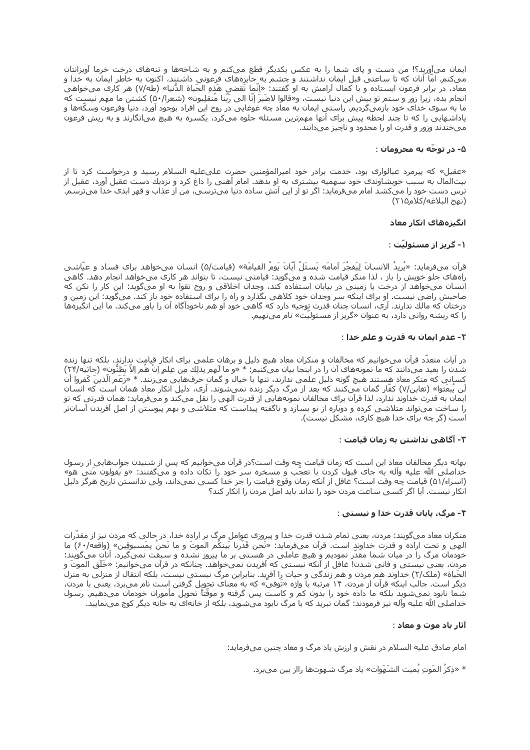ایمان می‌آورید؟! من دست و پای شما را به عکس یکدیگر قطع می‌کنم و به شاخه‌ها و تنه‌های درخت خرما آویزانتان می‌کنم. امّا آنان که تا ساعتی قبل ایمان نداشتند و چشم به جایزه‌های فرعونی داشتند، اکنون به خاطر ایمان به خدا و معاد، در برابر فرعون ایستاده و با کمال آرامش به او گفتند: «اِنّما تَقضي هٰذِهِ الحَياةَ الدُّنيا» (طه/۷) هر کاری می‌خواهی انجام بده، زیرا زور و ستم تو بیش این دنیا نیست، و«قالوا لاضَيرَ اِنّا الى رَبّنا مُنقَلِبون» (شعرا/۵۰) کشتن ما مهم نیست که ما به سوی خدای خود بازمی‌گردیم. راستی ایمان به معاد چه غوغایی در روح این افراد بوجود آورد، دنیا وفرعون وسکّه‌ها و پاداشهایی را که تا چند لحظه پیش برای آنها مهمترین مسئله جلوه می‌کرد، یکسره به هیچ می‌انگارند و به ریش فرعون می‌خندند وزور و قدرت او را محدود و ناچیز می‌دانند.

### ۵- در توجّه به محرومان :

«عقیل» که پیرمرد عیالواری بود، خدمت برادر خود امیرالمؤمنین حضرت علی‌علیه السلام رسید و درخواست کرد تا از بیت‌المال به سبب خویشاوندی خود سهمیه بیشتری به او بدهد. امام آهنی را داغ کرد و نزدیك دست عقیل آورد، عقیل از ترس دست خود را می‌کشد امام می‌فرماید: اگر تو از این آتش ساده دنیا می‌ترسی، من از عذاب و قهر ابدی خدا می‌ترسم. (نهج البلاغه/کلام۲۱۵)

### انگیزه‌های انکار معاد

### ۱- گریز از مسئولیّت :

قرآن می‌فرماید: «يُريدُ الانسانَ لِيَفجُرَ اَمامَه يَسئَلُ اَيّانَ يَومُ القيامَة» (قیامت/۵) انسان می‌خواهد برای فساد و عیّاشی راه‌های جلو خویش را باز ، لذا منکر قیامت شده و می‌گوید: قیامتی نیست، تا بتواند هر کاری می‌خواهد انجام دهد. گاهی انسان می‌خواهد از درخت یا زمینی در بیابان استفاده کند، وجدان اخلاقی و روح تقوا به او می‌گوید: این کار را نکن که صاحبش راضی نیست. او برای اینکه سر وجدان خود کلاهی بگذارد و راه را برای استفاده خود باز کند. می‌گوید: این زمین و درختان که مالك ندارند. آری، انسان چنان قدرت توجیه دارد که گاهی خود او هم ناخودآگاه آن را باور می‌کند. ما این انگیزه‌ها را که ریشه روانی دارد، به عنوان «گریز از مسئولیّت» نام می‌نهیم.

### ۲- عدم ایمان به قدرت و علم خدا :

در آیات متعدّد قرآن می‌خوانیم که مخالفان و منکران معاد هیچ دلیل و برهان علمی برای انکار قیامت ندارند، بلکه تنها زنده شدن را بعید می‌دانند که ما نمونه‌های آن را در اینجا بیان می‌کنیم: * «و ما لَهم بِذلِكَ مِن عِلمٍ اِنْ هُم اِلاّ يَظنُّون» (جاثیه/۲۴) کسانی که منکر معاد هستند هیچ گونه دلیل علمی ندارند، تنها با خیال و گمان حرفهایی می‌زنند. * «زَعَمَ الّذينَ كَفَروا أن لَن يُبعثوا» (تغابن/۷) کفّار گمان می‌کنند که بعد از مرگ دیگر زنده نمی‌شوند. آری، دلیل انکار معاد همان است که انسان ایمان به قدرت خداوند ندارد، لذا قرآن برای مخالفان نمونه‌هایی از قدرت الهی را نقل می‌کند و می‌فرماید: همان قدرتی که تو را ساخت می‌تواند متلاشی کرده و دوباره از نو بسازد و ناگفته پیداست که متلاشی و بهم پیوستن از اصل آفریدن آسان‌تر است (گر چه برای خدا هیچ کاری، مشکل نیست).

### ۳- آگاهی نداشتن به زمان قیامت :

بهانه دیگر مخالفان معاد این است که زمان قیامت چه وقت است؟در قرآن می‌خوانیم که پس از شنیدن جوابهایی از رسول خداصلی اللّه علیه وآله به جای قبول کردن با تعجّب و مسخره سر خود را تکان داده و می‌گفتند: «و يَقولونَ مَتى هو» (اسراء/۵۱) قیامت چه وقت است؟ غافل از آنکه زمان وقوع قیامت را جز خدا کسی نمی‌داند، ولی ندانستن تاریخ هرگز دلیل انکار نیست. آیا اگر کسی ساعت مردن خود را نداند باید اصل مردن را انکار کند؟

### ۴- مرگ، پایان قدرت خدا و نیستی :

منکران معاد می‌گویند: مردن، یعنی تمام شدن قدرت خدا و پیروزی عوامل مرگ بر اراده خدا، در حالی که مردن نیز از مقدّرات الهی و تحت اراده و قدرت خداوند است. قرآن می‌فرماید: «نَحن قَدّرنا بَينَكُم الموتَ و ما نَحنُ بِمَسبوقين» (واقعه/۶۰) ما خودمان مرگ را در میان شما مقدّر نمودیم و هیچ عاملی در هستی بر ما پیروز نشده و سبقت نمی‌گیرد. آنان می‌گویند: مردن، یعنی نیستی و فانی شدن! غافل از آنکه نیستی که آفریدن نمی‌خواهد. چنانکه در قرآن می‌خوانیم: «خَلَقَ الموتَ و الحَياة» (ملك/۲) خداوند هم مردن و هم زندگی و حیات را آفرید. بنابراین مرگ نیستی نیست، بلکه انتقال از منزلی به منزل دیگر است. جالب اینکه قرآن از مردن، ۱۴ مرتبه با واژه «تَوفّی» که به معنای تحویل گرفتن است نام می‌برد، یعنی با مردن، شما نابود نمی‌شوید بلکه ما داده خود را بدون کم و کاست پس گرفته و موقّتاً تحویل مأموران خودمان می‌دهیم. رسول خداصلی اللّه علیه وآله نیز فرمودند: گمان نبرید که با مرگ نابود می‌شوید، بلکه از خانه‌ای به خانه دیگر کوچ می‌نمایید.

### آثار یاد موت و معاد :

امام صادق علیه السلام در نقش و ارزش یاد مرگ و معاد چنین می‌فرماید:

* «ذِكرُ المَوتِ يُميت الشَهَوات» یاد مرگ شهوتها رااز بین می‌برد.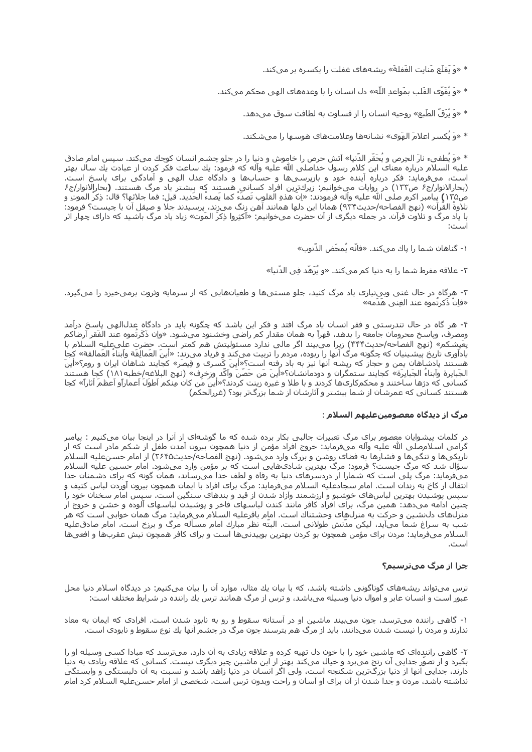* «وَ یَقلَع مَنابت الغَفلة» ریشه‌های غفلت را یکسره بر می‌کند.

* «وَ یُقَوّی القَلب بمَواعدِ اللّه» دل انسان را با وعده‌های الهی محکم می‌کند.

* «وَ یُرَقّ الطَبع» روحیه انسان را از قساوت به لطافت سوق می‌دهد.

* «وَ یُکسر اعلامَ الهَوی» نشانه‌ها وعلامت‌های هوسها را می‌شکند.

* «وَ یُطفیء نارَ الحِرص و یُحَقّر الدّنیا» آتش حرص را خاموش و دنیا را در جلو چشم انسان کوچك می‌کند. سپس امام صادق علیه السلام درباره معنای این کلام رسول خداصلی اللّه علیه وآله که فرمود: یك ساعت فکر کردن از عبادت یك سال بهتر است، می‌فرماید: فکر درباره آینده خود و بازپرسی‌ها و حسابها و دادگاه عدل الهی و آمادگی برای پاسخ است. (بحارالانوار/ج۶ ص۱۳۲) در روایات می‌خوانیم: زیرك‌ترین افراد کسانی هستند که بیشتر یاد مرگ هستند. **(**بحارالانوار/ج۶ ص۱۳۵) پیامبر اکرم صلی اللّه علیه وآله فرمودند: «اِنّ هذهِ القلوب تَصدءُ کما یَصدءُ الحَدید. قیل: فما جلائها؟ قال: ذِکرُ الموتِ و تلاوةُ القرآن» (نهج الفصاحه/حدیث۹۳۴) همانا این دلها همانند آهن زنگ می‌زند، پرسیدند جلا و صیقل آن با چیست؟ فرمود: با یاد مرگ و تلاوت قرآن. در جمله دیگری از آن حضرت می‌خوانیم: «اَکثِروا ذِکرَ المَوت» زیاد یاد مرگ باشید که دارای چهار اثر است:

۱- گناهان شما را پاك می‌کند. «فانّه یُمحّص الذّنوب»

۲- علاقه مفرط شما را به دنیا کم می‌کند. «و یُزَهّد فِی الدّنیا»

۳- هرگاه در حال غنی وبی‌نیازی یاد مرگ کنید، جلو مستی‌ها و طغیان‌هایی که از سرمایه وثروت برمی‌خیزد را می‌گیرد. «فاِنْ ذَکرتُموه عند الغِنی هَدَمه»

۴- هر گاه در حال تندرستی و فقر انسان یاد مرگ افتد و فکر این باشد که چگونه باید در دادگاه عدل‌الهی پاسخ درآمد ومصرف، وپاسخ محرومان جامعه را بدهد، قهراً به همان مقدار کم راضی وخشنود می‌شود. «واِن ذَکرتُموه عند الفَقر اَرضاکم بِعَیشکم» (نهج الفصاحه/حدیث۴۴۴) زیرا می‌بیند اگر مالی ندارد مسئولیتش هم کمتر است. حضرت علی‌علیه السلام با یادآوری تاریخ پیشینیان که چگونه مرگ آنها را ربوده، مردم را تربیت می‌کند و فریاد می‌زند: «أینَ العَمالِقَة وَأبناءُ العَمالقة» کجا هستند پادشاهان یمن و حجاز که ریشه آنها نیز به باد رفته است؟«أینَ کَسری و قِیصَر» کجایند شاهان ایران و روم؟«أینَ الجَبابِرَة وأبناءُ الجَبابِرَة» کجایند ستمگران و دودمانشان؟«أینَ مَن حَصّنَ وأکّد وزخرف» (نهج البلاغه/خطبه۱۸۱) کجا هستند کسانی که دژها ساختند و محکمکاری‌ها کردند و با طلا و غیره زینت کردند؟«أینَ مَن کان مِنکم أطوَلَ أعماراًو أعظمَ آثاراً» کجا هستند کسانی که عمرشان از شما بیشتر و آثارشان از شما بزرگ‌تر بود؟ (غررالحکم)

### مرگ از دیدگاه معصومین‌علیهم السلام :

در کلمات پیشوایان معصوم برای مرگ تعبیرات جالبی بکار برده شده که ما گوشه‌ای از آنرا در اینجا بیان می‌کنیم : پیامبر گرامی اسلام‌صلی اللّه علیه وآله می‌فرماید: خروج افراد مؤمن از دنیا همچون بیرون آمدن طفل از شکم مادر است که از تاریکی‌ها و تنگی‌ها و فشارها به فضای روشن و بزرگ وارد می‌شود. (نهج الفصاحه/حدیث۲۶۴۵) از امام حسن‌علیه السلام سؤال شد که مرگ چیست؟ فرمود: مرگ بهترین شادی‌هایی است که بر مؤمن وارد می‌شود. امام حسین علیه السلام می‌فرماید: مرگ پلی است که شمارا از دردسرهای دنیا به رفاه و لطف خدا می‌رساند، همان گونه که برای دشمنان خدا انتقال از کاخ به زندان است. امام سجادعلیه السلام می‌فرماید: مرگ برای افراد با ایمان همچون بیرون آوردن لباس کثیف و سپس پوشیدن بهترین لباس‌های خوشبو و ارزشمند وآزاد شدن از قید و بندهای سنگین است. سپس امام سخنان خود را چنین ادامه می‌دهد: همین مرگ، برای افراد کافر مانند کندن لباسهای فاخر و پوشیدن لباسهای آلوده و خشن و خروج از منزلهای دلنشین و حرکت به منزلهای وحشتناك است. امام باقرعلیه السلام می‌فرماید: مرگ همان خوابی است که هر شب به سراغ شما می‌آید، لیکن مدّتش طولانی است. البتّه نظر مبارك امام مسأله مرگ و برزخ است. امام صادق‌علیه السلام می‌فرماید: مردن برای مؤمن همچون بو کردن بهترین بوییدنی‌ها است و برای کافر همچون نیش عقربها و افعی‌ها است.

### چرا از مرگ می‌ترسیم؟

ترس می‌تواند ریشه‌های گوناگونی داشته باشد، که با بیان یك مثال، موارد آن را بیان می‌کنیم: در دیدگاه اسلام دنیا محل عبور است و انسان عابر و اموال دنیا وسیله می‌باشد، و ترس از مرگ همانند ترس یك راننده در شرایط مختلف است:

۱- گاهی راننده می‌ترسد، چون می‌بیند ماشین او در آستانه سقوط و رو به نابود شدن است. افرادی که ایمان به معاد ندارند و مردن را نیست شدن می‌دانند، باید از مرگ هم بترسند چون مرگ در چشم آنها یك نوع سقوط و نابودی است.

۲- گاهی راننده‌ای که ماشین خود را با خون دل تهیه کرده و علاقه زیادی به آن دارد، می‌ترسد که مبادا کسی وسیله او را بگیرد و از تصوّر جدایی آن رنج می‌برد و خیال می‌کند بهتر از این ماشین چیز دیگری نیست. کسانی که علاقه زیادی به دنیا دارند، جدایی آنها از دنیا بزرگ‌ترین شکنجه است، ولی اگر انسان در دنیا زاهد باشد و نسبت به آن دلبستگی و وابستگی نداشته باشد، مردن و جدا شدن از آن برای او آسان و راحت وبدون ترس است. شخصی از امام حسن‌علیه السلام کرد امام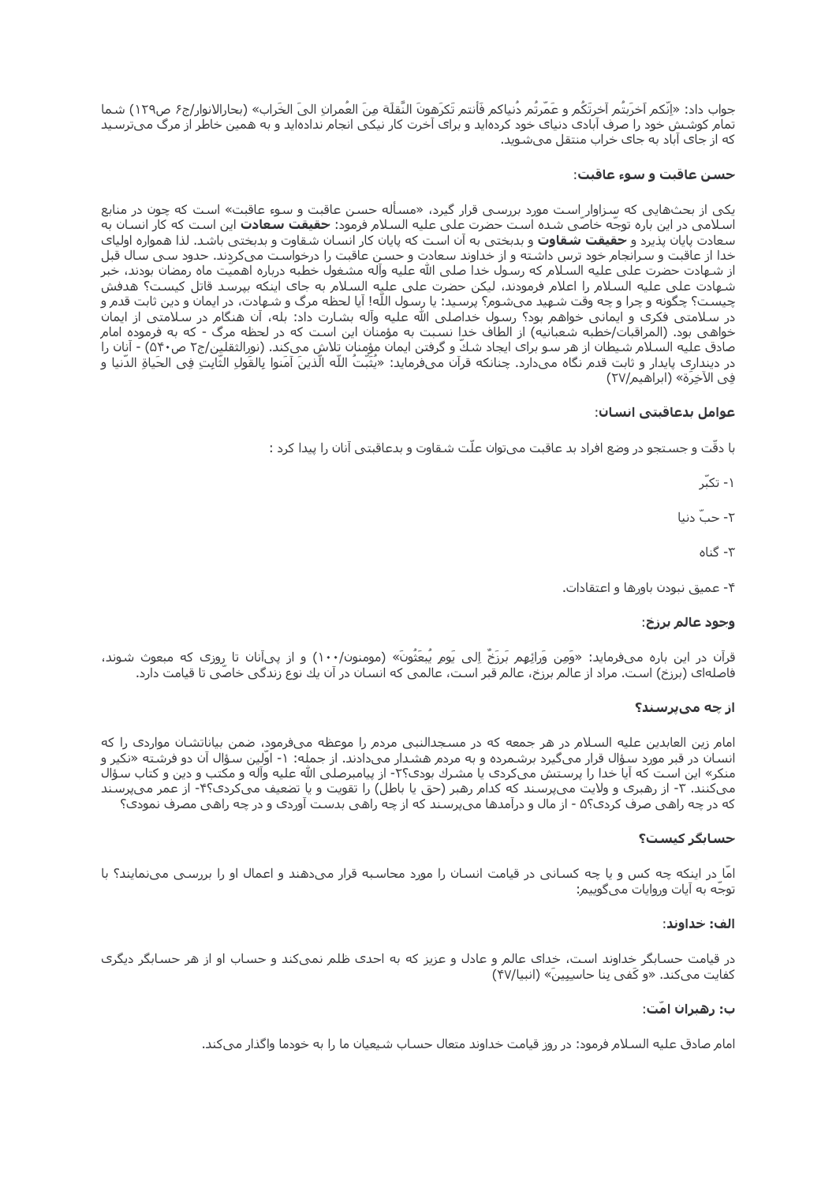جواب داد: «اِنّکم آخرَبتُم آخرتَکُم و عَمّرتُم دُنیاکم فَأنتم تَکرَهونَ النَّقلَةَ مِنَ العُمرانِ الیَ الخَراب» (بحارالانوار/ج۶ ص۱۲۹) شما تمام کوشش خود را صرف آبادی دنیای خود کرده‌اید و برای آخرت کار نیکی انجام نداده‌اید و به همین خاطر از مرگ می‌ترسید که از جای آباد به جای خراب منتقل می‌شوید.

### حسن عاقبت و سوء عاقبت:

یکی از بحث‌هایی که سزاوار است مورد بررسی قرار گیرد، «مسأله حسن عاقبت و سوء عاقبت» است که چون در منابع اسلامی در این باره توجّه خاصّی شده است حضرت علی علیه السلام فرمود: **حقیقت سعادت** این است که کار انسان به سعادت پایان پذیرد و **حقیقت شقاوت** و بدبختی به آن است که پایان کار انسان شقاوت و بدبختی باشد. لذا همواره اولیای خدا از عاقبت و سرانجام خود ترس داشته و از خداوند سعادت و حسن عاقبت را درخواست می‌کردند. حدود سی سال قبل از شهادت حضرت علی علیه السلام که رسول خدا صلی الله علیه وآله مشغول خطبه درباره اهمیّت ماه رمضان بودند، خبر شهادت علی علیه السلام را اعلام فرمودند، لیکن حضرت علی علیه السلام به جای اینکه بپرسد قاتل کیست؟ هدفش چیست؟ چگونه و چرا و چه وقت شهید می‌شوم؟ پرسید: یا رسول اللّه! آیا لحظه مرگ و شهادت، در ایمان و دین ثابت قدم و در سلامتی فکری و ایمانی خواهم بود؟ رسول خداصلی الله علیه وآله بشارت داد: بله، آن هنگام در سلامتی از ایمان خواهی بود. (المراقبات/خطبه شعبانیه) از الطاف خدا نسبت به مؤمنان این است که در لحظه مرگ - که به فرموده امام صادق علیه السلام شیطان از هر سو برای ایجاد شکّ و گرفتن ایمان مؤمنان تلاش می‌کند. (نورالثقلین/ج۲ ص۵۴۰) - آنان را در دینداری پایدار و ثابت قدم نگاه می‌دارد. چنانکه قرآن می‌فرماید: «یُثَبّتُ اللّه الّذینَ آمَنوا بِالقَولِ الثّابِتِ فِی الحَیاةِ الدّنیا و فِی الآخِرَةِ» (ابراهیم/۲۷)

### عوامل بدعاقبتی انسان:

با دقّت و جستجو در وضع افراد بد عاقبت می‌توان علّت شقاوت و بدعاقبتی آنان را پیدا کرد :

۱- تکبّر

۲- حبّ دنیا

۳- گناه

۴- عمیق نبودن باورها و اعتقادات.

### وجود عالم برزخ:

قرآن در این باره می‌فرماید: «وَمِن وَرائِهم بَرزَخٌ اِلی یَومِ یُبعَثُونَ» (مومنون/۱۰۰) و از پی‌آنان تا روزی که مبعوث شوند، فاصله‌ای (برزخ) است. مراد از عالم برزخ، عالم قبر است، عالمی که انسان در آن یك نوع زندگی خاصّی تا قیامت دارد.

### از چه می‌پرسند؟

امام زین العابدین علیه السلام در هر جمعه که در مسجدالنبی مردم را موعظه می‌فرمود، ضمن بیاناتشان مواردی را که انسان در قبر مورد سؤال قرار می‌گیرد برشمرده و به مردم هشدار می‌دادند. از جمله: ۱- اوّلین سؤال آن دو فرشته «نکیر و منکر» این است که آیا خدا را پرستش می‌کردی یا مشرك بودی؟۲- از پیامبرصلی الله علیه وآله و مکتب و دین و کتاب سؤال می‌کنند. ۳- از رهبری و ولایت می‌پرسند که کدام رهبر (حق یا باطل) را تقویت و یا تضعیف می‌کردی؟۴- از عمر می‌پرسند که در چه راهی صرف کردی؟۵ - از مال و درآمدها می‌پرسند که از چه راهی بدست آوردی و در چه راهی مصرف نمودی؟

### حسابگر کیست؟

امّا در اینکه چه کس و یا چه کسانی در قیامت انسان را مورد محاسبه قرار می‌دهند و اعمال او را بررسی می‌نمایند؟ با توجّه به آیات وروایات می‌گوییم:

### الف: خداوند:

در قیامت حسابگر خداوند است، خدای عالم و عادل و عزیز که به احدی ظلم نمی‌کند و حساب او از هر حسابگر دیگری کفایت می‌کند. «و کَفی بِنا حاسِبِینَ» (انبیا/۴۷)

### ب: رهبران امّت:

امام صادق علیه السلام فرمود: در روز قیامت خداوند متعال حساب شیعیان ما را به خودما واگذار می‌کند.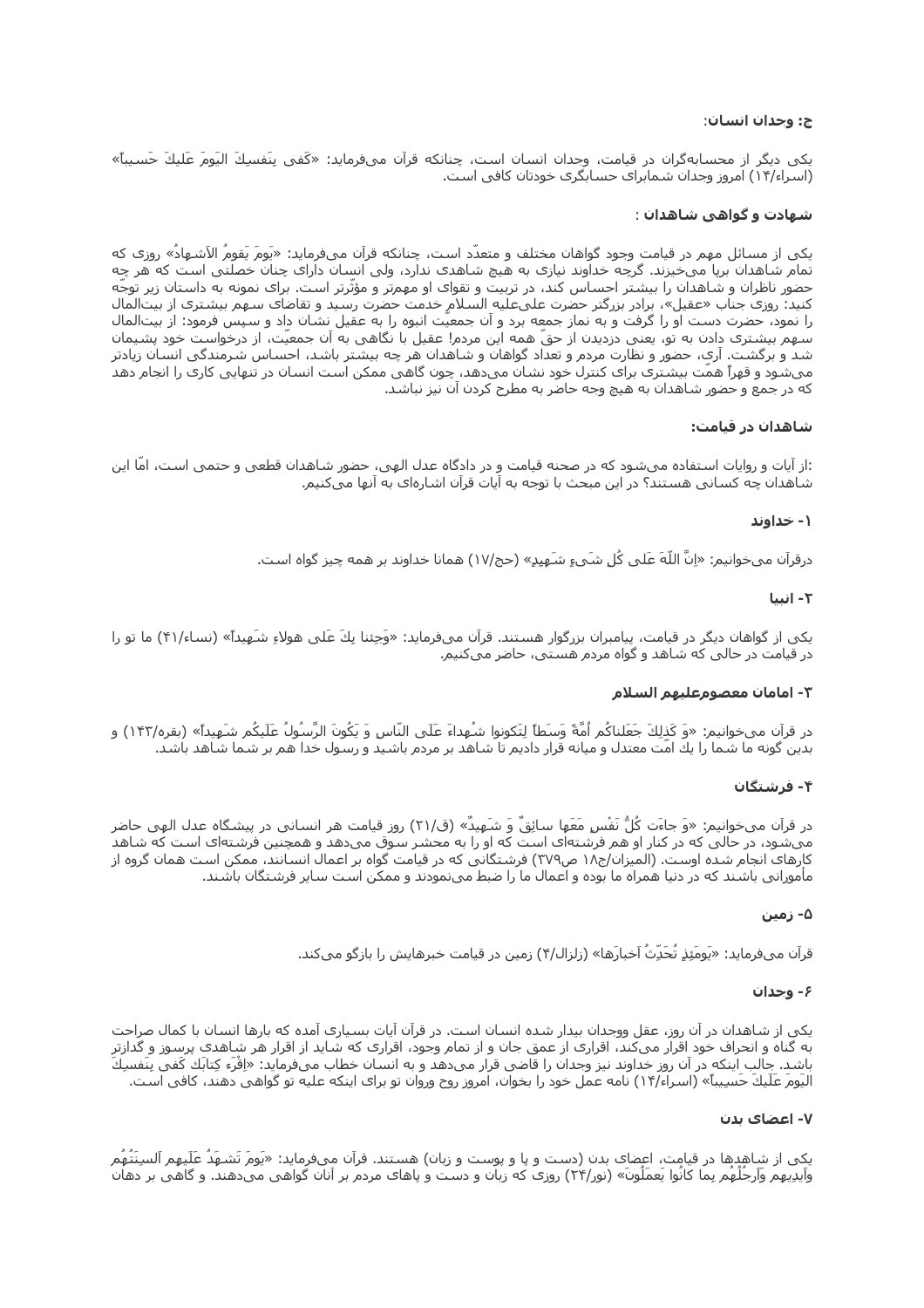### ج: وجدان انسان:

یکی دیگر از محسابه‌گران در قیامت، وجدان انسان است، چنانکه قرآن می‌فرماید: «کَفی بِنَفسِکَ الیَومَ عَلیکَ حَسیباً» (اسراء/۱۴) امروز وجدان شمابرای حسابگری خودتان کافی است.

### شهادت و گواهی شاهدان :

یکی از مسائل مهم در قیامت وجود گواهان مختلف و متعدّد است، چنانکه قرآن می‌فرماید: «یَومَ یَقومُ الأشهادُ» روزی که تمام شاهدان برپا می‌خیزند. گرچه خداوند نیازی به هیچ شاهدی ندارد، ولی انسان دارای چنان خصلتی است که هر چه حضور ناظران و شاهدان را بیشتر احساس کند، در تربیت و تقوای او مهمتر و مؤثرتر است. برای نمونه به داستان زیر توجّه کنید: روزی جناب «عقیل»، برادر بزرگتر حضرت علی‌علیه السلام خدمت حضرت رسید و تقاضای سهم بیشتری از بیت‌المال را نمود، حضرت دست او را گرفت و به نماز جمعه برد و آن جمعیّت انبوه را به عقیل نشان داد و سپس فرمود: از بیت‌المال سهم بیشتری دادن به تو، یعنی دزدیدن از حقّ همه این مردم! عقیل با نگاهی به آن جمعیّت، از درخواست خود پشیمان شد و برگشت. آری، حضور و نظارت مردم و تعداد گواهان و شاهدان هر چه بیشتر باشد، احساس شرمندگی انسان زیادتر می‌شود و قهراً همّت بیشتری برای کنترل خود نشان می‌دهد، چون گاهی ممکن است انسان در تنهایی کاری را انجام دهد که در جمع و حضور شاهدان به هیچ وجه حاضر به مطرح کردن آن نیز نباشد.

### شاهدان در قیامت:

:از آیات و روایات استفاده می‌شود که در صحنه قیامت و در دادگاه عدل الهی، حضور شاهدان قطعی و حتمی است، امّا این شاهدان چه کسانی هستند؟ در این مبحث با توجه به آیات قرآن اشاره‌ای به آنها می‌کنیم.

#### ۱- خداوند

درقرآن می‌خوانیم: «إنَّ اللّهَ عَلی کُلِ شَیءٍ شَهیدٍ» (حج/۱۷) همانا خداوند بر همه چیز گواه است.

#### ۲- انبیا

یکی از گواهان دیگر در قیامت، پیامبران بزرگوار هستند. قرآن می‌فرماید: «وَجِئنا بِکَ عَلی هولاءِ شَهیداً» (نساء/۴۱) ما تو را در قیامت در حالی که شاهد و گواه مردم هستی، حاضر می‌کنیم.

#### ۳- امامان معصوم‌علیهم السلام

در قرآن می‌خوانیم: «وَ کَذلِکَ جَعَلناکُم اُمَّةً وَسَطاً لِتَکونوا شُهداءَ عَلَی النّاس وَ یَکُونَ الرَّسُولُ عَلَیکُم شَهیداً» (بقره/۱۴۳) و بدین گونه ما شما را یك امّت معتدل و میانه قرار دادیم تا شاهد بر مردم باشید و رسول خدا هم بر شما شاهد باشد.

#### ۴- فرشتگان

در قرآن می‌خوانیم: «وَ جاءَت کُلُّ نَفْسٍ مَعَها سائِقٌ وَ شَهیدٌ» (ق/۲۱) روز قیامت هر انسانی در پیشگاه عدل الهی حاضر می‌شود، در حالی که در کنار او هم فرشته‌ای است که او را به محشر سوق می‌دهد و همچنین فرشته‌ای است که شاهد کارهای انجام شده اوست. (المیزان/ج۱۸ ص۳۷۹) فرشتگانی که در قیامت گواه بر اعمال انسانند، ممکن است همان گروه از مأمورانی باشند که در دنیا همراه ما بوده و اعمال ما را ضبط می‌نمودند و ممکن است سایر فرشتگان باشند.

#### ۵- زمین

قرآن می‌فرماید: «یَومَئِذٍ تُحَدِّثُ اَخبارَها» (زلزال/۴) زمین در قیامت خبرهایش را بازگو می‌کند.

#### ۶- وجدان

یکی از شاهدان در آن روز، عقل ووجدان بیدار شده انسان است. در قرآن آیات بسیاری آمده که بارها انسان با کمال صراحت به گناه و انحراف خود اقرار می‌کند، اقراری از عمق جان و از تمام وجود، اقراری که شاید از اقرار هر شاهدی پرسوز و گدازتر باشد. جالب اینکه در آن روز خداوند نیز وجدان را قاضی قرار می‌دهد و به انسان خطاب می‌فرماید: «اِقْرَء کِتابَكَ کَفی بِنَفسِكَ الیَومَ عَلَیكَ حَسیباً» (اسراء/۱۴) نامه عمل خود را بخوان، امروز روح وروان تو برای اینکه علیه تو گواهی دهند، کافی است.

#### ۷- اعضای بدن

یکی از شاهدها در قیامت، اعضای بدن (دست و پا و پوست و زبان) هستند. قرآن می‌فرماید: «یَومَ تَشهَدُ عَلَیهِم اَلسِنَتُهُم وَاَیدیهِم وَاَرجُلُهُم بِما کانُوا یَعمَلُونَ» (نور/۲۴) روزی که زبان و دست و پاهای مردم بر آنان گواهی می‌دهند. و گاهی بر دهان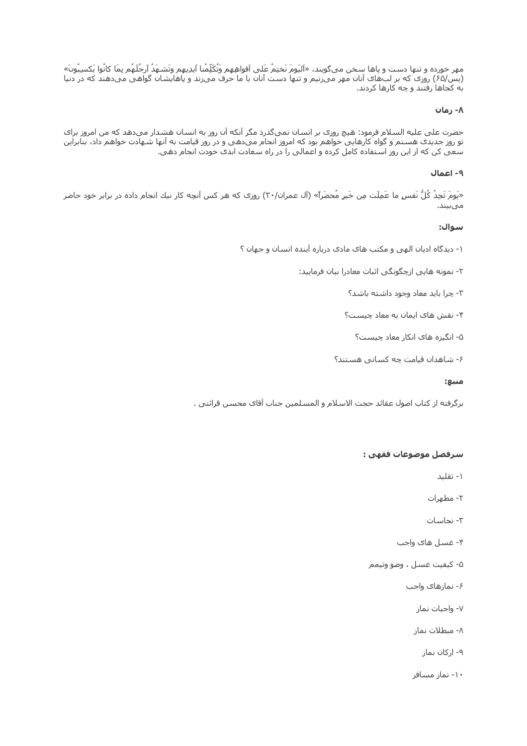مهر خورده و تنها دست و پاها سخن می‌گویند، «اَلیَومَ نَختِمُ عَلی اَفواهِهِم وَتُکَلِّمُنا اَیدیهِم وتَشهَدُ اَرجُلَهُم بِمَا کانُوا یَکسِبُونَ» (یس/۶۵) روزی که بر لب‌های آنان مهر می‌زنیم و تنها دست آنان با ما حرف می‌زند و پاهایشان گواهی می‌دهند که در دنیا به کجاها رفتند و چه کارها کردند.

**۸- زمان**

حضرت علی علیه السلام فرمود: هیچ روزی بر انسان نمی‌گذرد مگر آنکه آن روز به انسان هشدار می‌دهد که من امروز برای تو روز جدیدی هستم و گواه کارهایی خواهم بود که امروز انجام می‌دهی و در روز قیامت به آنها شهادت خواهم داد، بنابراین سعی کن که از این روز استفاده کامل کرده و اعمالی را در راه سعادت ابدی خودت انجام دهی.

**۹- اعمال**

«یَومَ تَجِدُ کُلُّ نَفسٍ ما عَمِلَت مِن خَیرٍ مُحضَراً» (آل عمران/۳۰) روزی که هر کس آنچه کار نیك انجام داده در برابر خود حاضر می‌بیند.

**سوال:**

۱- دیدگاه ادیان الهی و مکتب های مادی درباره آینده انسان و جهان ؟

۲- نمونه هایی ازچگونگی اثبات معادرا بیان فرمایید:

۳- چرا باید معاد وجود داشته باشد؟

۴- نقش های ایمان به معاد چیست؟

۵- انگیزه های انکار معاد چیست؟

۶- شاهدان قیامت چه کسانی هستند؟

**منبع:**

برگرفته از کتاب اصول عقائد حجت الاسلام و المسلمین جناب آقای محسن قرائتی .

**سرفصل موضوعات فقهی :**

۱- تقلید

۲- مطهرات

۳- نجاسات

۴- غسل های واجب

۵- کیفیت غسل ، وضو وتیمم

۶- نمازهای واجب

۷- واجبات نماز

۸- مبطلات نماز

۹- ارکان نماز

۱۰- نماز مسافر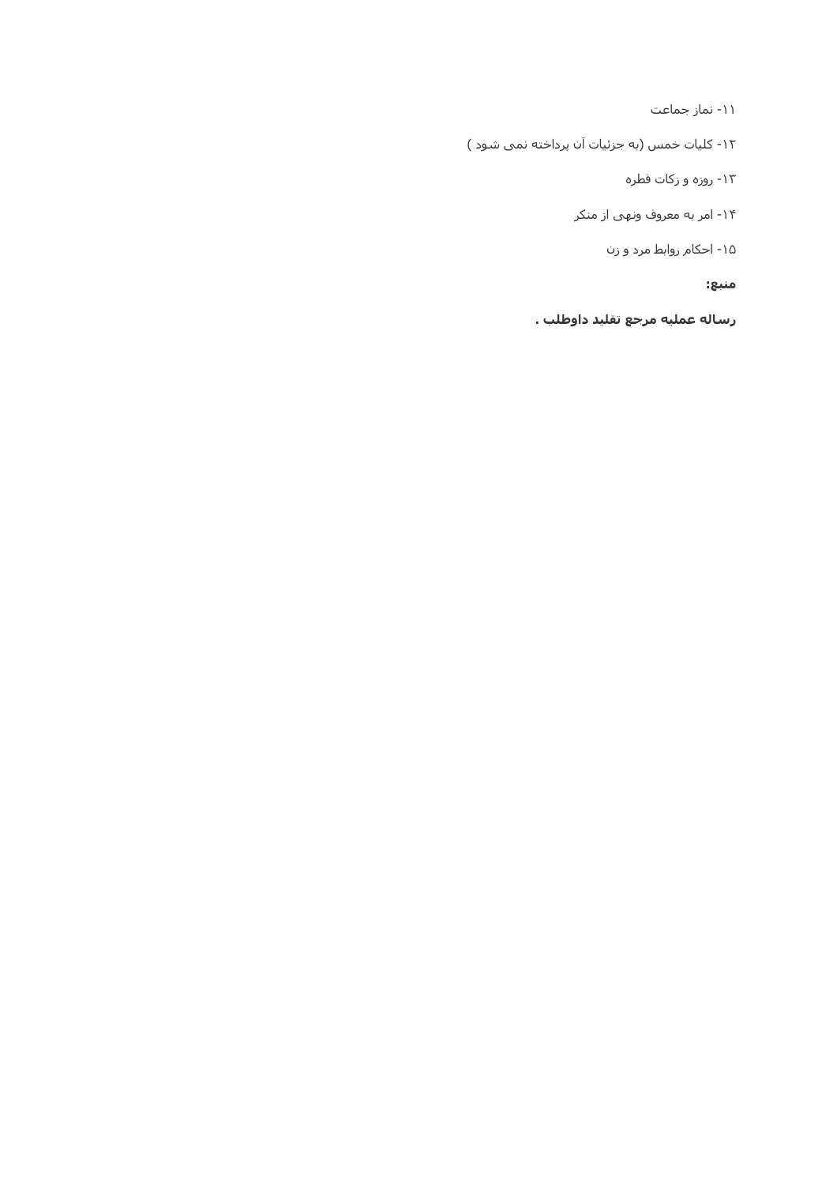۱۱- نماز جماعت

۱۲- کلیات خمس (به جزئیات آن پرداخته نمی شود )

۱۳- روزه و زکات فطره

۱۴- امر به معروف ونهی از منکر

۱۵- احکام روابط مرد و زن

**منبع:**

**رساله عملیه مرجع تقلید داوطلب .**